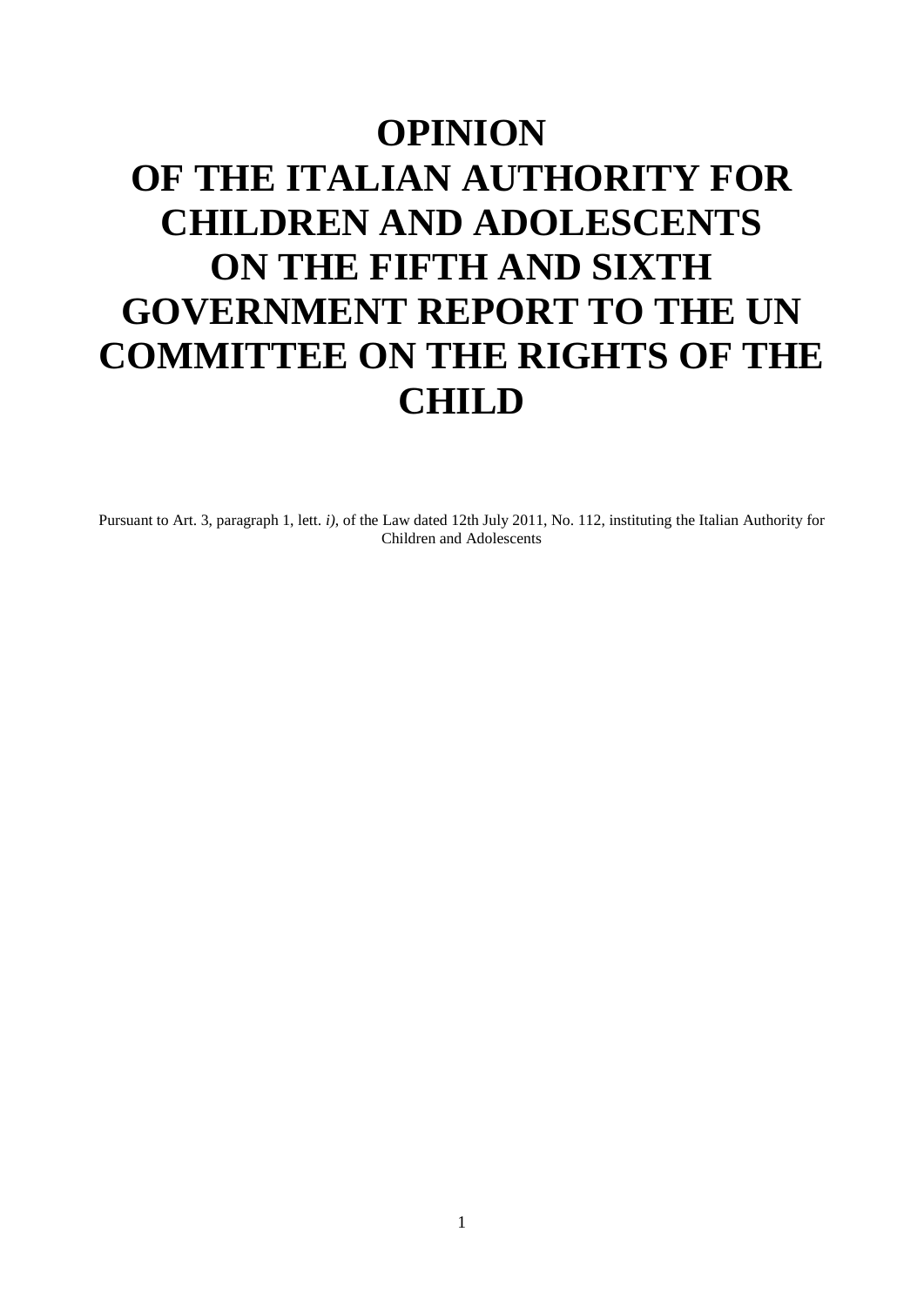# OPINION OF THE ITALIAN AUTHORITY FOR CHILDREN AND ADOLESCENTS ON THE FIFTH AND SIXTH GOVERNMENT REPORT TO THE UN COMMITTEE ON THE RIGHTS OF THE CHILD

Pursuant to Art. 3, paragraph 1, lett. *i)*, of the Law dated 12th July 2011, No. 112, instituting the Italian Authority for Children and Adolescents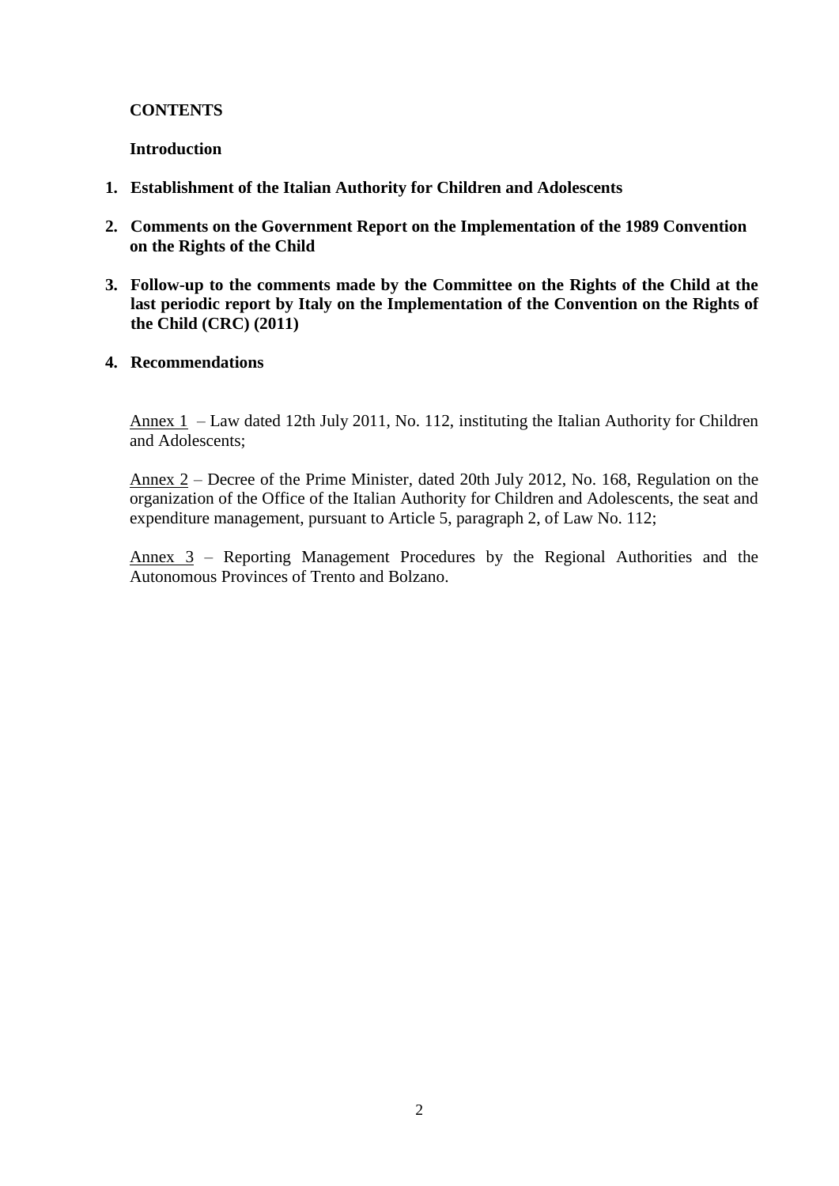**CONTENTS**

**Introduction**

1. **Establishment of the Italian Authority for Children and Adolescents**
2. **Comments on the Government Report on the Implementation of the 1989 Convention on the Rights of the Child**
3. **Follow-up to the comments made by the Committee on the Rights of the Child at the last periodic report by Italy on the Implementation of the Convention on the Rights of the Child (CRC) (2011)**
4. **Recommendations**

<u>Annex 1</u> – Law dated 12th July 2011, No. 112, instituting the Italian Authority for Children and Adolescents;

<u>Annex 2</u> – Decree of the Prime Minister, dated 20th July 2012, No. 168, Regulation on the organization of the Office of the Italian Authority for Children and Adolescents, the seat and expenditure management, pursuant to Article 5, paragraph 2, of Law No. 112;

<u>Annex 3</u> – Reporting Management Procedures by the Regional Authorities and the Autonomous Provinces of Trento and Bolzano.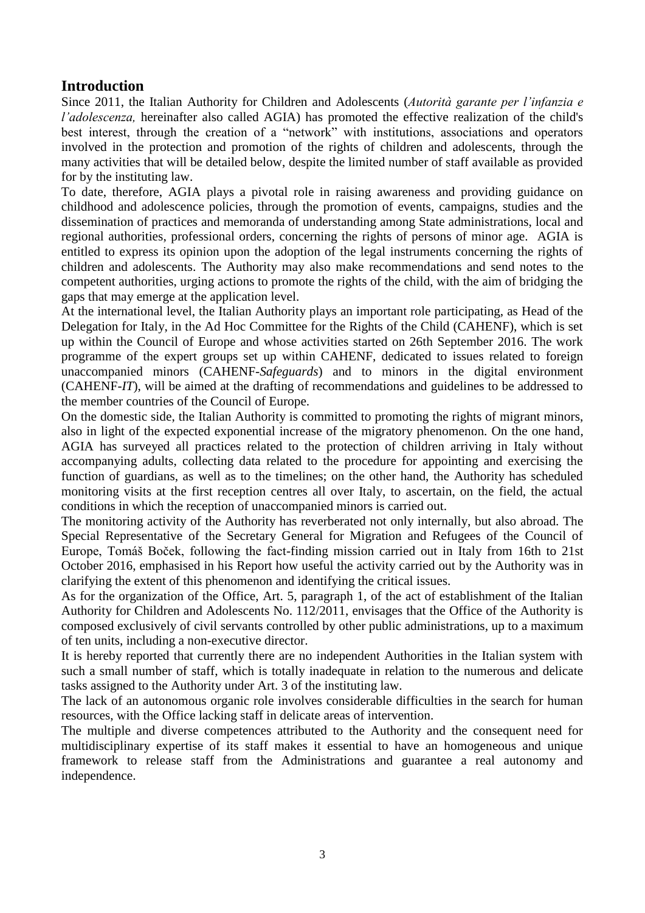## Introduction

Since 2011, the Italian Authority for Children and Adolescents (*Autorità garante per l'infanzia e l'adolescenza,* hereinafter also called AGIA) has promoted the effective realization of the child's best interest, through the creation of a "network" with institutions, associations and operators involved in the protection and promotion of the rights of children and adolescents, through the many activities that will be detailed below, despite the limited number of staff available as provided for by the instituting law.

To date, therefore, AGIA plays a pivotal role in raising awareness and providing guidance on childhood and adolescence policies, through the promotion of events, campaigns, studies and the dissemination of practices and memoranda of understanding among State administrations, local and regional authorities, professional orders, concerning the rights of persons of minor age. AGIA is entitled to express its opinion upon the adoption of the legal instruments concerning the rights of children and adolescents. The Authority may also make recommendations and send notes to the competent authorities, urging actions to promote the rights of the child, with the aim of bridging the gaps that may emerge at the application level.

At the international level, the Italian Authority plays an important role participating, as Head of the Delegation for Italy, in the Ad Hoc Committee for the Rights of the Child (CAHENF), which is set up within the Council of Europe and whose activities started on 26th September 2016. The work programme of the expert groups set up within CAHENF, dedicated to issues related to foreign unaccompanied minors (CAHENF-*Safeguards*) and to minors in the digital environment (CAHENF-*IT*), will be aimed at the drafting of recommendations and guidelines to be addressed to the member countries of the Council of Europe.

On the domestic side, the Italian Authority is committed to promoting the rights of migrant minors, also in light of the expected exponential increase of the migratory phenomenon. On the one hand, AGIA has surveyed all practices related to the protection of children arriving in Italy without accompanying adults, collecting data related to the procedure for appointing and exercising the function of guardians, as well as to the timelines; on the other hand, the Authority has scheduled monitoring visits at the first reception centres all over Italy, to ascertain, on the field, the actual conditions in which the reception of unaccompanied minors is carried out.

The monitoring activity of the Authority has reverberated not only internally, but also abroad. The Special Representative of the Secretary General for Migration and Refugees of the Council of Europe, Tomáš Boček, following the fact-finding mission carried out in Italy from 16th to 21st October 2016, emphasised in his Report how useful the activity carried out by the Authority was in clarifying the extent of this phenomenon and identifying the critical issues.

As for the organization of the Office, Art. 5, paragraph 1, of the act of establishment of the Italian Authority for Children and Adolescents No. 112/2011, envisages that the Office of the Authority is composed exclusively of civil servants controlled by other public administrations, up to a maximum of ten units, including a non-executive director.

It is hereby reported that currently there are no independent Authorities in the Italian system with such a small number of staff, which is totally inadequate in relation to the numerous and delicate tasks assigned to the Authority under Art. 3 of the instituting law.

The lack of an autonomous organic role involves considerable difficulties in the search for human resources, with the Office lacking staff in delicate areas of intervention.

The multiple and diverse competences attributed to the Authority and the consequent need for multidisciplinary expertise of its staff makes it essential to have an homogeneous and unique framework to release staff from the Administrations and guarantee a real autonomy and independence.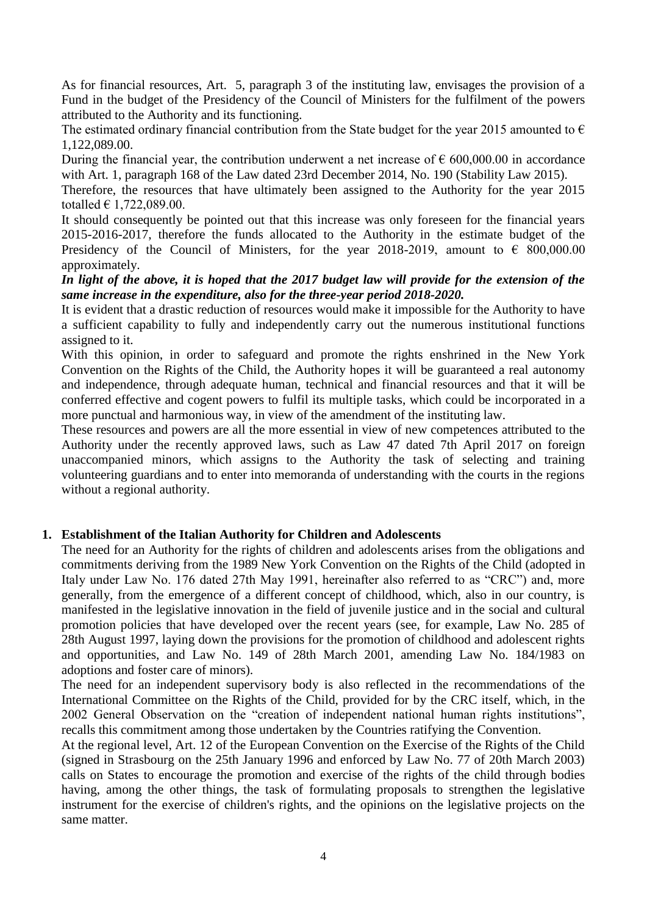As for financial resources, Art. 5, paragraph 3 of the instituting law, envisages the provision of a Fund in the budget of the Presidency of the Council of Ministers for the fulfilment of the powers attributed to the Authority and its functioning.

The estimated ordinary financial contribution from the State budget for the year 2015 amounted to € 1,122,089.00.

During the financial year, the contribution underwent a net increase of € 600,000.00 in accordance with Art. 1, paragraph 168 of the Law dated 23rd December 2014, No. 190 (Stability Law 2015).

Therefore, the resources that have ultimately been assigned to the Authority for the year 2015 totalled € 1,722,089.00.

It should consequently be pointed out that this increase was only foreseen for the financial years 2015-2016-2017, therefore the funds allocated to the Authority in the estimate budget of the Presidency of the Council of Ministers, for the year 2018-2019, amount to € 800,000.00 approximately.

***In light of the above, it is hoped that the 2017 budget law will provide for the extension of the same increase in the expenditure, also for the three-year period 2018-2020.***

It is evident that a drastic reduction of resources would make it impossible for the Authority to have a sufficient capability to fully and independently carry out the numerous institutional functions assigned to it.

With this opinion, in order to safeguard and promote the rights enshrined in the New York Convention on the Rights of the Child, the Authority hopes it will be guaranteed a real autonomy and independence, through adequate human, technical and financial resources and that it will be conferred effective and cogent powers to fulfil its multiple tasks, which could be incorporated in a more punctual and harmonious way, in view of the amendment of the instituting law.

These resources and powers are all the more essential in view of new competences attributed to the Authority under the recently approved laws, such as Law 47 dated 7th April 2017 on foreign unaccompanied minors, which assigns to the Authority the task of selecting and training volunteering guardians and to enter into memoranda of understanding with the courts in the regions without a regional authority.

## 1. Establishment of the Italian Authority for Children and Adolescents

The need for an Authority for the rights of children and adolescents arises from the obligations and commitments deriving from the 1989 New York Convention on the Rights of the Child (adopted in Italy under Law No. 176 dated 27th May 1991, hereinafter also referred to as "CRC") and, more generally, from the emergence of a different concept of childhood, which, also in our country, is manifested in the legislative innovation in the field of juvenile justice and in the social and cultural promotion policies that have developed over the recent years (see, for example, Law No. 285 of 28th August 1997, laying down the provisions for the promotion of childhood and adolescent rights and opportunities, and Law No. 149 of 28th March 2001, amending Law No. 184/1983 on adoptions and foster care of minors).

The need for an independent supervisory body is also reflected in the recommendations of the International Committee on the Rights of the Child, provided for by the CRC itself, which, in the 2002 General Observation on the "creation of independent national human rights institutions", recalls this commitment among those undertaken by the Countries ratifying the Convention.

At the regional level, Art. 12 of the European Convention on the Exercise of the Rights of the Child (signed in Strasbourg on the 25th January 1996 and enforced by Law No. 77 of 20th March 2003) calls on States to encourage the promotion and exercise of the rights of the child through bodies having, among the other things, the task of formulating proposals to strengthen the legislative instrument for the exercise of children's rights, and the opinions on the legislative projects on the same matter.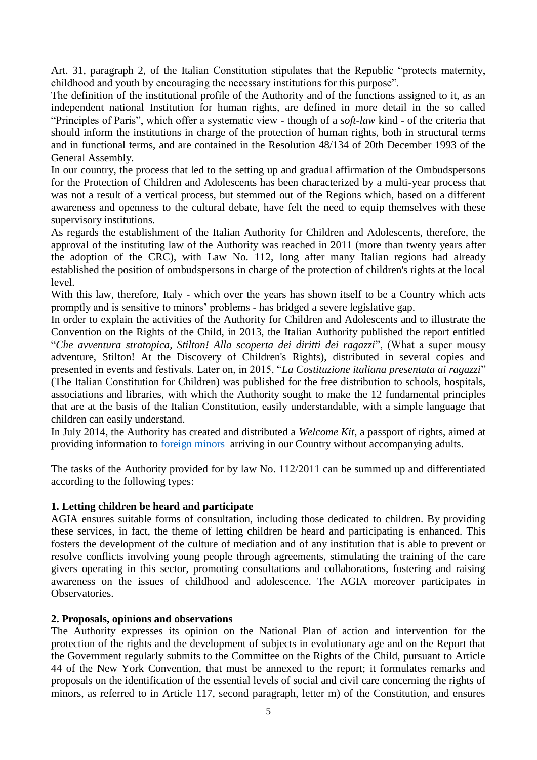Art. 31, paragraph 2, of the Italian Constitution stipulates that the Republic "protects maternity, childhood and youth by encouraging the necessary institutions for this purpose".

The definition of the institutional profile of the Authority and of the functions assigned to it, as an independent national Institution for human rights, are defined in more detail in the so called "Principles of Paris", which offer a systematic view - though of a *soft-law* kind - of the criteria that should inform the institutions in charge of the protection of human rights, both in structural terms and in functional terms, and are contained in the Resolution 48/134 of 20th December 1993 of the General Assembly.

In our country, the process that led to the setting up and gradual affirmation of the Ombudspersons for the Protection of Children and Adolescents has been characterized by a multi-year process that was not a result of a vertical process, but stemmed out of the Regions which, based on a different awareness and openness to the cultural debate, have felt the need to equip themselves with these supervisory institutions.

As regards the establishment of the Italian Authority for Children and Adolescents, therefore, the approval of the instituting law of the Authority was reached in 2011 (more than twenty years after the adoption of the CRC), with Law No. 112, long after many Italian regions had already established the position of ombudspersons in charge of the protection of children's rights at the local level.

With this law, therefore, Italy - which over the years has shown itself to be a Country which acts promptly and is sensitive to minors' problems - has bridged a severe legislative gap.

In order to explain the activities of the Authority for Children and Adolescents and to illustrate the Convention on the Rights of the Child, in 2013, the Italian Authority published the report entitled "*Che avventura stratopica, Stilton! Alla scoperta dei diritti dei ragazzi*", (What a super mousy adventure, Stilton! At the Discovery of Children's Rights), distributed in several copies and presented in events and festivals. Later on, in 2015, "*La Costituzione italiana presentata ai ragazzi*" (The Italian Constitution for Children) was published for the free distribution to schools, hospitals, associations and libraries, with which the Authority sought to make the 12 fundamental principles that are at the basis of the Italian Constitution, easily understandable, with a simple language that children can easily understand.

In July 2014, the Authority has created and distributed a *Welcome Kit*, a passport of rights, aimed at providing information to foreign minors arriving in our Country without accompanying adults.

The tasks of the Authority provided for by law No. 112/2011 can be summed up and differentiated according to the following types:

**1. Letting children be heard and participate**

AGIA ensures suitable forms of consultation, including those dedicated to children. By providing these services, in fact, the theme of letting children be heard and participating is enhanced. This fosters the development of the culture of mediation and of any institution that is able to prevent or resolve conflicts involving young people through agreements, stimulating the training of the care givers operating in this sector, promoting consultations and collaborations, fostering and raising awareness on the issues of childhood and adolescence. The AGIA moreover participates in Observatories.

**2. Proposals, opinions and observations**

The Authority expresses its opinion on the National Plan of action and intervention for the protection of the rights and the development of subjects in evolutionary age and on the Report that the Government regularly submits to the Committee on the Rights of the Child, pursuant to Article 44 of the New York Convention, that must be annexed to the report; it formulates remarks and proposals on the identification of the essential levels of social and civil care concerning the rights of minors, as referred to in Article 117, second paragraph, letter m) of the Constitution, and ensures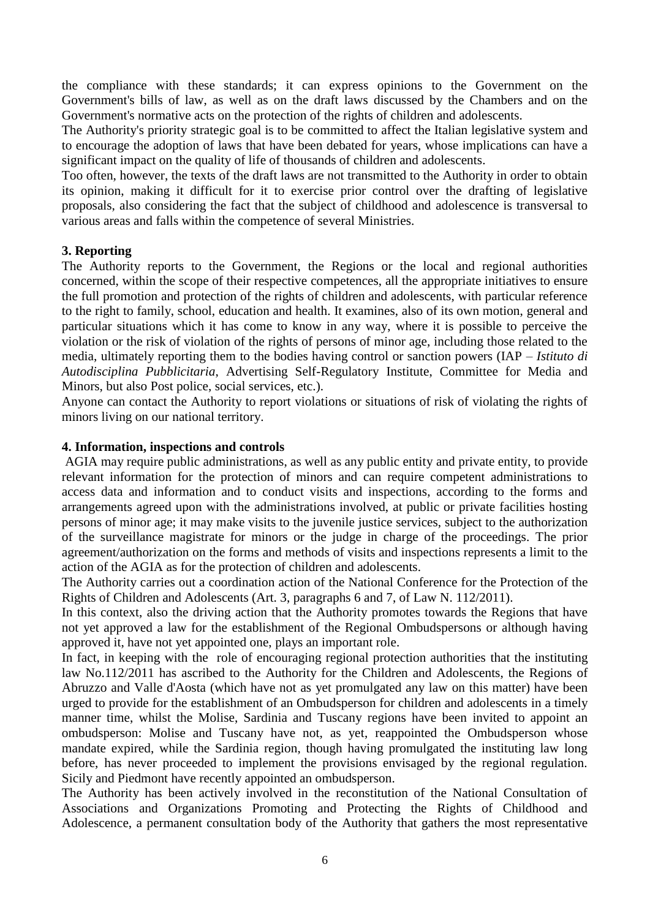the compliance with these standards; it can express opinions to the Government on the Government's bills of law, as well as on the draft laws discussed by the Chambers and on the Government's normative acts on the protection of the rights of children and adolescents.

The Authority's priority strategic goal is to be committed to affect the Italian legislative system and to encourage the adoption of laws that have been debated for years, whose implications can have a significant impact on the quality of life of thousands of children and adolescents.

Too often, however, the texts of the draft laws are not transmitted to the Authority in order to obtain its opinion, making it difficult for it to exercise prior control over the drafting of legislative proposals, also considering the fact that the subject of childhood and adolescence is transversal to various areas and falls within the competence of several Ministries.

**3. Reporting**

The Authority reports to the Government, the Regions or the local and regional authorities concerned, within the scope of their respective competences, all the appropriate initiatives to ensure the full promotion and protection of the rights of children and adolescents, with particular reference to the right to family, school, education and health. It examines, also of its own motion, general and particular situations which it has come to know in any way, where it is possible to perceive the violation or the risk of violation of the rights of persons of minor age, including those related to the media, ultimately reporting them to the bodies having control or sanction powers (IAP – *Istituto di Autodisciplina Pubblicitaria*, Advertising Self-Regulatory Institute, Committee for Media and Minors, but also Post police, social services, etc.).

Anyone can contact the Authority to report violations or situations of risk of violating the rights of minors living on our national territory.

**4. Information, inspections and controls**

AGIA may require public administrations, as well as any public entity and private entity, to provide relevant information for the protection of minors and can require competent administrations to access data and information and to conduct visits and inspections, according to the forms and arrangements agreed upon with the administrations involved, at public or private facilities hosting persons of minor age; it may make visits to the juvenile justice services, subject to the authorization of the surveillance magistrate for minors or the judge in charge of the proceedings. The prior agreement/authorization on the forms and methods of visits and inspections represents a limit to the action of the AGIA as for the protection of children and adolescents.

The Authority carries out a coordination action of the National Conference for the Protection of the Rights of Children and Adolescents (Art. 3, paragraphs 6 and 7, of Law N. 112/2011).

In this context, also the driving action that the Authority promotes towards the Regions that have not yet approved a law for the establishment of the Regional Ombudspersons or although having approved it, have not yet appointed one, plays an important role.

In fact, in keeping with the role of encouraging regional protection authorities that the instituting law No.112/2011 has ascribed to the Authority for the Children and Adolescents, the Regions of Abruzzo and Valle d'Aosta (which have not as yet promulgated any law on this matter) have been urged to provide for the establishment of an Ombudsperson for children and adolescents in a timely manner time, whilst the Molise, Sardinia and Tuscany regions have been invited to appoint an ombudsperson: Molise and Tuscany have not, as yet, reappointed the Ombudsperson whose mandate expired, while the Sardinia region, though having promulgated the instituting law long before, has never proceeded to implement the provisions envisaged by the regional regulation. Sicily and Piedmont have recently appointed an ombudsperson.

The Authority has been actively involved in the reconstitution of the National Consultation of Associations and Organizations Promoting and Protecting the Rights of Childhood and Adolescence, a permanent consultation body of the Authority that gathers the most representative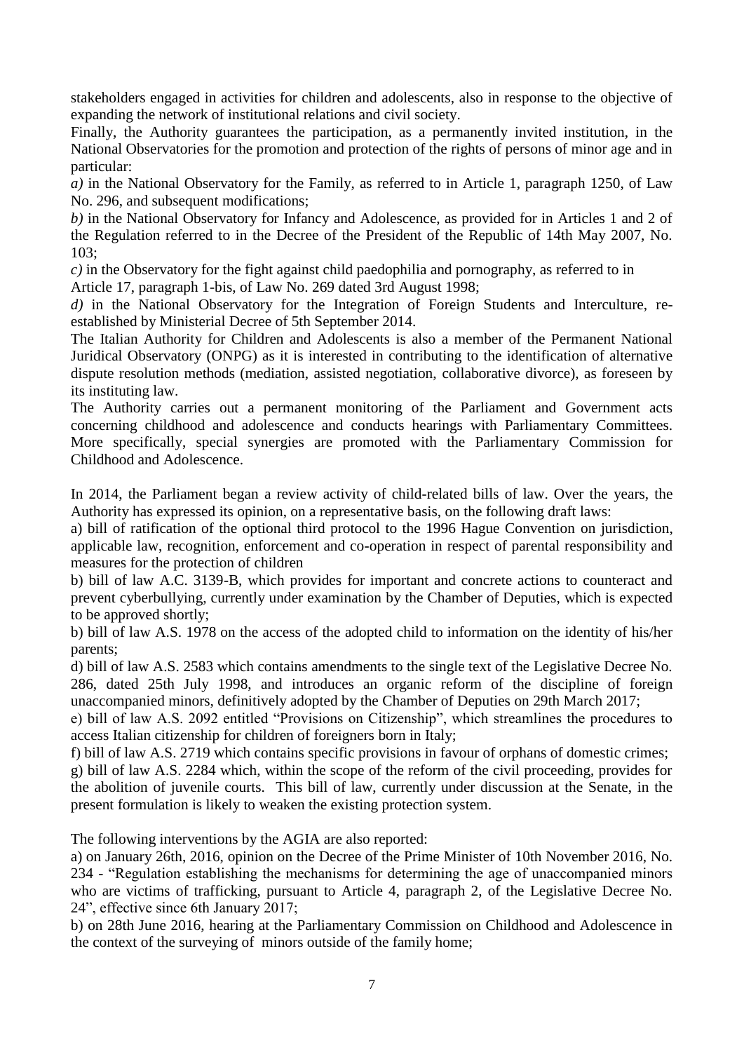stakeholders engaged in activities for children and adolescents, also in response to the objective of expanding the network of institutional relations and civil society.

Finally, the Authority guarantees the participation, as a permanently invited institution, in the National Observatories for the promotion and protection of the rights of persons of minor age and in particular:

*a)* in the National Observatory for the Family, as referred to in Article 1, paragraph 1250, of Law No. 296, and subsequent modifications;

*b)* in the National Observatory for Infancy and Adolescence, as provided for in Articles 1 and 2 of the Regulation referred to in the Decree of the President of the Republic of 14th May 2007, No. 103;

*c)* in the Observatory for the fight against child paedophilia and pornography, as referred to in Article 17, paragraph 1-bis, of Law No. 269 dated 3rd August 1998;

*d)* in the National Observatory for the Integration of Foreign Students and Interculture, re-established by Ministerial Decree of 5th September 2014.

The Italian Authority for Children and Adolescents is also a member of the Permanent National Juridical Observatory (ONPG) as it is interested in contributing to the identification of alternative dispute resolution methods (mediation, assisted negotiation, collaborative divorce), as foreseen by its instituting law.

The Authority carries out a permanent monitoring of the Parliament and Government acts concerning childhood and adolescence and conducts hearings with Parliamentary Committees. More specifically, special synergies are promoted with the Parliamentary Commission for Childhood and Adolescence.

In 2014, the Parliament began a review activity of child-related bills of law. Over the years, the Authority has expressed its opinion, on a representative basis, on the following draft laws:

a) bill of ratification of the optional third protocol to the 1996 Hague Convention on jurisdiction, applicable law, recognition, enforcement and co-operation in respect of parental responsibility and measures for the protection of children

b) bill of law A.C. 3139-B, which provides for important and concrete actions to counteract and prevent cyberbullying, currently under examination by the Chamber of Deputies, which is expected to be approved shortly;

b) bill of law A.S. 1978 on the access of the adopted child to information on the identity of his/her parents;

d) bill of law A.S. 2583 which contains amendments to the single text of the Legislative Decree No. 286, dated 25th July 1998, and introduces an organic reform of the discipline of foreign unaccompanied minors, definitively adopted by the Chamber of Deputies on 29th March 2017;

e) bill of law A.S. 2092 entitled "Provisions on Citizenship", which streamlines the procedures to access Italian citizenship for children of foreigners born in Italy;

f) bill of law A.S. 2719 which contains specific provisions in favour of orphans of domestic crimes;

g) bill of law A.S. 2284 which, within the scope of the reform of the civil proceeding, provides for the abolition of juvenile courts. This bill of law, currently under discussion at the Senate, in the present formulation is likely to weaken the existing protection system.

The following interventions by the AGIA are also reported:

a) on January 26th, 2016, opinion on the Decree of the Prime Minister of 10th November 2016, No. 234 - "Regulation establishing the mechanisms for determining the age of unaccompanied minors who are victims of trafficking, pursuant to Article 4, paragraph 2, of the Legislative Decree No. 24", effective since 6th January 2017;

b) on 28th June 2016, hearing at the Parliamentary Commission on Childhood and Adolescence in the context of the surveying of minors outside of the family home;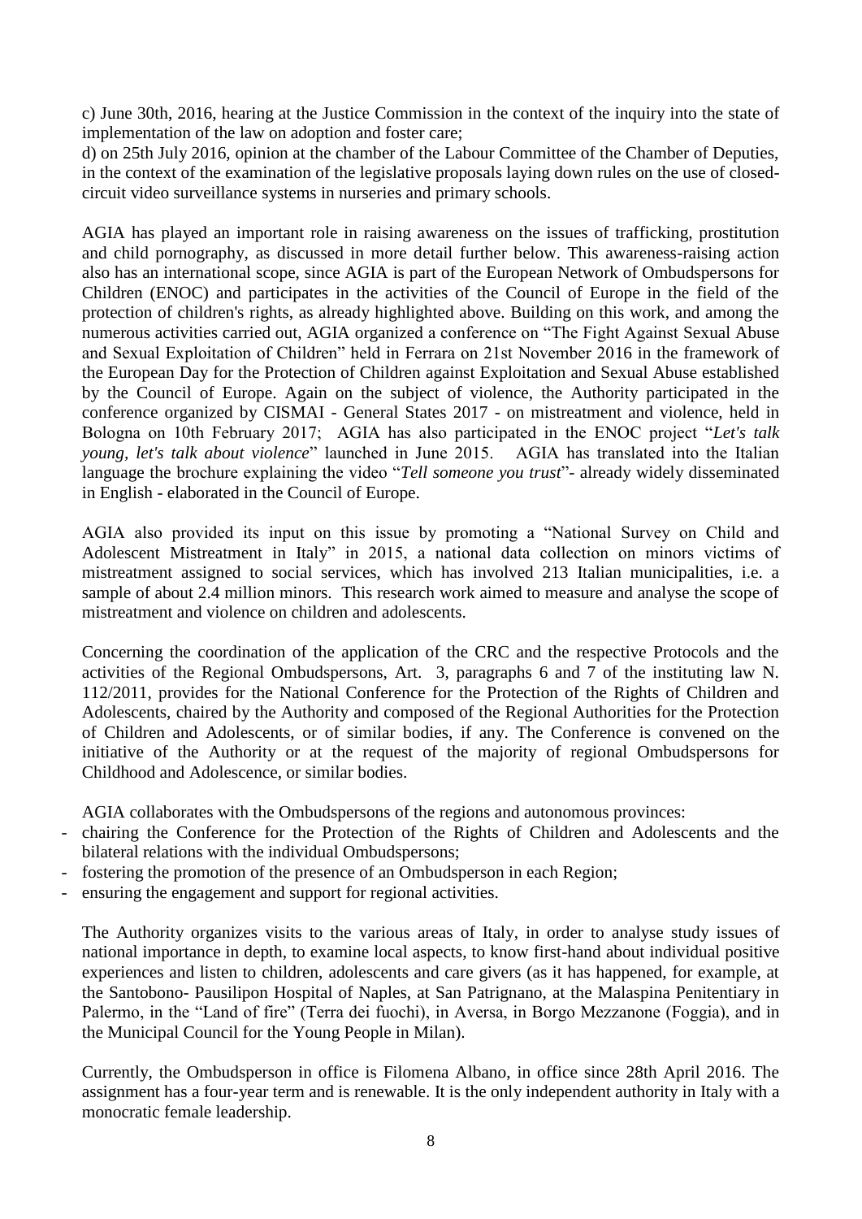c) June 30th, 2016, hearing at the Justice Commission in the context of the inquiry into the state of implementation of the law on adoption and foster care;

d) on 25th July 2016, opinion at the chamber of the Labour Committee of the Chamber of Deputies, in the context of the examination of the legislative proposals laying down rules on the use of closed-circuit video surveillance systems in nurseries and primary schools.

AGIA has played an important role in raising awareness on the issues of trafficking, prostitution and child pornography, as discussed in more detail further below. This awareness-raising action also has an international scope, since AGIA is part of the European Network of Ombudspersons for Children (ENOC) and participates in the activities of the Council of Europe in the field of the protection of children's rights, as already highlighted above. Building on this work, and among the numerous activities carried out, AGIA organized a conference on "The Fight Against Sexual Abuse and Sexual Exploitation of Children" held in Ferrara on 21st November 2016 in the framework of the European Day for the Protection of Children against Exploitation and Sexual Abuse established by the Council of Europe. Again on the subject of violence, the Authority participated in the conference organized by CISMAI - General States 2017 - on mistreatment and violence, held in Bologna on 10th February 2017; AGIA has also participated in the ENOC project "*Let's talk young, let's talk about violence*" launched in June 2015. AGIA has translated into the Italian language the brochure explaining the video "*Tell someone you trust*"- already widely disseminated in English - elaborated in the Council of Europe.

AGIA also provided its input on this issue by promoting a "National Survey on Child and Adolescent Mistreatment in Italy" in 2015, a national data collection on minors victims of mistreatment assigned to social services, which has involved 213 Italian municipalities, i.e. a sample of about 2.4 million minors. This research work aimed to measure and analyse the scope of mistreatment and violence on children and adolescents.

Concerning the coordination of the application of the CRC and the respective Protocols and the activities of the Regional Ombudspersons, Art. 3, paragraphs 6 and 7 of the instituting law N. 112/2011, provides for the National Conference for the Protection of the Rights of Children and Adolescents, chaired by the Authority and composed of the Regional Authorities for the Protection of Children and Adolescents, or of similar bodies, if any. The Conference is convened on the initiative of the Authority or at the request of the majority of regional Ombudspersons for Childhood and Adolescence, or similar bodies.

AGIA collaborates with the Ombudspersons of the regions and autonomous provinces:

- chairing the Conference for the Protection of the Rights of Children and Adolescents and the bilateral relations with the individual Ombudspersons;
- fostering the promotion of the presence of an Ombudsperson in each Region;
- ensuring the engagement and support for regional activities.

The Authority organizes visits to the various areas of Italy, in order to analyse study issues of national importance in depth, to examine local aspects, to know first-hand about individual positive experiences and listen to children, adolescents and care givers (as it has happened, for example, at the Santobono- Pausilipon Hospital of Naples, at San Patrignano, at the Malaspina Penitentiary in Palermo, in the "Land of fire" (Terra dei fuochi), in Aversa, in Borgo Mezzanone (Foggia), and in the Municipal Council for the Young People in Milan).

Currently, the Ombudsperson in office is Filomena Albano, in office since 28th April 2016. The assignment has a four-year term and is renewable. It is the only independent authority in Italy with a monocratic female leadership.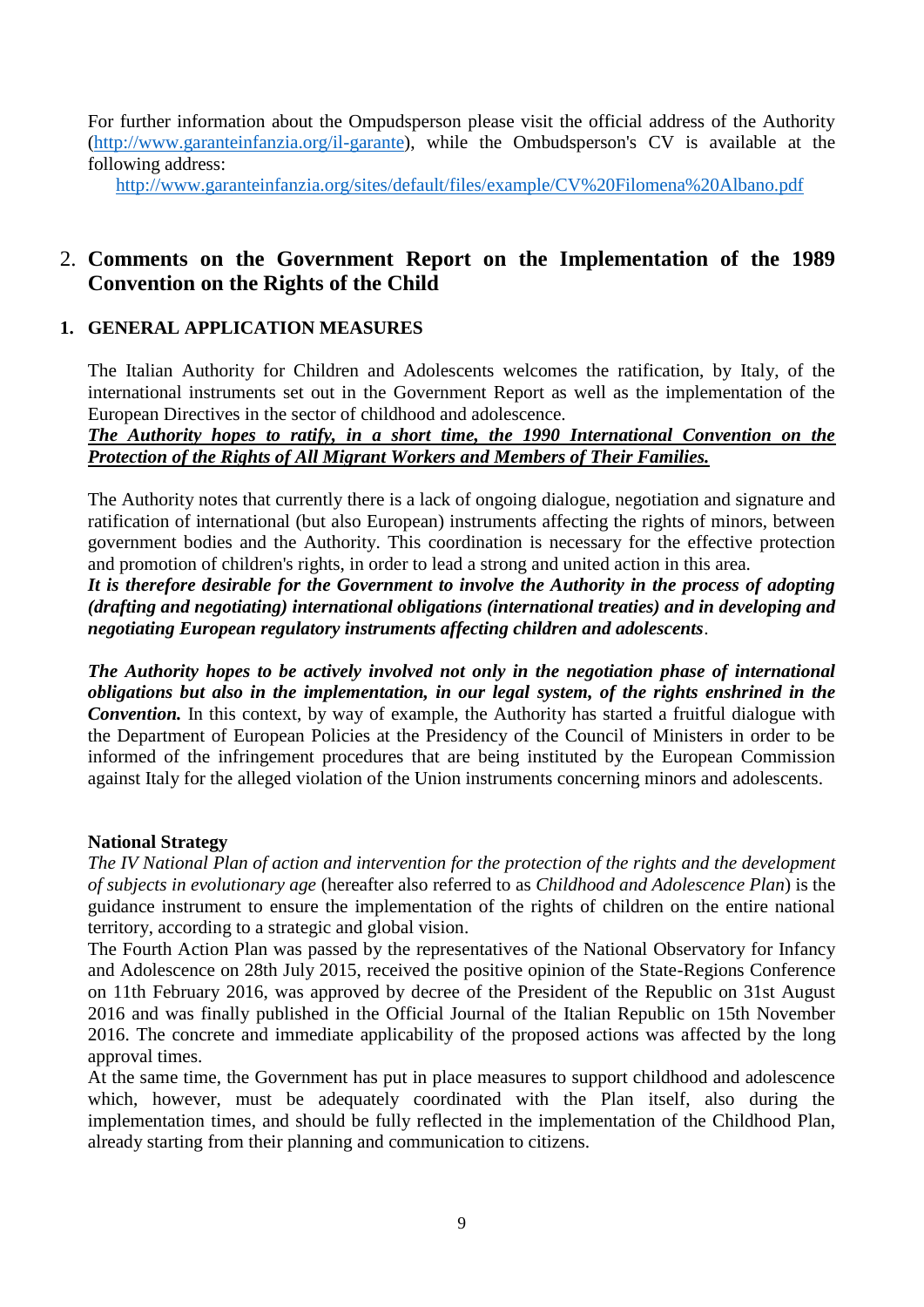For further information about the Ompudsperson please visit the official address of the Authority (http://www.garanteinfanzia.org/il-garante), while the Ombudsperson's CV is available at the following address:

http://www.garanteinfanzia.org/sites/default/files/example/CV%20Filomena%20Albano.pdf

## 2. Comments on the Government Report on the Implementation of the 1989 Convention on the Rights of the Child

### 1. GENERAL APPLICATION MEASURES

The Italian Authority for Children and Adolescents welcomes the ratification, by Italy, of the international instruments set out in the Government Report as well as the implementation of the European Directives in the sector of childhood and adolescence.

***The Authority hopes to ratify, in a short time, the 1990 International Convention on the Protection of the Rights of All Migrant Workers and Members of Their Families.***

The Authority notes that currently there is a lack of ongoing dialogue, negotiation and signature and ratification of international (but also European) instruments affecting the rights of minors, between government bodies and the Authority. This coordination is necessary for the effective protection and promotion of children's rights, in order to lead a strong and united action in this area.

***It is therefore desirable for the Government to involve the Authority in the process of adopting (drafting and negotiating) international obligations (international treaties) and in developing and negotiating European regulatory instruments affecting children and adolescents***.

***The Authority hopes to be actively involved not only in the negotiation phase of international obligations but also in the implementation, in our legal system, of the rights enshrined in the Convention.*** In this context, by way of example, the Authority has started a fruitful dialogue with the Department of European Policies at the Presidency of the Council of Ministers in order to be informed of the infringement procedures that are being instituted by the European Commission against Italy for the alleged violation of the Union instruments concerning minors and adolescents.

**National Strategy**

*The IV National Plan of action and intervention for the protection of the rights and the development of subjects in evolutionary age* (hereafter also referred to as *Childhood and Adolescence Plan*) is the guidance instrument to ensure the implementation of the rights of children on the entire national territory, according to a strategic and global vision.

The Fourth Action Plan was passed by the representatives of the National Observatory for Infancy and Adolescence on 28th July 2015, received the positive opinion of the State-Regions Conference on 11th February 2016, was approved by decree of the President of the Republic on 31st August 2016 and was finally published in the Official Journal of the Italian Republic on 15th November 2016. The concrete and immediate applicability of the proposed actions was affected by the long approval times.

At the same time, the Government has put in place measures to support childhood and adolescence which, however, must be adequately coordinated with the Plan itself, also during the implementation times, and should be fully reflected in the implementation of the Childhood Plan, already starting from their planning and communication to citizens.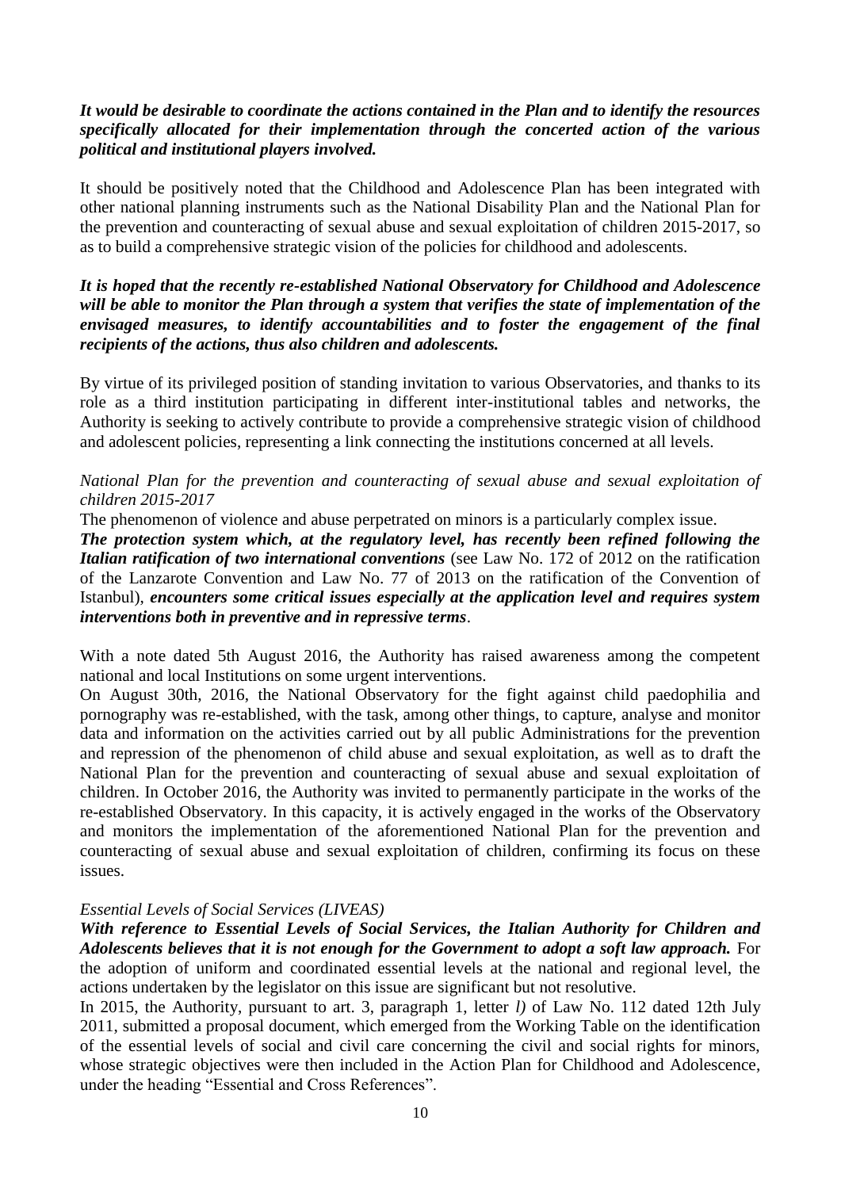***It would be desirable to coordinate the actions contained in the Plan and to identify the resources specifically allocated for their implementation through the concerted action of the various political and institutional players involved.***

It should be positively noted that the Childhood and Adolescence Plan has been integrated with other national planning instruments such as the National Disability Plan and the National Plan for the prevention and counteracting of sexual abuse and sexual exploitation of children 2015-2017, so as to build a comprehensive strategic vision of the policies for childhood and adolescents.

***It is hoped that the recently re-established National Observatory for Childhood and Adolescence will be able to monitor the Plan through a system that verifies the state of implementation of the envisaged measures, to identify accountabilities and to foster the engagement of the final recipients of the actions, thus also children and adolescents.***

By virtue of its privileged position of standing invitation to various Observatories, and thanks to its role as a third institution participating in different inter-institutional tables and networks, the Authority is seeking to actively contribute to provide a comprehensive strategic vision of childhood and adolescent policies, representing a link connecting the institutions concerned at all levels.

*National Plan for the prevention and counteracting of sexual abuse and sexual exploitation of children 2015-2017*

The phenomenon of violence and abuse perpetrated on minors is a particularly complex issue. ***The protection system which, at the regulatory level, has recently been refined following the Italian ratification of two international conventions*** (see Law No. 172 of 2012 on the ratification of the Lanzarote Convention and Law No. 77 of 2013 on the ratification of the Convention of Istanbul), ***encounters some critical issues especially at the application level and requires system interventions both in preventive and in repressive terms***.

With a note dated 5th August 2016, the Authority has raised awareness among the competent national and local Institutions on some urgent interventions.

On August 30th, 2016, the National Observatory for the fight against child paedophilia and pornography was re-established, with the task, among other things, to capture, analyse and monitor data and information on the activities carried out by all public Administrations for the prevention and repression of the phenomenon of child abuse and sexual exploitation, as well as to draft the National Plan for the prevention and counteracting of sexual abuse and sexual exploitation of children. In October 2016, the Authority was invited to permanently participate in the works of the re-established Observatory. In this capacity, it is actively engaged in the works of the Observatory and monitors the implementation of the aforementioned National Plan for the prevention and counteracting of sexual abuse and sexual exploitation of children, confirming its focus on these issues.

*Essential Levels of Social Services (LIVEAS)*

***With reference to Essential Levels of Social Services, the Italian Authority for Children and Adolescents believes that it is not enough for the Government to adopt a soft law approach.*** For the adoption of uniform and coordinated essential levels at the national and regional level, the actions undertaken by the legislator on this issue are significant but not resolutive.

In 2015, the Authority, pursuant to art. 3, paragraph 1, letter *l)* of Law No. 112 dated 12th July 2011, submitted a proposal document, which emerged from the Working Table on the identification of the essential levels of social and civil care concerning the civil and social rights for minors, whose strategic objectives were then included in the Action Plan for Childhood and Adolescence, under the heading "Essential and Cross References".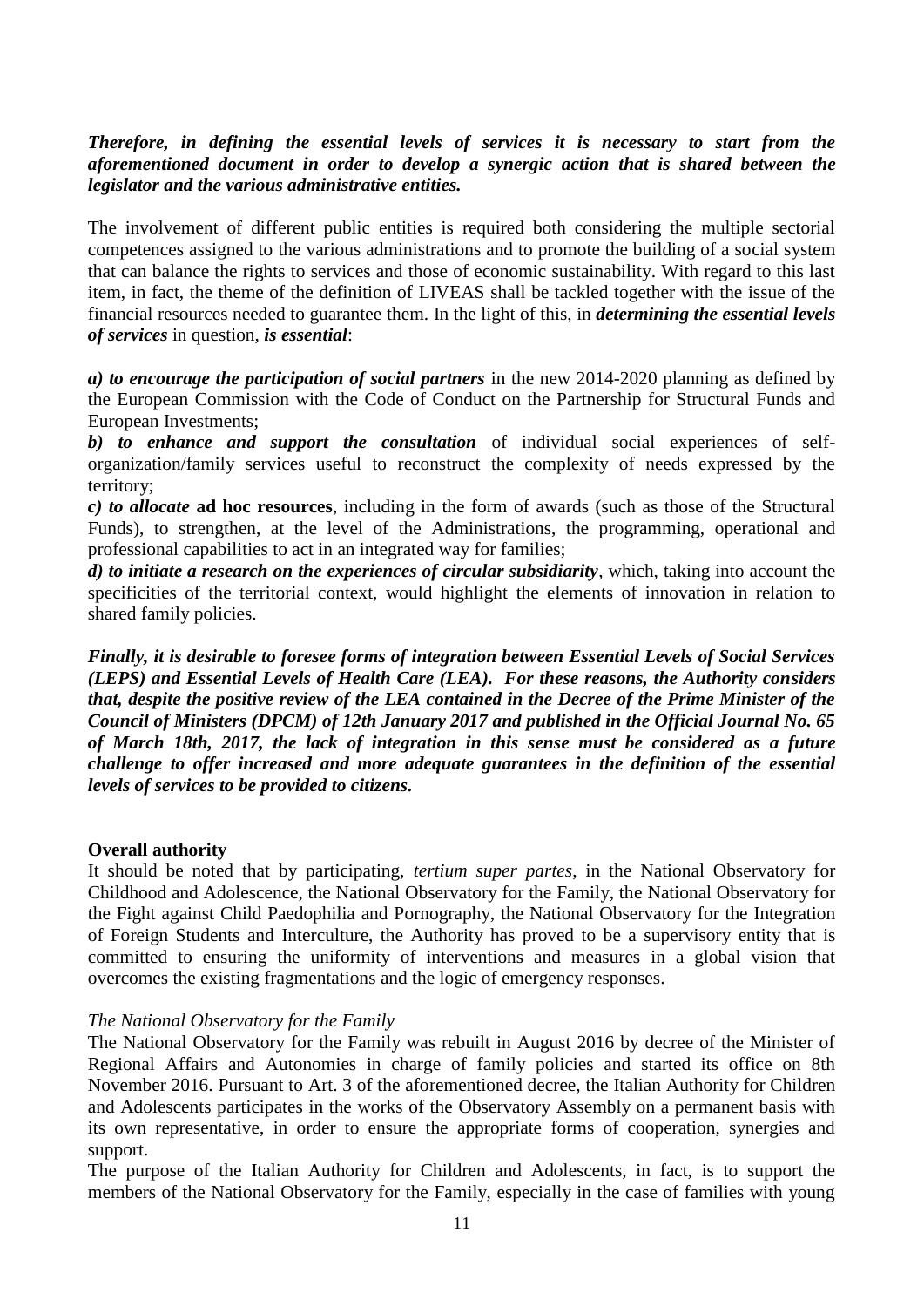***Therefore, in defining the essential levels of services it is necessary to start from the aforementioned document in order to develop a synergic action that is shared between the legislator and the various administrative entities.***

The involvement of different public entities is required both considering the multiple sectorial competences assigned to the various administrations and to promote the building of a social system that can balance the rights to services and those of economic sustainability. With regard to this last item, in fact, the theme of the definition of LIVEAS shall be tackled together with the issue of the financial resources needed to guarantee them. In the light of this, in ***determining the essential levels of services*** in question, ***is essential***:

***a) to encourage the participation of social partners*** in the new 2014-2020 planning as defined by the European Commission with the Code of Conduct on the Partnership for Structural Funds and European Investments;
***b) to enhance and support the consultation*** of individual social experiences of self-organization/family services useful to reconstruct the complexity of needs expressed by the territory;
***c) to allocate* ad hoc resources**, including in the form of awards (such as those of the Structural Funds), to strengthen, at the level of the Administrations, the programming, operational and professional capabilities to act in an integrated way for families;
***d) to initiate a research on the experiences of circular subsidiarity***, which, taking into account the specificities of the territorial context, would highlight the elements of innovation in relation to shared family policies.

***Finally, it is desirable to foresee forms of integration between Essential Levels of Social Services (LEPS) and Essential Levels of Health Care (LEA). For these reasons, the Authority considers that, despite the positive review of the LEA contained in the Decree of the Prime Minister of the Council of Ministers (DPCM) of 12th January 2017 and published in the Official Journal No. 65 of March 18th, 2017, the lack of integration in this sense must be considered as a future challenge to offer increased and more adequate guarantees in the definition of the essential levels of services to be provided to citizens.***

**Overall authority**

It should be noted that by participating, *tertium super partes*, in the National Observatory for Childhood and Adolescence, the National Observatory for the Family, the National Observatory for the Fight against Child Paedophilia and Pornography, the National Observatory for the Integration of Foreign Students and Interculture, the Authority has proved to be a supervisory entity that is committed to ensuring the uniformity of interventions and measures in a global vision that overcomes the existing fragmentations and the logic of emergency responses.

*The National Observatory for the Family*

The National Observatory for the Family was rebuilt in August 2016 by decree of the Minister of Regional Affairs and Autonomies in charge of family policies and started its office on 8th November 2016. Pursuant to Art. 3 of the aforementioned decree, the Italian Authority for Children and Adolescents participates in the works of the Observatory Assembly on a permanent basis with its own representative, in order to ensure the appropriate forms of cooperation, synergies and support.

The purpose of the Italian Authority for Children and Adolescents, in fact, is to support the members of the National Observatory for the Family, especially in the case of families with young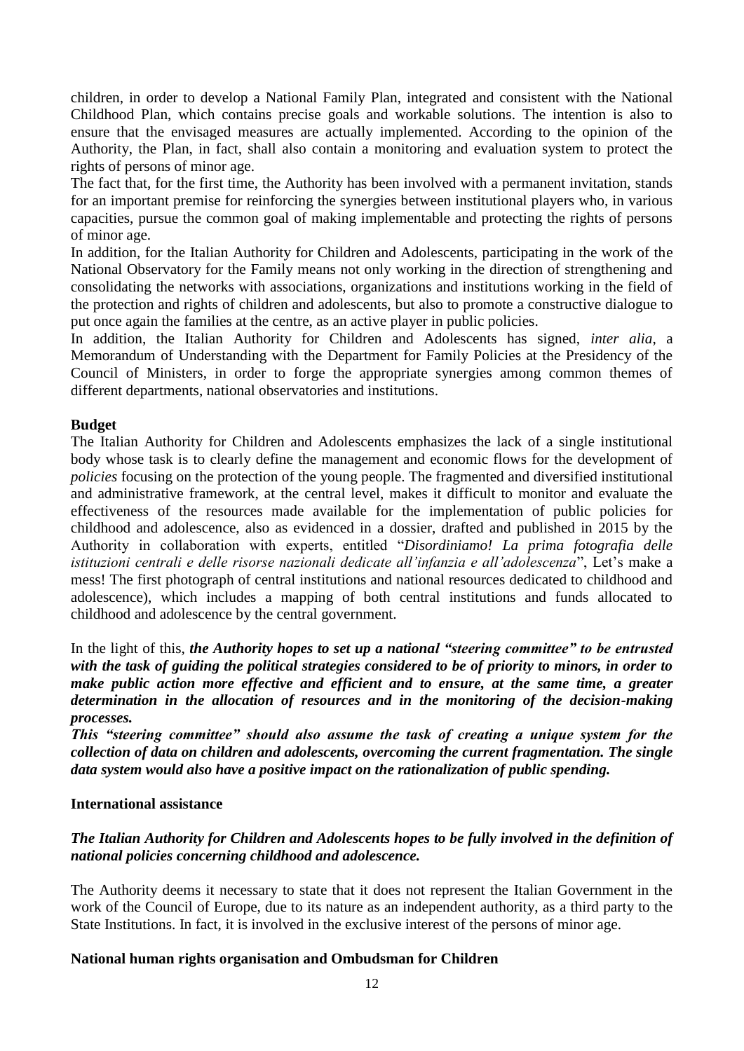children, in order to develop a National Family Plan, integrated and consistent with the National Childhood Plan, which contains precise goals and workable solutions. The intention is also to ensure that the envisaged measures are actually implemented. According to the opinion of the Authority, the Plan, in fact, shall also contain a monitoring and evaluation system to protect the rights of persons of minor age.

The fact that, for the first time, the Authority has been involved with a permanent invitation, stands for an important premise for reinforcing the synergies between institutional players who, in various capacities, pursue the common goal of making implementable and protecting the rights of persons of minor age.

In addition, for the Italian Authority for Children and Adolescents, participating in the work of the National Observatory for the Family means not only working in the direction of strengthening and consolidating the networks with associations, organizations and institutions working in the field of the protection and rights of children and adolescents, but also to promote a constructive dialogue to put once again the families at the centre, as an active player in public policies.

In addition, the Italian Authority for Children and Adolescents has signed, *inter alia*, a Memorandum of Understanding with the Department for Family Policies at the Presidency of the Council of Ministers, in order to forge the appropriate synergies among common themes of different departments, national observatories and institutions.

**Budget**

The Italian Authority for Children and Adolescents emphasizes the lack of a single institutional body whose task is to clearly define the management and economic flows for the development of *policies* focusing on the protection of the young people. The fragmented and diversified institutional and administrative framework, at the central level, makes it difficult to monitor and evaluate the effectiveness of the resources made available for the implementation of public policies for childhood and adolescence, also as evidenced in a dossier, drafted and published in 2015 by the Authority in collaboration with experts, entitled "*Disordiniamo! La prima fotografia delle istituzioni centrali e delle risorse nazionali dedicate all'infanzia e all'adolescenza*", Let's make a mess! The first photograph of central institutions and national resources dedicated to childhood and adolescence), which includes a mapping of both central institutions and funds allocated to childhood and adolescence by the central government.

In the light of this, ***the Authority hopes to set up a national "steering committee" to be entrusted with the task of guiding the political strategies considered to be of priority to minors, in order to make public action more effective and efficient and to ensure, at the same time, a greater determination in the allocation of resources and in the monitoring of the decision-making processes.***

***This "steering committee" should also assume the task of creating a unique system for the collection of data on children and adolescents, overcoming the current fragmentation. The single data system would also have a positive impact on the rationalization of public spending.***

**International assistance**

***The Italian Authority for Children and Adolescents hopes to be fully involved in the definition of national policies concerning childhood and adolescence.***

The Authority deems it necessary to state that it does not represent the Italian Government in the work of the Council of Europe, due to its nature as an independent authority, as a third party to the State Institutions. In fact, it is involved in the exclusive interest of the persons of minor age.

**National human rights organisation and Ombudsman for Children**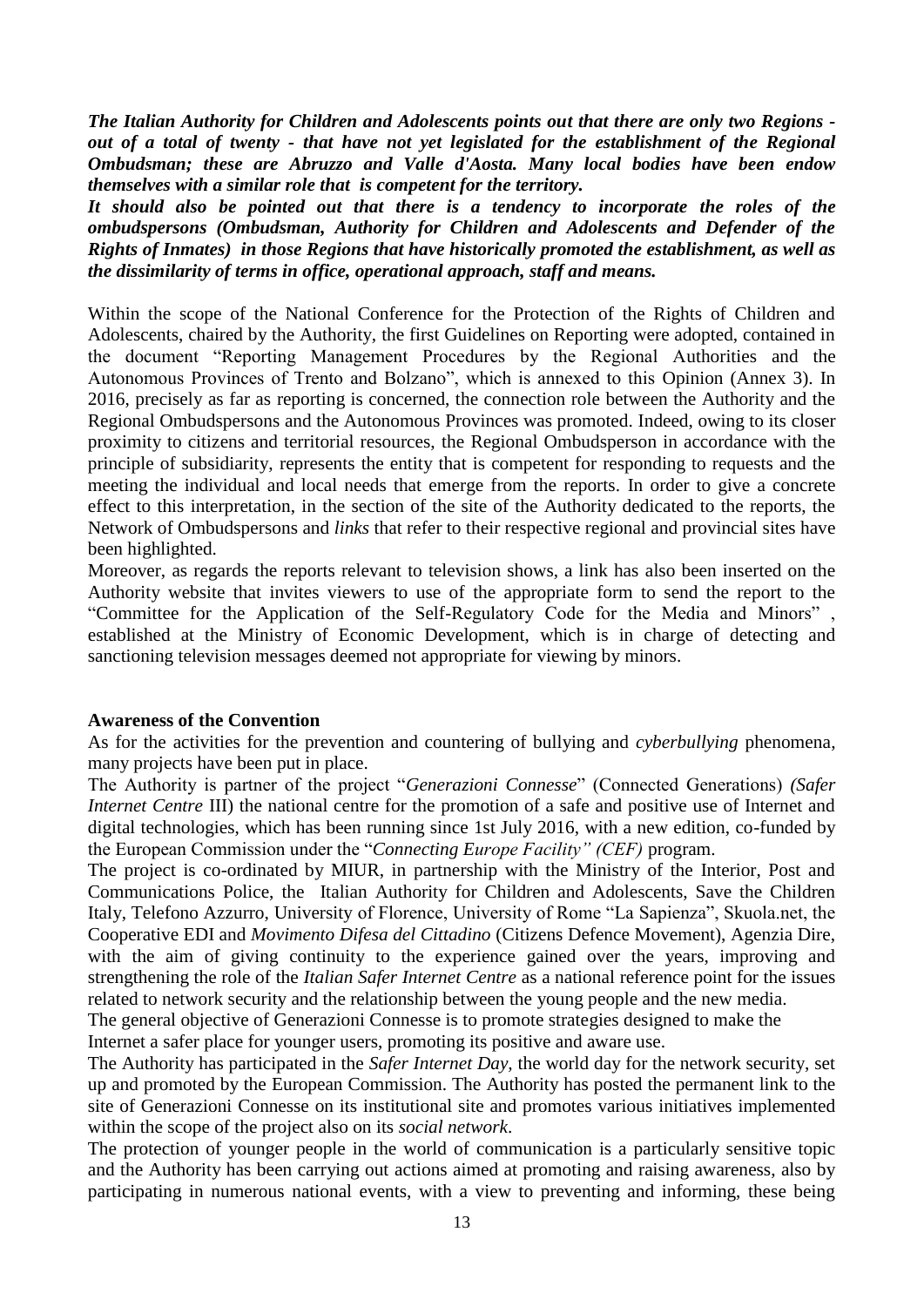***The Italian Authority for Children and Adolescents points out that there are only two Regions - out of a total of twenty - that have not yet legislated for the establishment of the Regional Ombudsman; these are Abruzzo and Valle d'Aosta. Many local bodies have been endow themselves with a similar role that is competent for the territory.***

***It should also be pointed out that there is a tendency to incorporate the roles of the ombudspersons (Ombudsman, Authority for Children and Adolescents and Defender of the Rights of Inmates) in those Regions that have historically promoted the establishment, as well as the dissimilarity of terms in office, operational approach, staff and means.***

Within the scope of the National Conference for the Protection of the Rights of Children and Adolescents, chaired by the Authority, the first Guidelines on Reporting were adopted, contained in the document "Reporting Management Procedures by the Regional Authorities and the Autonomous Provinces of Trento and Bolzano", which is annexed to this Opinion (Annex 3). In 2016, precisely as far as reporting is concerned, the connection role between the Authority and the Regional Ombudspersons and the Autonomous Provinces was promoted. Indeed, owing to its closer proximity to citizens and territorial resources, the Regional Ombudsperson in accordance with the principle of subsidiarity, represents the entity that is competent for responding to requests and the meeting the individual and local needs that emerge from the reports. In order to give a concrete effect to this interpretation, in the section of the site of the Authority dedicated to the reports, the Network of Ombudspersons and *links* that refer to their respective regional and provincial sites have been highlighted.

Moreover, as regards the reports relevant to television shows, a link has also been inserted on the Authority website that invites viewers to use of the appropriate form to send the report to the "Committee for the Application of the Self-Regulatory Code for the Media and Minors" , established at the Ministry of Economic Development, which is in charge of detecting and sanctioning television messages deemed not appropriate for viewing by minors.

**Awareness of the Convention**

As for the activities for the prevention and countering of bullying and *cyberbullying* phenomena, many projects have been put in place.

The Authority is partner of the project "*Generazioni Connesse*" (Connected Generations) *(Safer Internet Centre* III) the national centre for the promotion of a safe and positive use of Internet and digital technologies, which has been running since 1st July 2016, with a new edition, co-funded by the European Commission under the "*Connecting Europe Facility" (CEF)* program.

The project is co-ordinated by MIUR, in partnership with the Ministry of the Interior, Post and Communications Police, the Italian Authority for Children and Adolescents, Save the Children Italy, Telefono Azzurro, University of Florence, University of Rome "La Sapienza", Skuola.net, the Cooperative EDI and *Movimento Difesa del Cittadino* (Citizens Defence Movement), Agenzia Dire, with the aim of giving continuity to the experience gained over the years, improving and strengthening the role of the *Italian Safer Internet Centre* as a national reference point for the issues related to network security and the relationship between the young people and the new media.

The general objective of Generazioni Connesse is to promote strategies designed to make the Internet a safer place for younger users, promoting its positive and aware use.

The Authority has participated in the *Safer Internet Day,* the world day for the network security, set up and promoted by the European Commission. The Authority has posted the permanent link to the site of Generazioni Connesse on its institutional site and promotes various initiatives implemented within the scope of the project also on its *social network*.

The protection of younger people in the world of communication is a particularly sensitive topic and the Authority has been carrying out actions aimed at promoting and raising awareness, also by participating in numerous national events, with a view to preventing and informing, these being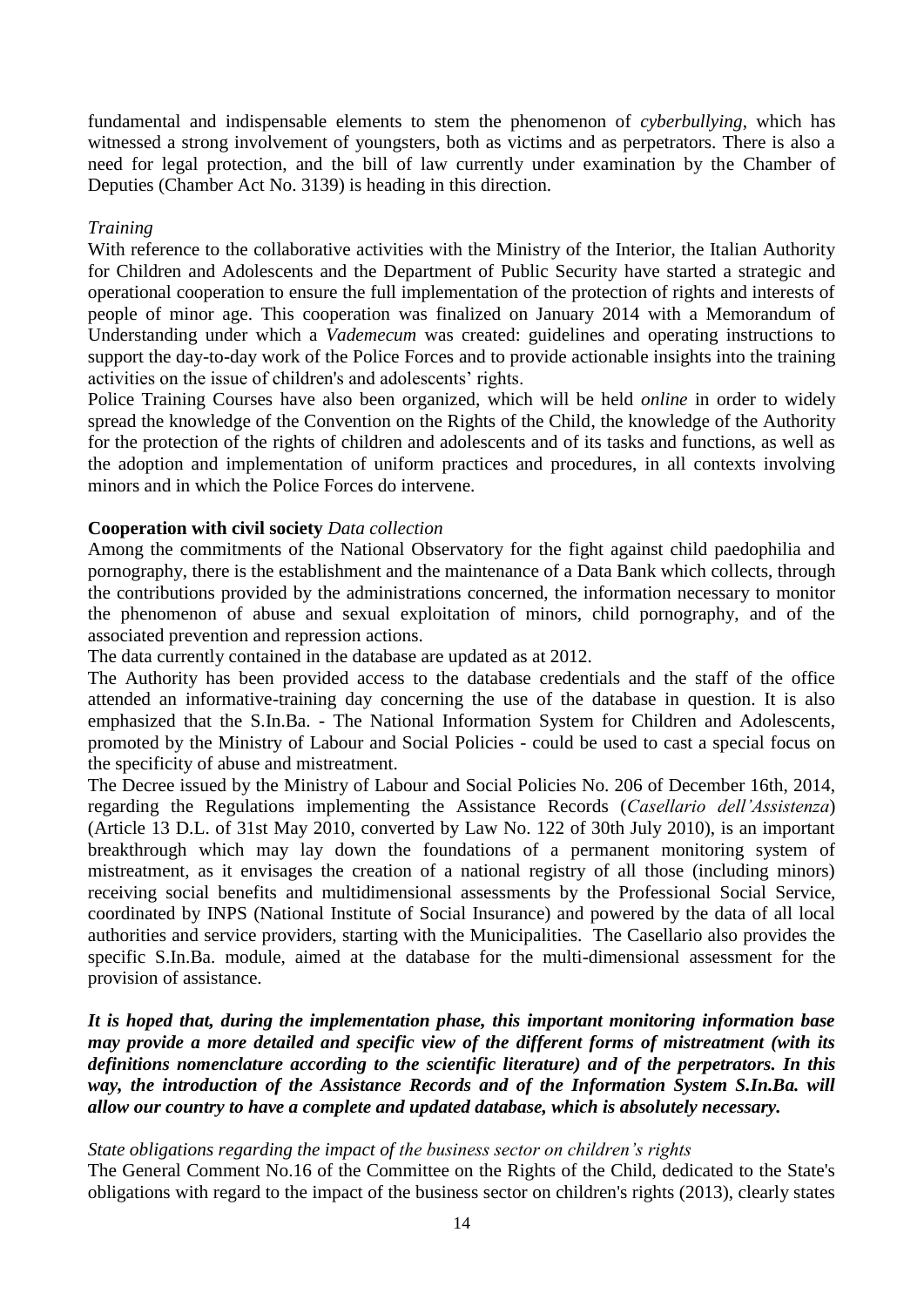fundamental and indispensable elements to stem the phenomenon of *cyberbullying*, which has witnessed a strong involvement of youngsters, both as victims and as perpetrators. There is also a need for legal protection, and the bill of law currently under examination by the Chamber of Deputies (Chamber Act No. 3139) is heading in this direction.

*Training*

With reference to the collaborative activities with the Ministry of the Interior, the Italian Authority for Children and Adolescents and the Department of Public Security have started a strategic and operational cooperation to ensure the full implementation of the protection of rights and interests of people of minor age. This cooperation was finalized on January 2014 with a Memorandum of Understanding under which a *Vademecum* was created: guidelines and operating instructions to support the day-to-day work of the Police Forces and to provide actionable insights into the training activities on the issue of children's and adolescents' rights.

Police Training Courses have also been organized, which will be held *online* in order to widely spread the knowledge of the Convention on the Rights of the Child, the knowledge of the Authority for the protection of the rights of children and adolescents and of its tasks and functions, as well as the adoption and implementation of uniform practices and procedures, in all contexts involving minors and in which the Police Forces do intervene.

**Cooperation with civil society** *Data collection*

Among the commitments of the National Observatory for the fight against child paedophilia and pornography, there is the establishment and the maintenance of a Data Bank which collects, through the contributions provided by the administrations concerned, the information necessary to monitor the phenomenon of abuse and sexual exploitation of minors, child pornography, and of the associated prevention and repression actions.

The data currently contained in the database are updated as at 2012.

The Authority has been provided access to the database credentials and the staff of the office attended an informative-training day concerning the use of the database in question. It is also emphasized that the S.In.Ba. - The National Information System for Children and Adolescents, promoted by the Ministry of Labour and Social Policies - could be used to cast a special focus on the specificity of abuse and mistreatment.

The Decree issued by the Ministry of Labour and Social Policies No. 206 of December 16th, 2014, regarding the Regulations implementing the Assistance Records (*Casellario dell'Assistenza*) (Article 13 D.L. of 31st May 2010, converted by Law No. 122 of 30th July 2010), is an important breakthrough which may lay down the foundations of a permanent monitoring system of mistreatment, as it envisages the creation of a national registry of all those (including minors) receiving social benefits and multidimensional assessments by the Professional Social Service, coordinated by INPS (National Institute of Social Insurance) and powered by the data of all local authorities and service providers, starting with the Municipalities. The Casellario also provides the specific S.In.Ba. module, aimed at the database for the multi-dimensional assessment for the provision of assistance.

***It is hoped that, during the implementation phase, this important monitoring information base may provide a more detailed and specific view of the different forms of mistreatment (with its definitions nomenclature according to the scientific literature) and of the perpetrators. In this way, the introduction of the Assistance Records and of the Information System S.In.Ba. will allow our country to have a complete and updated database, which is absolutely necessary.***

*State obligations regarding the impact of the business sector on children's rights*

The General Comment No.16 of the Committee on the Rights of the Child, dedicated to the State's obligations with regard to the impact of the business sector on children's rights (2013), clearly states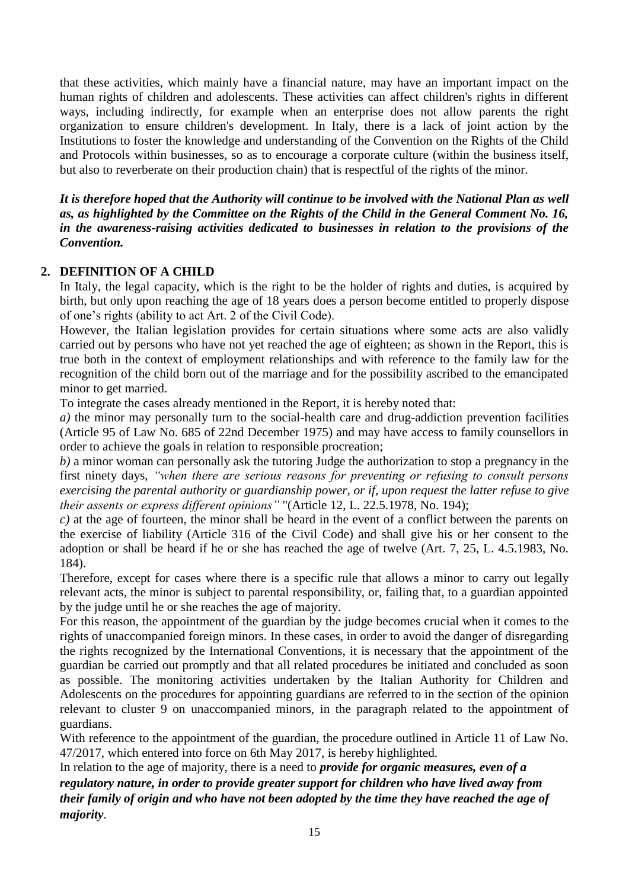that these activities, which mainly have a financial nature, may have an important impact on the human rights of children and adolescents. These activities can affect children's rights in different ways, including indirectly, for example when an enterprise does not allow parents the right organization to ensure children's development. In Italy, there is a lack of joint action by the Institutions to foster the knowledge and understanding of the Convention on the Rights of the Child and Protocols within businesses, so as to encourage a corporate culture (within the business itself, but also to reverberate on their production chain) that is respectful of the rights of the minor.

***It is therefore hoped that the Authority will continue to be involved with the National Plan as well as, as highlighted by the Committee on the Rights of the Child in the General Comment No. 16, in the awareness-raising activities dedicated to businesses in relation to the provisions of the Convention.***

## 2. DEFINITION OF A CHILD

In Italy, the legal capacity, which is the right to be the holder of rights and duties, is acquired by birth, but only upon reaching the age of 18 years does a person become entitled to properly dispose of one's rights (ability to act Art. 2 of the Civil Code).

However, the Italian legislation provides for certain situations where some acts are also validly carried out by persons who have not yet reached the age of eighteen; as shown in the Report, this is true both in the context of employment relationships and with reference to the family law for the recognition of the child born out of the marriage and for the possibility ascribed to the emancipated minor to get married.

To integrate the cases already mentioned in the Report, it is hereby noted that:

*a)* the minor may personally turn to the social-health care and drug-addiction prevention facilities (Article 95 of Law No. 685 of 22nd December 1975) and may have access to family counsellors in order to achieve the goals in relation to responsible procreation;

*b)* a minor woman can personally ask the tutoring Judge the authorization to stop a pregnancy in the first ninety days, *"when there are serious reasons for preventing or refusing to consult persons exercising the parental authority or guardianship power, or if, upon request the latter refuse to give their assents or express different opinions"* "(Article 12, L. 22.5.1978, No. 194);

*c)* at the age of fourteen, the minor shall be heard in the event of a conflict between the parents on the exercise of liability (Article 316 of the Civil Code) and shall give his or her consent to the adoption or shall be heard if he or she has reached the age of twelve (Art. 7, 25, L. 4.5.1983, No. 184).

Therefore, except for cases where there is a specific rule that allows a minor to carry out legally relevant acts, the minor is subject to parental responsibility, or, failing that, to a guardian appointed by the judge until he or she reaches the age of majority.

For this reason, the appointment of the guardian by the judge becomes crucial when it comes to the rights of unaccompanied foreign minors. In these cases, in order to avoid the danger of disregarding the rights recognized by the International Conventions, it is necessary that the appointment of the guardian be carried out promptly and that all related procedures be initiated and concluded as soon as possible. The monitoring activities undertaken by the Italian Authority for Children and Adolescents on the procedures for appointing guardians are referred to in the section of the opinion relevant to cluster 9 on unaccompanied minors, in the paragraph related to the appointment of guardians.

With reference to the appointment of the guardian, the procedure outlined in Article 11 of Law No. 47/2017, which entered into force on 6th May 2017, is hereby highlighted.

In relation to the age of majority, there is a need to ***provide for organic measures, even of a regulatory nature, in order to provide greater support for children who have lived away from their family of origin and who have not been adopted by the time they have reached the age of majority***.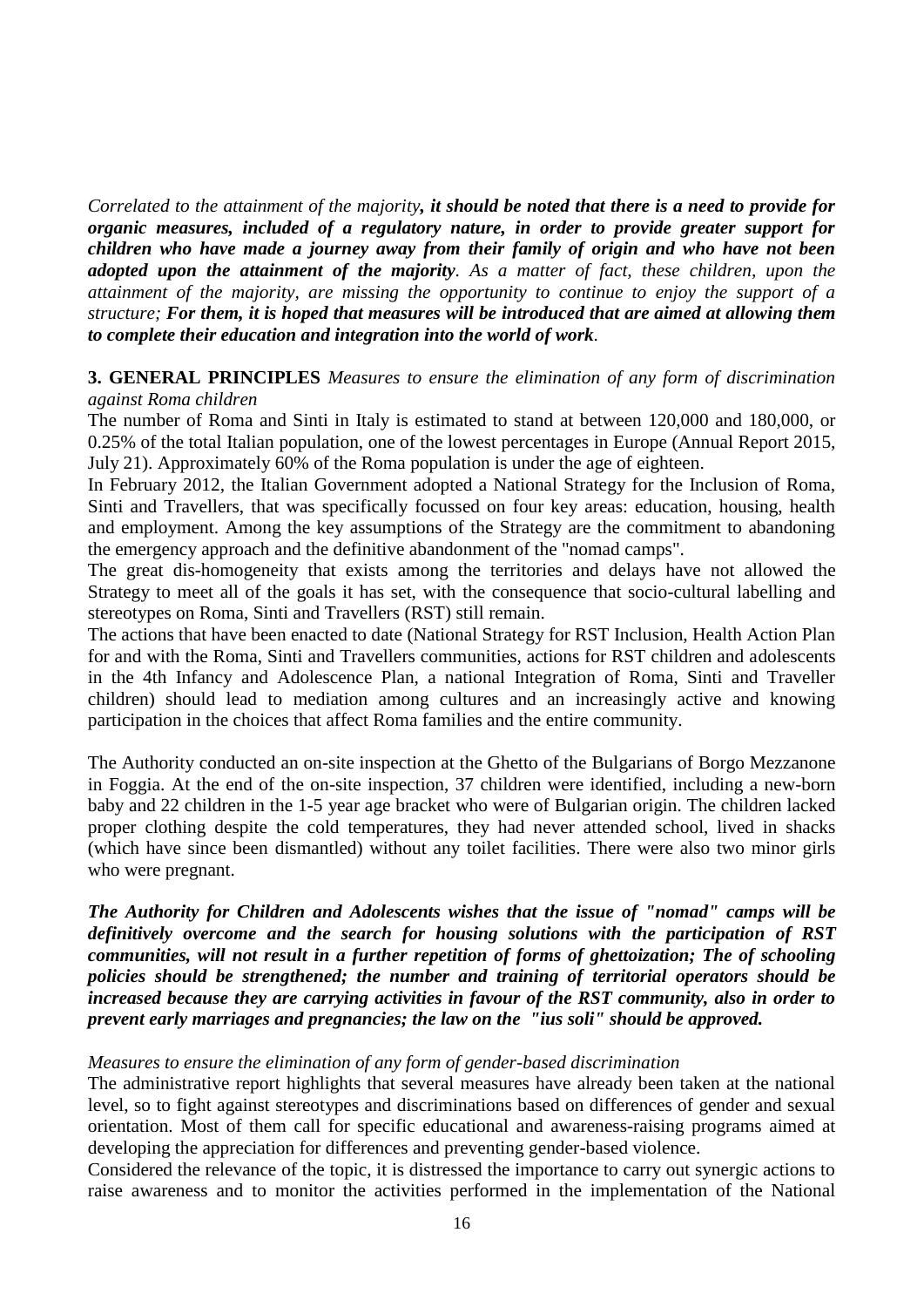*Correlated to the attainment of the majority,* ***it should be noted that there is a need to provide for organic measures, included of a regulatory nature, in order to provide greater support for children who have made a journey away from their family of origin and who have not been adopted upon the attainment of the majority****. As a matter of fact, these children, upon the attainment of the majority, are missing the opportunity to continue to enjoy the support of a structure;* ***For them, it is hoped that measures will be introduced that are aimed at allowing them to complete their education and integration into the world of work****.*

**3. GENERAL PRINCIPLES** *Measures to ensure the elimination of any form of discrimination against Roma children*

The number of Roma and Sinti in Italy is estimated to stand at between 120,000 and 180,000, or 0.25% of the total Italian population, one of the lowest percentages in Europe (Annual Report 2015, July 21). Approximately 60% of the Roma population is under the age of eighteen.

In February 2012, the Italian Government adopted a National Strategy for the Inclusion of Roma, Sinti and Travellers, that was specifically focussed on four key areas: education, housing, health and employment. Among the key assumptions of the Strategy are the commitment to abandoning the emergency approach and the definitive abandonment of the "nomad camps".

The great dis-homogeneity that exists among the territories and delays have not allowed the Strategy to meet all of the goals it has set, with the consequence that socio-cultural labelling and stereotypes on Roma, Sinti and Travellers (RST) still remain.

The actions that have been enacted to date (National Strategy for RST Inclusion, Health Action Plan for and with the Roma, Sinti and Travellers communities, actions for RST children and adolescents in the 4th Infancy and Adolescence Plan, a national Integration of Roma, Sinti and Traveller children) should lead to mediation among cultures and an increasingly active and knowing participation in the choices that affect Roma families and the entire community.

The Authority conducted an on-site inspection at the Ghetto of the Bulgarians of Borgo Mezzanone in Foggia. At the end of the on-site inspection, 37 children were identified, including a new-born baby and 22 children in the 1-5 year age bracket who were of Bulgarian origin. The children lacked proper clothing despite the cold temperatures, they had never attended school, lived in shacks (which have since been dismantled) without any toilet facilities. There were also two minor girls who were pregnant.

***The Authority for Children and Adolescents wishes that the issue of "nomad" camps will be definitively overcome and the search for housing solutions with the participation of RST communities, will not result in a further repetition of forms of ghettoization; The of schooling policies should be strengthened; the number and training of territorial operators should be increased because they are carrying activities in favour of the RST community, also in order to prevent early marriages and pregnancies; the law on the "ius soli" should be approved.***

*Measures to ensure the elimination of any form of gender-based discrimination*

The administrative report highlights that several measures have already been taken at the national level, so to fight against stereotypes and discriminations based on differences of gender and sexual orientation. Most of them call for specific educational and awareness-raising programs aimed at developing the appreciation for differences and preventing gender-based violence.

Considered the relevance of the topic, it is distressed the importance to carry out synergic actions to raise awareness and to monitor the activities performed in the implementation of the National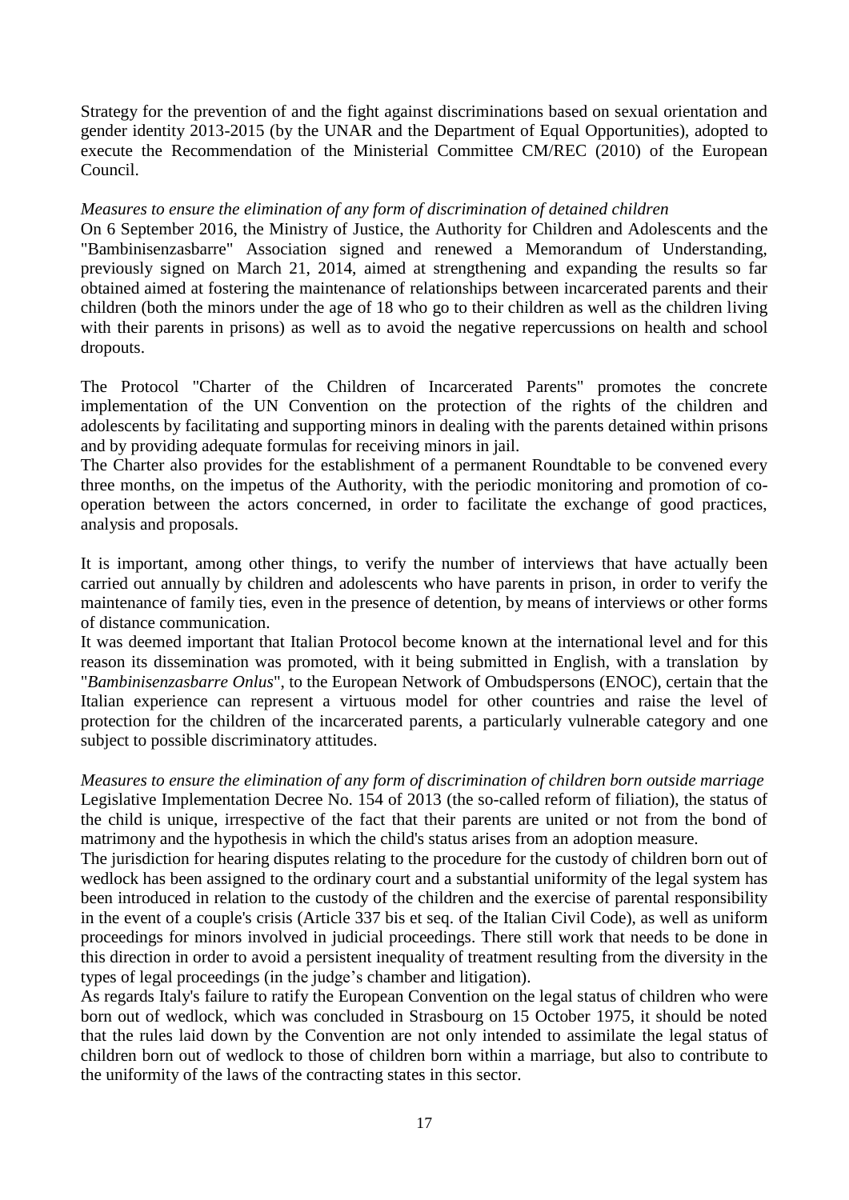Strategy for the prevention of and the fight against discriminations based on sexual orientation and gender identity 2013-2015 (by the UNAR and the Department of Equal Opportunities), adopted to execute the Recommendation of the Ministerial Committee CM/REC (2010) of the European Council.

*Measures to ensure the elimination of any form of discrimination of detained children*

On 6 September 2016, the Ministry of Justice, the Authority for Children and Adolescents and the "Bambinisenzasbarre" Association signed and renewed a Memorandum of Understanding, previously signed on March 21, 2014, aimed at strengthening and expanding the results so far obtained aimed at fostering the maintenance of relationships between incarcerated parents and their children (both the minors under the age of 18 who go to their children as well as the children living with their parents in prisons) as well as to avoid the negative repercussions on health and school dropouts.

The Protocol "Charter of the Children of Incarcerated Parents" promotes the concrete implementation of the UN Convention on the protection of the rights of the children and adolescents by facilitating and supporting minors in dealing with the parents detained within prisons and by providing adequate formulas for receiving minors in jail.

The Charter also provides for the establishment of a permanent Roundtable to be convened every three months, on the impetus of the Authority, with the periodic monitoring and promotion of co-operation between the actors concerned, in order to facilitate the exchange of good practices, analysis and proposals.

It is important, among other things, to verify the number of interviews that have actually been carried out annually by children and adolescents who have parents in prison, in order to verify the maintenance of family ties, even in the presence of detention, by means of interviews or other forms of distance communication.

It was deemed important that Italian Protocol become known at the international level and for this reason its dissemination was promoted, with it being submitted in English, with a translation by "*Bambinisenzasbarre Onlus*", to the European Network of Ombudspersons (ENOC), certain that the Italian experience can represent a virtuous model for other countries and raise the level of protection for the children of the incarcerated parents, a particularly vulnerable category and one subject to possible discriminatory attitudes.

*Measures to ensure the elimination of any form of discrimination of children born outside marriage*

Legislative Implementation Decree No. 154 of 2013 (the so-called reform of filiation), the status of the child is unique, irrespective of the fact that their parents are united or not from the bond of matrimony and the hypothesis in which the child's status arises from an adoption measure.

The jurisdiction for hearing disputes relating to the procedure for the custody of children born out of wedlock has been assigned to the ordinary court and a substantial uniformity of the legal system has been introduced in relation to the custody of the children and the exercise of parental responsibility in the event of a couple's crisis (Article 337 bis et seq. of the Italian Civil Code), as well as uniform proceedings for minors involved in judicial proceedings. There still work that needs to be done in this direction in order to avoid a persistent inequality of treatment resulting from the diversity in the types of legal proceedings (in the judge's chamber and litigation).

As regards Italy's failure to ratify the European Convention on the legal status of children who were born out of wedlock, which was concluded in Strasbourg on 15 October 1975, it should be noted that the rules laid down by the Convention are not only intended to assimilate the legal status of children born out of wedlock to those of children born within a marriage, but also to contribute to the uniformity of the laws of the contracting states in this sector.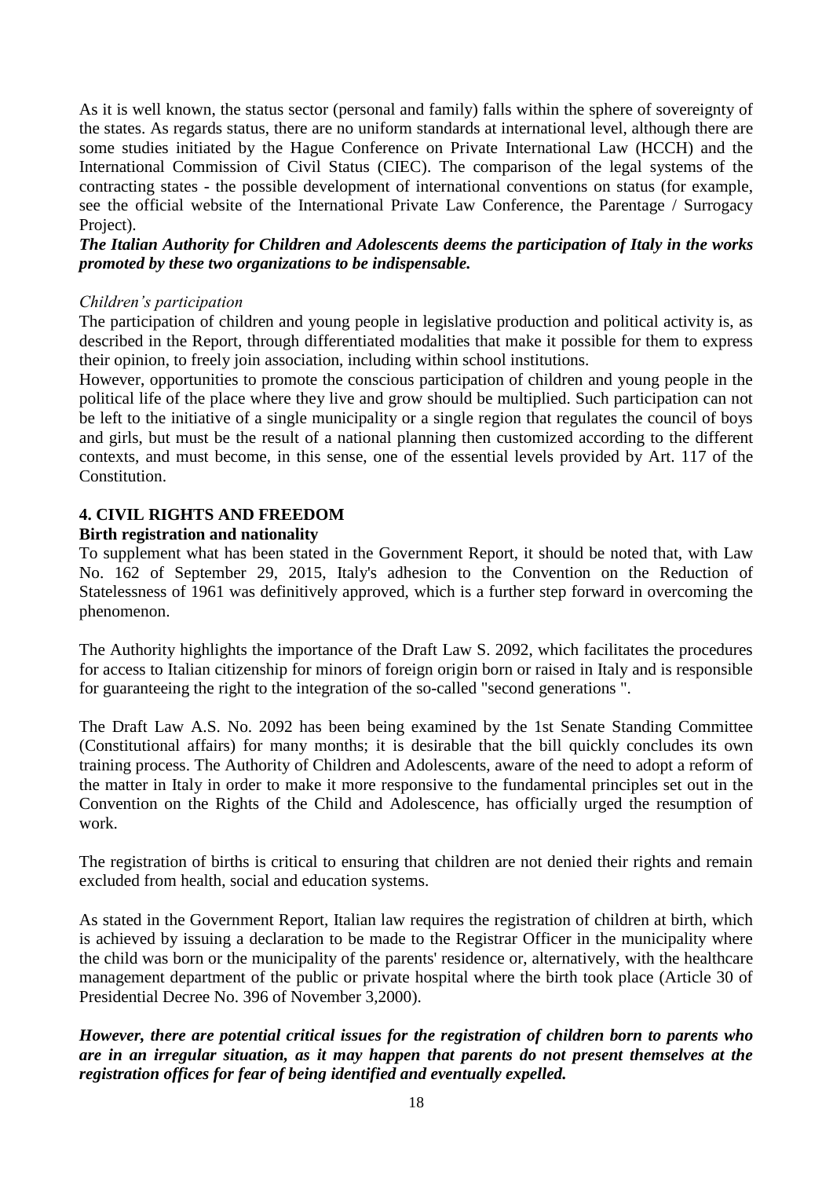As it is well known, the status sector (personal and family) falls within the sphere of sovereignty of the states. As regards status, there are no uniform standards at international level, although there are some studies initiated by the Hague Conference on Private International Law (HCCH) and the International Commission of Civil Status (CIEC). The comparison of the legal systems of the contracting states - the possible development of international conventions on status (for example, see the official website of the International Private Law Conference, the Parentage / Surrogacy Project).

***The Italian Authority for Children and Adolescents deems the participation of Italy in the works promoted by these two organizations to be indispensable.***

*Children's participation*

The participation of children and young people in legislative production and political activity is, as described in the Report, through differentiated modalities that make it possible for them to express their opinion, to freely join association, including within school institutions.

However, opportunities to promote the conscious participation of children and young people in the political life of the place where they live and grow should be multiplied. Such participation can not be left to the initiative of a single municipality or a single region that regulates the council of boys and girls, but must be the result of a national planning then customized according to the different contexts, and must become, in this sense, one of the essential levels provided by Art. 117 of the Constitution.

## 4. CIVIL RIGHTS AND FREEDOM

### Birth registration and nationality

To supplement what has been stated in the Government Report, it should be noted that, with Law No. 162 of September 29, 2015, Italy's adhesion to the Convention on the Reduction of Statelessness of 1961 was definitively approved, which is a further step forward in overcoming the phenomenon.

The Authority highlights the importance of the Draft Law S. 2092, which facilitates the procedures for access to Italian citizenship for minors of foreign origin born or raised in Italy and is responsible for guaranteeing the right to the integration of the so-called "second generations ".

The Draft Law A.S. No. 2092 has been being examined by the 1st Senate Standing Committee (Constitutional affairs) for many months; it is desirable that the bill quickly concludes its own training process. The Authority of Children and Adolescents, aware of the need to adopt a reform of the matter in Italy in order to make it more responsive to the fundamental principles set out in the Convention on the Rights of the Child and Adolescence, has officially urged the resumption of work.

The registration of births is critical to ensuring that children are not denied their rights and remain excluded from health, social and education systems.

As stated in the Government Report, Italian law requires the registration of children at birth, which is achieved by issuing a declaration to be made to the Registrar Officer in the municipality where the child was born or the municipality of the parents' residence or, alternatively, with the healthcare management department of the public or private hospital where the birth took place (Article 30 of Presidential Decree No. 396 of November 3,2000).

***However, there are potential critical issues for the registration of children born to parents who are in an irregular situation, as it may happen that parents do not present themselves at the registration offices for fear of being identified and eventually expelled.***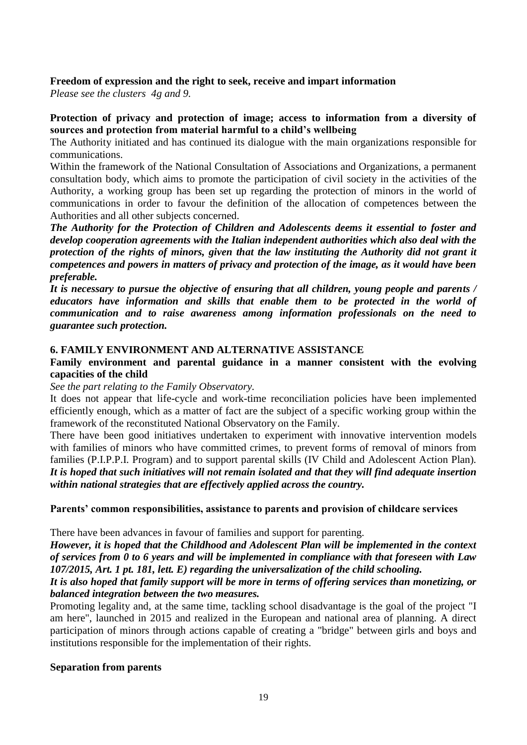**Freedom of expression and the right to seek, receive and impart information**

*Please see the clusters 4g and 9.*

**Protection of privacy and protection of image; access to information from a diversity of sources and protection from material harmful to a child's wellbeing**

The Authority initiated and has continued its dialogue with the main organizations responsible for communications.

Within the framework of the National Consultation of Associations and Organizations, a permanent consultation body, which aims to promote the participation of civil society in the activities of the Authority, a working group has been set up regarding the protection of minors in the world of communications in order to favour the definition of the allocation of competences between the Authorities and all other subjects concerned.

***The Authority for the Protection of Children and Adolescents deems it essential to foster and develop cooperation agreements with the Italian independent authorities which also deal with the protection of the rights of minors, given that the law instituting the Authority did not grant it competences and powers in matters of privacy and protection of the image, as it would have been preferable.***

***It is necessary to pursue the objective of ensuring that all children, young people and parents / educators have information and skills that enable them to be protected in the world of communication and to raise awareness among information professionals on the need to guarantee such protection.***

## 6. FAMILY ENVIRONMENT AND ALTERNATIVE ASSISTANCE

**Family environment and parental guidance in a manner consistent with the evolving capacities of the child**

*See the part relating to the Family Observatory.*

It does not appear that life-cycle and work-time reconciliation policies have been implemented efficiently enough, which as a matter of fact are the subject of a specific working group within the framework of the reconstituted National Observatory on the Family.

There have been good initiatives undertaken to experiment with innovative intervention models with families of minors who have committed crimes, to prevent forms of removal of minors from families (P.I.P.P.I. Program) and to support parental skills (IV Child and Adolescent Action Plan). ***It is hoped that such initiatives will not remain isolated and that they will find adequate insertion within national strategies that are effectively applied across the country.***

**Parents' common responsibilities, assistance to parents and provision of childcare services**

There have been advances in favour of families and support for parenting.

***However, it is hoped that the Childhood and Adolescent Plan will be implemented in the context of services from 0 to 6 years and will be implemented in compliance with that foreseen with Law 107/2015, Art. 1 pt. 181, lett. E) regarding the universalization of the child schooling.***

***It is also hoped that family support will be more in terms of offering services than monetizing, or balanced integration between the two measures.***

Promoting legality and, at the same time, tackling school disadvantage is the goal of the project "I am here", launched in 2015 and realized in the European and national area of planning. A direct participation of minors through actions capable of creating a "bridge" between girls and boys and institutions responsible for the implementation of their rights.

**Separation from parents**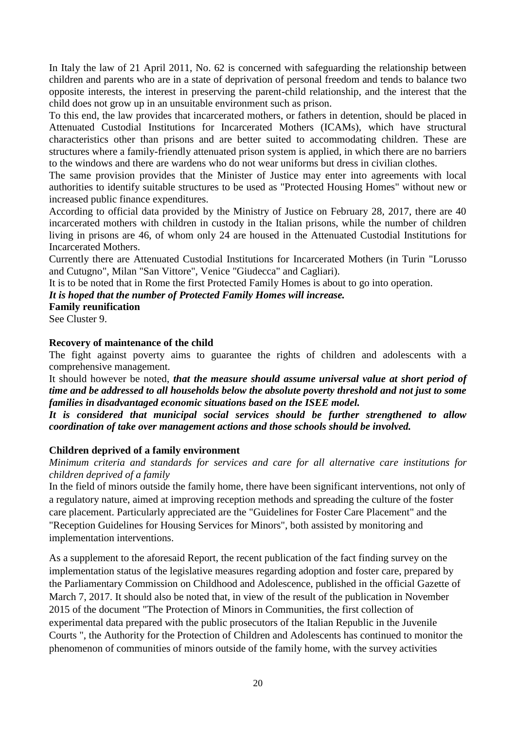In Italy the law of 21 April 2011, No. 62 is concerned with safeguarding the relationship between children and parents who are in a state of deprivation of personal freedom and tends to balance two opposite interests, the interest in preserving the parent-child relationship, and the interest that the child does not grow up in an unsuitable environment such as prison.

To this end, the law provides that incarcerated mothers, or fathers in detention, should be placed in Attenuated Custodial Institutions for Incarcerated Mothers (ICAMs), which have structural characteristics other than prisons and are better suited to accommodating children. These are structures where a family-friendly attenuated prison system is applied, in which there are no barriers to the windows and there are wardens who do not wear uniforms but dress in civilian clothes.

The same provision provides that the Minister of Justice may enter into agreements with local authorities to identify suitable structures to be used as "Protected Housing Homes" without new or increased public finance expenditures.

According to official data provided by the Ministry of Justice on February 28, 2017, there are 40 incarcerated mothers with children in custody in the Italian prisons, while the number of children living in prisons are 46, of whom only 24 are housed in the Attenuated Custodial Institutions for Incarcerated Mothers.

Currently there are Attenuated Custodial Institutions for Incarcerated Mothers (in Turin "Lorusso and Cutugno", Milan "San Vittore", Venice "Giudecca" and Cagliari).

It is to be noted that in Rome the first Protected Family Homes is about to go into operation.

***It is hoped that the number of Protected Family Homes will increase.***

**Family reunification**

See Cluster 9.

**Recovery of maintenance of the child**

The fight against poverty aims to guarantee the rights of children and adolescents with a comprehensive management.

It should however be noted, ***that the measure should assume universal value at short period of time and be addressed to all households below the absolute poverty threshold and not just to some families in disadvantaged economic situations based on the ISEE model.***

***It is considered that municipal social services should be further strengthened to allow coordination of take over management actions and those schools should be involved.***

**Children deprived of a family environment**

*Minimum criteria and standards for services and care for all alternative care institutions for children deprived of a family*

In the field of minors outside the family home, there have been significant interventions, not only of a regulatory nature, aimed at improving reception methods and spreading the culture of the foster care placement. Particularly appreciated are the "Guidelines for Foster Care Placement" and the "Reception Guidelines for Housing Services for Minors", both assisted by monitoring and implementation interventions.

As a supplement to the aforesaid Report, the recent publication of the fact finding survey on the implementation status of the legislative measures regarding adoption and foster care, prepared by the Parliamentary Commission on Childhood and Adolescence, published in the official Gazette of March 7, 2017. It should also be noted that, in view of the result of the publication in November 2015 of the document "The Protection of Minors in Communities, the first collection of experimental data prepared with the public prosecutors of the Italian Republic in the Juvenile Courts ", the Authority for the Protection of Children and Adolescents has continued to monitor the phenomenon of communities of minors outside of the family home, with the survey activities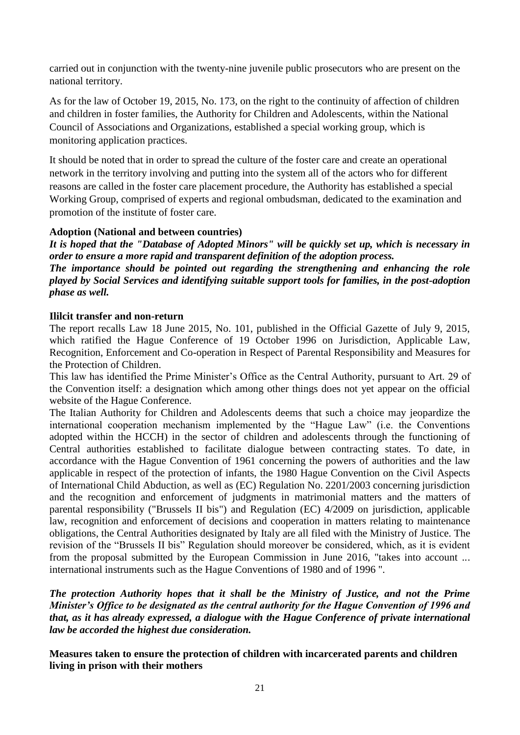carried out in conjunction with the twenty-nine juvenile public prosecutors who are present on the national territory.

As for the law of October 19, 2015, No. 173, on the right to the continuity of affection of children and children in foster families, the Authority for Children and Adolescents, within the National Council of Associations and Organizations, established a special working group, which is monitoring application practices.

It should be noted that in order to spread the culture of the foster care and create an operational network in the territory involving and putting into the system all of the actors who for different reasons are called in the foster care placement procedure, the Authority has established a special Working Group, comprised of experts and regional ombudsman, dedicated to the examination and promotion of the institute of foster care.

**Adoption (National and between countries)**

***It is hoped that the "Database of Adopted Minors" will be quickly set up, which is necessary in order to ensure a more rapid and transparent definition of the adoption process.***

***The importance should be pointed out regarding the strengthening and enhancing the role played by Social Services and identifying suitable support tools for families, in the post-adoption phase as well.***

**Ililcit transfer and non-return**

The report recalls Law 18 June 2015, No. 101, published in the Official Gazette of July 9, 2015, which ratified the Hague Conference of 19 October 1996 on Jurisdiction, Applicable Law, Recognition, Enforcement and Co-operation in Respect of Parental Responsibility and Measures for the Protection of Children.

This law has identified the Prime Minister's Office as the Central Authority, pursuant to Art. 29 of the Convention itself: a designation which among other things does not yet appear on the official website of the Hague Conference.

The Italian Authority for Children and Adolescents deems that such a choice may jeopardize the international cooperation mechanism implemented by the "Hague Law" (i.e. the Conventions adopted within the HCCH) in the sector of children and adolescents through the functioning of Central authorities established to facilitate dialogue between contracting states. To date, in accordance with the Hague Convention of 1961 concerning the powers of authorities and the law applicable in respect of the protection of infants, the 1980 Hague Convention on the Civil Aspects of International Child Abduction, as well as (EC) Regulation No. 2201/2003 concerning jurisdiction and the recognition and enforcement of judgments in matrimonial matters and the matters of parental responsibility ("Brussels II bis") and Regulation (EC) 4/2009 on jurisdiction, applicable law, recognition and enforcement of decisions and cooperation in matters relating to maintenance obligations, the Central Authorities designated by Italy are all filed with the Ministry of Justice. The revision of the "Brussels II bis" Regulation should moreover be considered, which, as it is evident from the proposal submitted by the European Commission in June 2016, "takes into account ... international instruments such as the Hague Conventions of 1980 and of 1996 ".

***The protection Authority hopes that it shall be the Ministry of Justice, and not the Prime Minister's Office to be designated as the central authority for the Hague Convention of 1996 and that, as it has already expressed, a dialogue with the Hague Conference of private international law be accorded the highest due consideration.***

**Measures taken to ensure the protection of children with incarcerated parents and children living in prison with their mothers**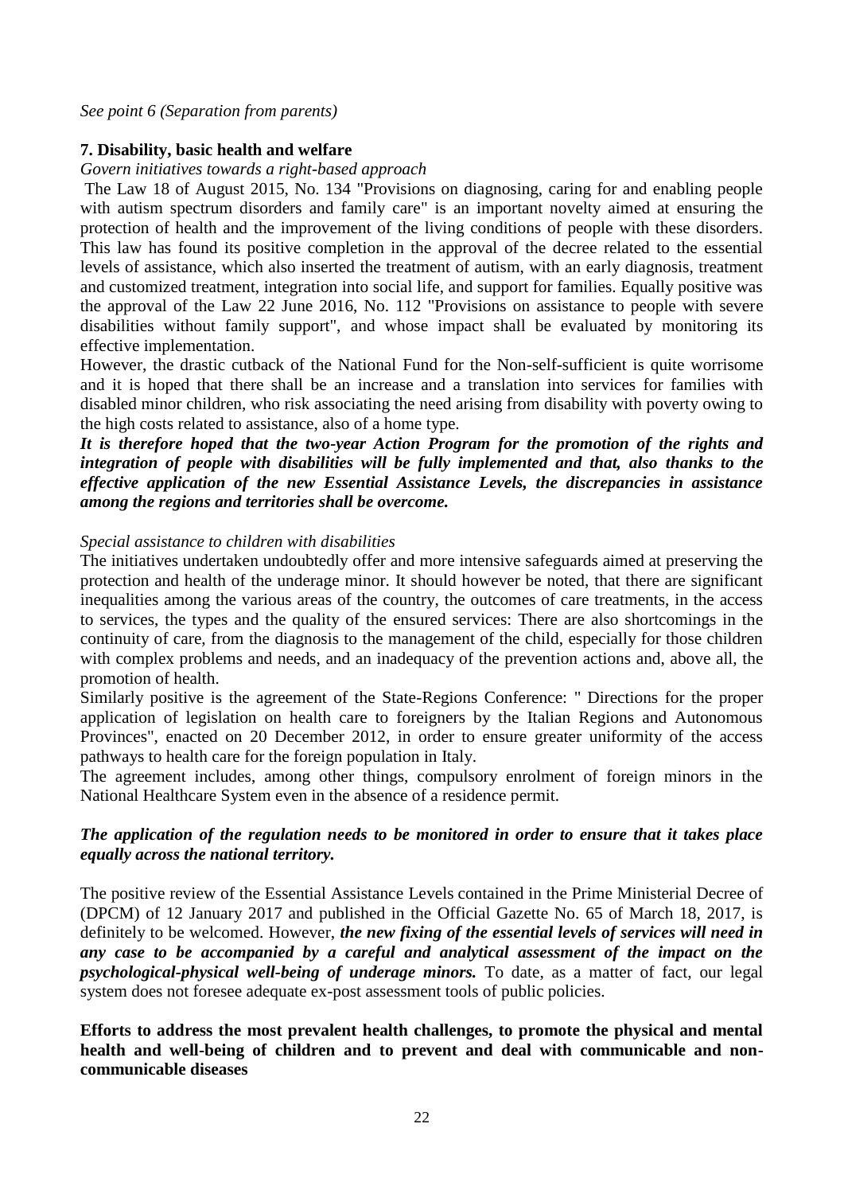*See point 6 (Separation from parents)*

## 7. Disability, basic health and welfare

*Govern initiatives towards a right-based approach*

The Law 18 of August 2015, No. 134 "Provisions on diagnosing, caring for and enabling people with autism spectrum disorders and family care" is an important novelty aimed at ensuring the protection of health and the improvement of the living conditions of people with these disorders. This law has found its positive completion in the approval of the decree related to the essential levels of assistance, which also inserted the treatment of autism, with an early diagnosis, treatment and customized treatment, integration into social life, and support for families. Equally positive was the approval of the Law 22 June 2016, No. 112 "Provisions on assistance to people with severe disabilities without family support", and whose impact shall be evaluated by monitoring its effective implementation.

However, the drastic cutback of the National Fund for the Non-self-sufficient is quite worrisome and it is hoped that there shall be an increase and a translation into services for families with disabled minor children, who risk associating the need arising from disability with poverty owing to the high costs related to assistance, also of a home type.

***It is therefore hoped that the two-year Action Program for the promotion of the rights and integration of people with disabilities will be fully implemented and that, also thanks to the effective application of the new Essential Assistance Levels, the discrepancies in assistance among the regions and territories shall be overcome.***

*Special assistance to children with disabilities*

The initiatives undertaken undoubtedly offer and more intensive safeguards aimed at preserving the protection and health of the underage minor. It should however be noted, that there are significant inequalities among the various areas of the country, the outcomes of care treatments, in the access to services, the types and the quality of the ensured services: There are also shortcomings in the continuity of care, from the diagnosis to the management of the child, especially for those children with complex problems and needs, and an inadequacy of the prevention actions and, above all, the promotion of health.

Similarly positive is the agreement of the State-Regions Conference: " Directions for the proper application of legislation on health care to foreigners by the Italian Regions and Autonomous Provinces", enacted on 20 December 2012, in order to ensure greater uniformity of the access pathways to health care for the foreign population in Italy.

The agreement includes, among other things, compulsory enrolment of foreign minors in the National Healthcare System even in the absence of a residence permit.

***The application of the regulation needs to be monitored in order to ensure that it takes place equally across the national territory.***

The positive review of the Essential Assistance Levels contained in the Prime Ministerial Decree of (DPCM) of 12 January 2017 and published in the Official Gazette No. 65 of March 18, 2017, is definitely to be welcomed. However, ***the new fixing of the essential levels of services will need in any case to be accompanied by a careful and analytical assessment of the impact on the psychological-physical well-being of underage minors.*** To date, as a matter of fact, our legal system does not foresee adequate ex-post assessment tools of public policies.

**Efforts to address the most prevalent health challenges, to promote the physical and mental health and well-being of children and to prevent and deal with communicable and non-communicable diseases**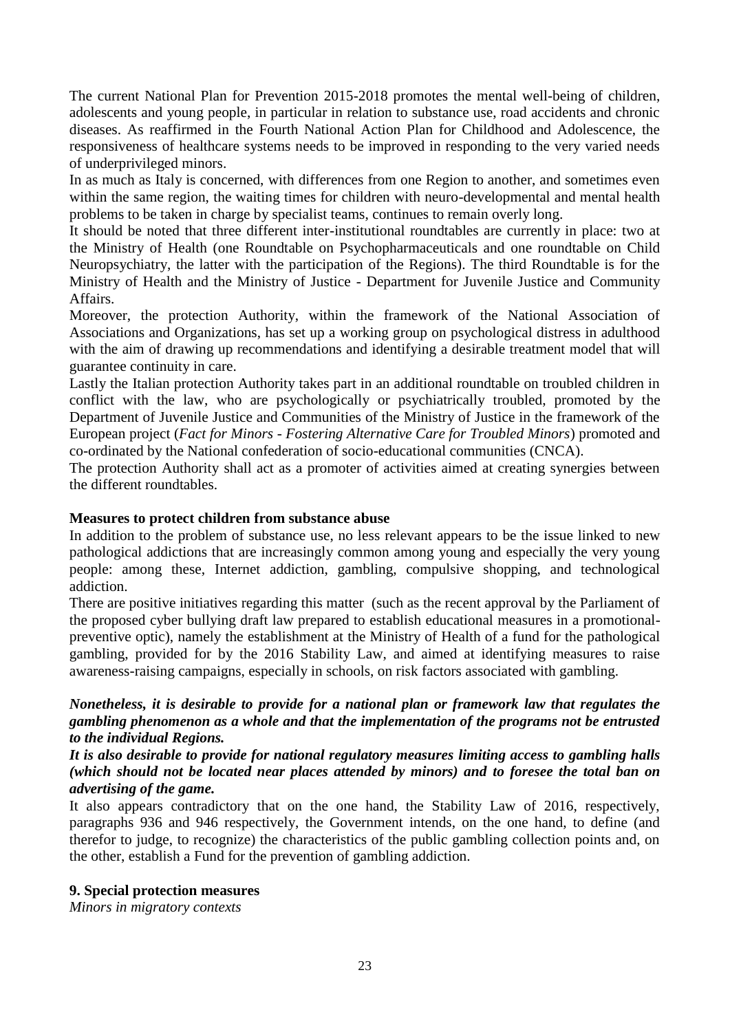The current National Plan for Prevention 2015-2018 promotes the mental well-being of children, adolescents and young people, in particular in relation to substance use, road accidents and chronic diseases. As reaffirmed in the Fourth National Action Plan for Childhood and Adolescence, the responsiveness of healthcare systems needs to be improved in responding to the very varied needs of underprivileged minors.

In as much as Italy is concerned, with differences from one Region to another, and sometimes even within the same region, the waiting times for children with neuro-developmental and mental health problems to be taken in charge by specialist teams, continues to remain overly long.

It should be noted that three different inter-institutional roundtables are currently in place: two at the Ministry of Health (one Roundtable on Psychopharmaceuticals and one roundtable on Child Neuropsychiatry, the latter with the participation of the Regions). The third Roundtable is for the Ministry of Health and the Ministry of Justice - Department for Juvenile Justice and Community Affairs.

Moreover, the protection Authority, within the framework of the National Association of Associations and Organizations, has set up a working group on psychological distress in adulthood with the aim of drawing up recommendations and identifying a desirable treatment model that will guarantee continuity in care.

Lastly the Italian protection Authority takes part in an additional roundtable on troubled children in conflict with the law, who are psychologically or psychiatrically troubled, promoted by the Department of Juvenile Justice and Communities of the Ministry of Justice in the framework of the European project (*Fact for Minors - Fostering Alternative Care for Troubled Minors*) promoted and co-ordinated by the National confederation of socio-educational communities (CNCA).

The protection Authority shall act as a promoter of activities aimed at creating synergies between the different roundtables.

**Measures to protect children from substance abuse**

In addition to the problem of substance use, no less relevant appears to be the issue linked to new pathological addictions that are increasingly common among young and especially the very young people: among these, Internet addiction, gambling, compulsive shopping, and technological addiction.

There are positive initiatives regarding this matter (such as the recent approval by the Parliament of the proposed cyber bullying draft law prepared to establish educational measures in a promotional-preventive optic), namely the establishment at the Ministry of Health of a fund for the pathological gambling, provided for by the 2016 Stability Law, and aimed at identifying measures to raise awareness-raising campaigns, especially in schools, on risk factors associated with gambling.

***Nonetheless, it is desirable to provide for a national plan or framework law that regulates the gambling phenomenon as a whole and that the implementation of the programs not be entrusted to the individual Regions.***

***It is also desirable to provide for national regulatory measures limiting access to gambling halls (which should not be located near places attended by minors) and to foresee the total ban on advertising of the game.***

It also appears contradictory that on the one hand, the Stability Law of 2016, respectively, paragraphs 936 and 946 respectively, the Government intends, on the one hand, to define (and therefor to judge, to recognize) the characteristics of the public gambling collection points and, on the other, establish a Fund for the prevention of gambling addiction.

**9. Special protection measures**

*Minors in migratory contexts*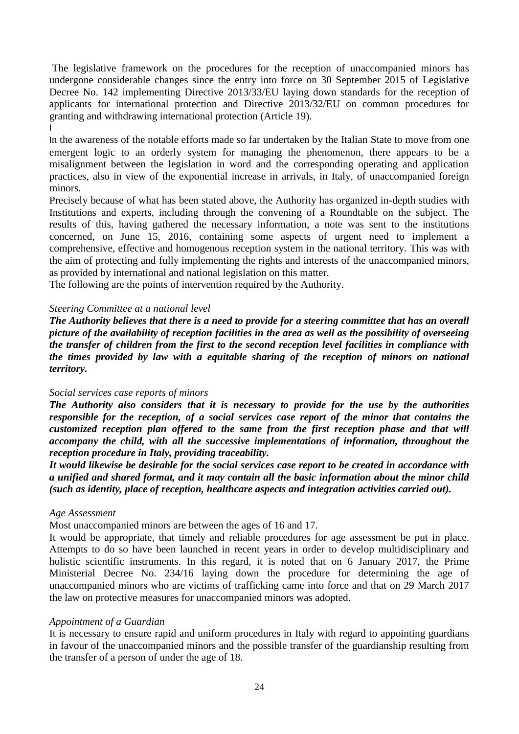The legislative framework on the procedures for the reception of unaccompanied minors has undergone considerable changes since the entry into force on 30 September 2015 of Legislative Decree No. 142 implementing Directive 2013/33/EU laying down standards for the reception of applicants for international protection and Directive 2013/32/EU on common procedures for granting and withdrawing international protection (Article 19).

In the awareness of the notable efforts made so far undertaken by the Italian State to move from one emergent logic to an orderly system for managing the phenomenon, there appears to be a misalignment between the legislation in word and the corresponding operating and application practices, also in view of the exponential increase in arrivals, in Italy, of unaccompanied foreign minors.

Precisely because of what has been stated above, the Authority has organized in-depth studies with Institutions and experts, including through the convening of a Roundtable on the subject. The results of this, having gathered the necessary information, a note was sent to the institutions concerned, on June 15, 2016, containing some aspects of urgent need to implement a comprehensive, effective and homogenous reception system in the national territory. This was with the aim of protecting and fully implementing the rights and interests of the unaccompanied minors, as provided by international and national legislation on this matter.

The following are the points of intervention required by the Authority.

*Steering Committee at a national level*

***The Authority believes that there is a need to provide for a steering committee that has an overall picture of the availability of reception facilities in the area as well as the possibility of overseeing the transfer of children from the first to the second reception level facilities in compliance with the times provided by law with a equitable sharing of the reception of minors on national territory.***

*Social services case reports of minors*

***The Authority also considers that it is necessary to provide for the use by the authorities responsible for the reception, of a social services case report of the minor that contains the customized reception plan offered to the same from the first reception phase and that will accompany the child, with all the successive implementations of information, throughout the reception procedure in Italy, providing traceability.***

***It would likewise be desirable for the social services case report to be created in accordance with a unified and shared format, and it may contain all the basic information about the minor child (such as identity, place of reception, healthcare aspects and integration activities carried out).***

*Age Assessment*

Most unaccompanied minors are between the ages of 16 and 17.

It would be appropriate, that timely and reliable procedures for age assessment be put in place. Attempts to do so have been launched in recent years in order to develop multidisciplinary and holistic scientific instruments. In this regard, it is noted that on 6 January 2017, the Prime Ministerial Decree No. 234/16 laying down the procedure for determining the age of unaccompanied minors who are victims of trafficking came into force and that on 29 March 2017 the law on protective measures for unaccompanied minors was adopted.

*Appointment of a Guardian*

It is necessary to ensure rapid and uniform procedures in Italy with regard to appointing guardians in favour of the unaccompanied minors and the possible transfer of the guardianship resulting from the transfer of a person of under the age of 18.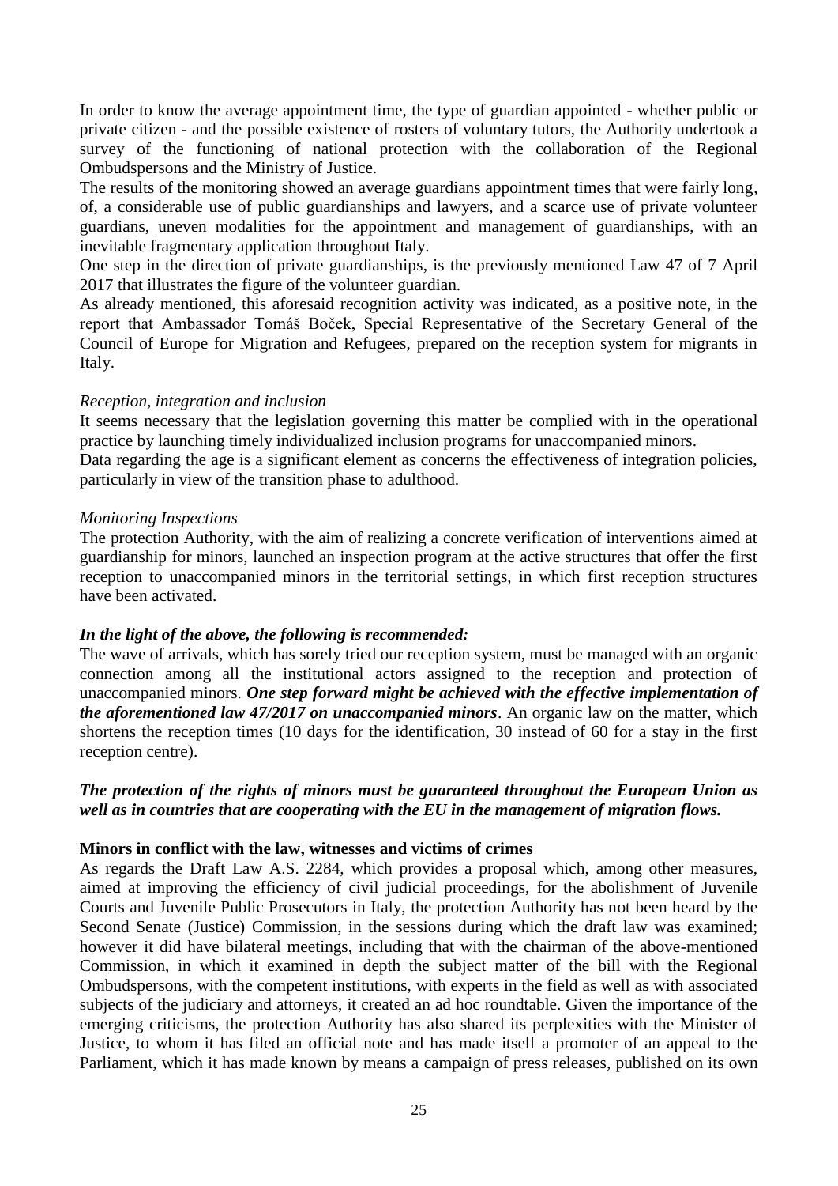In order to know the average appointment time, the type of guardian appointed - whether public or private citizen - and the possible existence of rosters of voluntary tutors, the Authority undertook a survey of the functioning of national protection with the collaboration of the Regional Ombudspersons and the Ministry of Justice.

The results of the monitoring showed an average guardians appointment times that were fairly long, of, a considerable use of public guardianships and lawyers, and a scarce use of private volunteer guardians, uneven modalities for the appointment and management of guardianships, with an inevitable fragmentary application throughout Italy.

One step in the direction of private guardianships, is the previously mentioned Law 47 of 7 April 2017 that illustrates the figure of the volunteer guardian.

As already mentioned, this aforesaid recognition activity was indicated, as a positive note, in the report that Ambassador Tomáš Boček, Special Representative of the Secretary General of the Council of Europe for Migration and Refugees, prepared on the reception system for migrants in Italy.

*Reception, integration and inclusion*

It seems necessary that the legislation governing this matter be complied with in the operational practice by launching timely individualized inclusion programs for unaccompanied minors.

Data regarding the age is a significant element as concerns the effectiveness of integration policies, particularly in view of the transition phase to adulthood.

*Monitoring Inspections*

The protection Authority, with the aim of realizing a concrete verification of interventions aimed at guardianship for minors, launched an inspection program at the active structures that offer the first reception to unaccompanied minors in the territorial settings, in which first reception structures have been activated.

***In the light of the above, the following is recommended:***

The wave of arrivals, which has sorely tried our reception system, must be managed with an organic connection among all the institutional actors assigned to the reception and protection of unaccompanied minors. ***One step forward might be achieved with the effective implementation of the aforementioned law 47/2017 on unaccompanied minors***. An organic law on the matter, which shortens the reception times (10 days for the identification, 30 instead of 60 for a stay in the first reception centre).

***The protection of the rights of minors must be guaranteed throughout the European Union as well as in countries that are cooperating with the EU in the management of migration flows.***

**Minors in conflict with the law, witnesses and victims of crimes**

As regards the Draft Law A.S. 2284, which provides a proposal which, among other measures, aimed at improving the efficiency of civil judicial proceedings, for the abolishment of Juvenile Courts and Juvenile Public Prosecutors in Italy, the protection Authority has not been heard by the Second Senate (Justice) Commission, in the sessions during which the draft law was examined; however it did have bilateral meetings, including that with the chairman of the above-mentioned Commission, in which it examined in depth the subject matter of the bill with the Regional Ombudspersons, with the competent institutions, with experts in the field as well as with associated subjects of the judiciary and attorneys, it created an ad hoc roundtable. Given the importance of the emerging criticisms, the protection Authority has also shared its perplexities with the Minister of Justice, to whom it has filed an official note and has made itself a promoter of an appeal to the Parliament, which it has made known by means a campaign of press releases, published on its own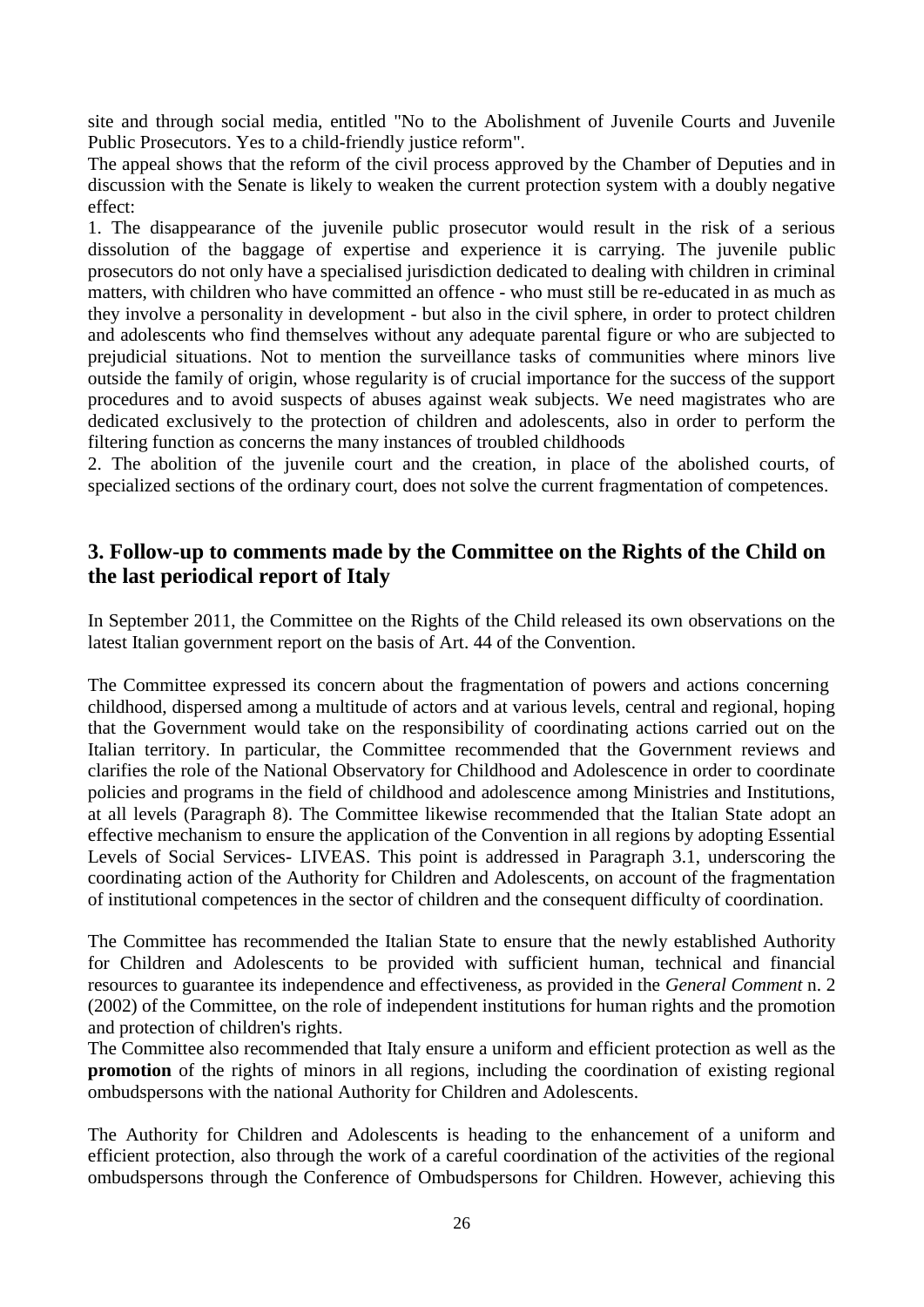site and through social media, entitled "No to the Abolishment of Juvenile Courts and Juvenile Public Prosecutors. Yes to a child-friendly justice reform".

The appeal shows that the reform of the civil process approved by the Chamber of Deputies and in discussion with the Senate is likely to weaken the current protection system with a doubly negative effect:

1. The disappearance of the juvenile public prosecutor would result in the risk of a serious dissolution of the baggage of expertise and experience it is carrying. The juvenile public prosecutors do not only have a specialised jurisdiction dedicated to dealing with children in criminal matters, with children who have committed an offence - who must still be re-educated in as much as they involve a personality in development - but also in the civil sphere, in order to protect children and adolescents who find themselves without any adequate parental figure or who are subjected to prejudicial situations. Not to mention the surveillance tasks of communities where minors live outside the family of origin, whose regularity is of crucial importance for the success of the support procedures and to avoid suspects of abuses against weak subjects. We need magistrates who are dedicated exclusively to the protection of children and adolescents, also in order to perform the filtering function as concerns the many instances of troubled childhoods
2. The abolition of the juvenile court and the creation, in place of the abolished courts, of specialized sections of the ordinary court, does not solve the current fragmentation of competences.

## 3. Follow-up to comments made by the Committee on the Rights of the Child on the last periodical report of Italy

In September 2011, the Committee on the Rights of the Child released its own observations on the latest Italian government report on the basis of Art. 44 of the Convention.

The Committee expressed its concern about the fragmentation of powers and actions concerning childhood, dispersed among a multitude of actors and at various levels, central and regional, hoping that the Government would take on the responsibility of coordinating actions carried out on the Italian territory. In particular, the Committee recommended that the Government reviews and clarifies the role of the National Observatory for Childhood and Adolescence in order to coordinate policies and programs in the field of childhood and adolescence among Ministries and Institutions, at all levels (Paragraph 8). The Committee likewise recommended that the Italian State adopt an effective mechanism to ensure the application of the Convention in all regions by adopting Essential Levels of Social Services- LIVEAS. This point is addressed in Paragraph 3.1, underscoring the coordinating action of the Authority for Children and Adolescents, on account of the fragmentation of institutional competences in the sector of children and the consequent difficulty of coordination.

The Committee has recommended the Italian State to ensure that the newly established Authority for Children and Adolescents to be provided with sufficient human, technical and financial resources to guarantee its independence and effectiveness, as provided in the *General Comment* n. 2 (2002) of the Committee, on the role of independent institutions for human rights and the promotion and protection of children's rights.

The Committee also recommended that Italy ensure a uniform and efficient protection as well as the **promotion** of the rights of minors in all regions, including the coordination of existing regional ombudspersons with the national Authority for Children and Adolescents.

The Authority for Children and Adolescents is heading to the enhancement of a uniform and efficient protection, also through the work of a careful coordination of the activities of the regional ombudspersons through the Conference of Ombudspersons for Children. However, achieving this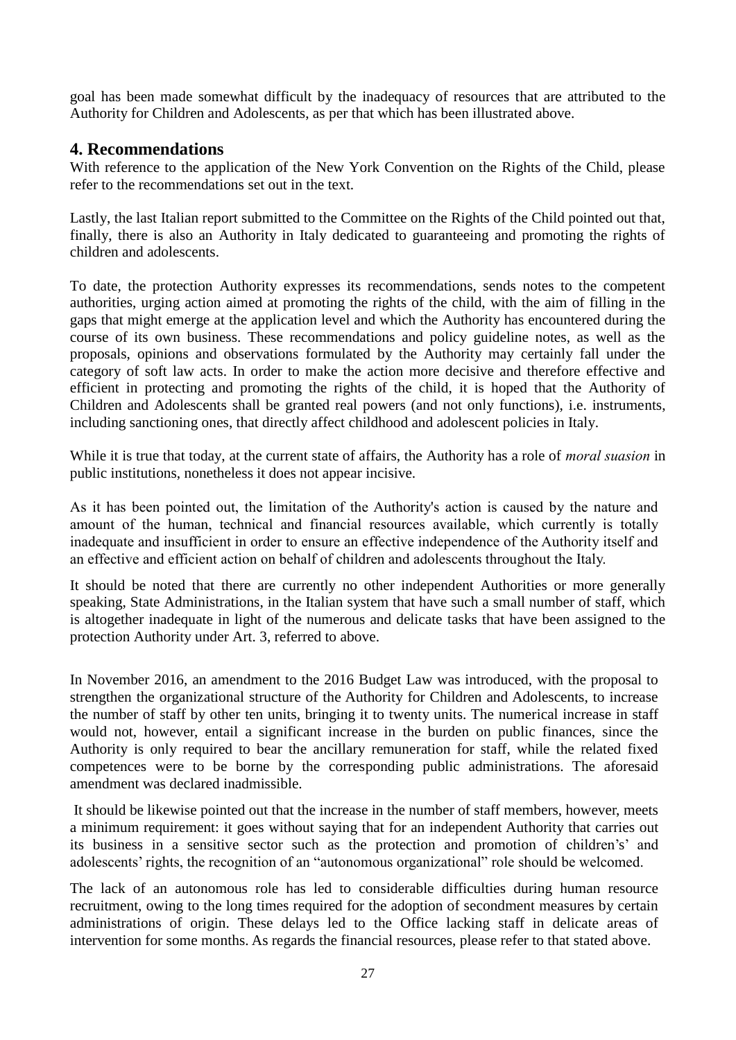goal has been made somewhat difficult by the inadequacy of resources that are attributed to the Authority for Children and Adolescents, as per that which has been illustrated above.

## 4. Recommendations

With reference to the application of the New York Convention on the Rights of the Child, please refer to the recommendations set out in the text.

Lastly, the last Italian report submitted to the Committee on the Rights of the Child pointed out that, finally, there is also an Authority in Italy dedicated to guaranteeing and promoting the rights of children and adolescents.

To date, the protection Authority expresses its recommendations, sends notes to the competent authorities, urging action aimed at promoting the rights of the child, with the aim of filling in the gaps that might emerge at the application level and which the Authority has encountered during the course of its own business. These recommendations and policy guideline notes, as well as the proposals, opinions and observations formulated by the Authority may certainly fall under the category of soft law acts. In order to make the action more decisive and therefore effective and efficient in protecting and promoting the rights of the child, it is hoped that the Authority of Children and Adolescents shall be granted real powers (and not only functions), i.e. instruments, including sanctioning ones, that directly affect childhood and adolescent policies in Italy.

While it is true that today, at the current state of affairs, the Authority has a role of *moral suasion* in public institutions, nonetheless it does not appear incisive.

As it has been pointed out, the limitation of the Authority's action is caused by the nature and amount of the human, technical and financial resources available, which currently is totally inadequate and insufficient in order to ensure an effective independence of the Authority itself and an effective and efficient action on behalf of children and adolescents throughout the Italy.

It should be noted that there are currently no other independent Authorities or more generally speaking, State Administrations, in the Italian system that have such a small number of staff, which is altogether inadequate in light of the numerous and delicate tasks that have been assigned to the protection Authority under Art. 3, referred to above.

In November 2016, an amendment to the 2016 Budget Law was introduced, with the proposal to strengthen the organizational structure of the Authority for Children and Adolescents, to increase the number of staff by other ten units, bringing it to twenty units. The numerical increase in staff would not, however, entail a significant increase in the burden on public finances, since the Authority is only required to bear the ancillary remuneration for staff, while the related fixed competences were to be borne by the corresponding public administrations. The aforesaid amendment was declared inadmissible.

It should be likewise pointed out that the increase in the number of staff members, however, meets a minimum requirement: it goes without saying that for an independent Authority that carries out its business in a sensitive sector such as the protection and promotion of children's' and adolescents' rights, the recognition of an "autonomous organizational" role should be welcomed.

The lack of an autonomous role has led to considerable difficulties during human resource recruitment, owing to the long times required for the adoption of secondment measures by certain administrations of origin. These delays led to the Office lacking staff in delicate areas of intervention for some months. As regards the financial resources, please refer to that stated above.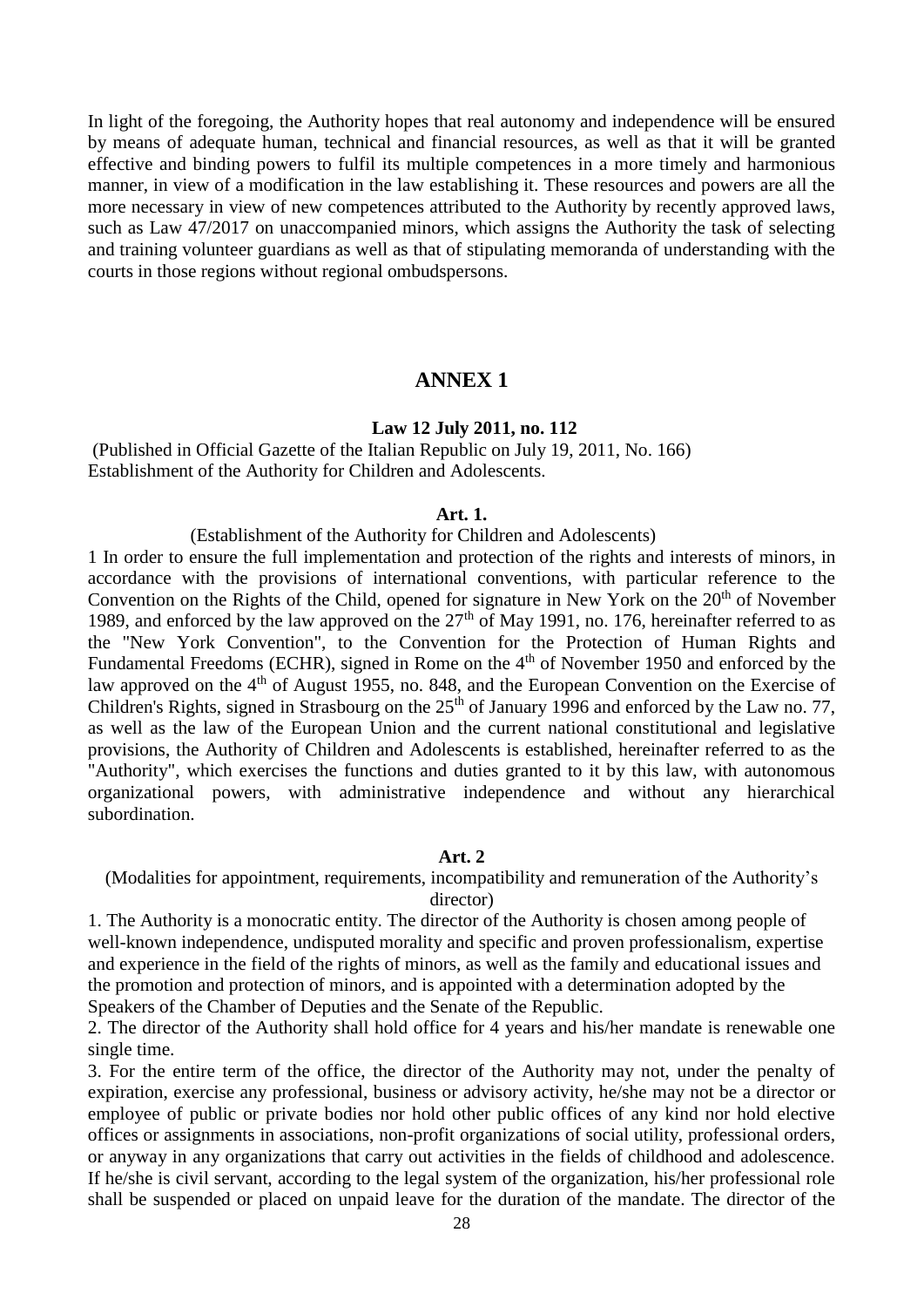In light of the foregoing, the Authority hopes that real autonomy and independence will be ensured by means of adequate human, technical and financial resources, as well as that it will be granted effective and binding powers to fulfil its multiple competences in a more timely and harmonious manner, in view of a modification in the law establishing it. These resources and powers are all the more necessary in view of new competences attributed to the Authority by recently approved laws, such as Law 47/2017 on unaccompanied minors, which assigns the Authority the task of selecting and training volunteer guardians as well as that of stipulating memoranda of understanding with the courts in those regions without regional ombudspersons.

## ANNEX 1

**Law 12 July 2011, no. 112**

(Published in Official Gazette of the Italian Republic on July 19, 2011, No. 166)
Establishment of the Authority for Children and Adolescents.

**Art. 1.**

(Establishment of the Authority for Children and Adolescents)

1 In order to ensure the full implementation and protection of the rights and interests of minors, in accordance with the provisions of international conventions, with particular reference to the Convention on the Rights of the Child, opened for signature in New York on the 20th of November 1989, and enforced by the law approved on the 27th of May 1991, no. 176, hereinafter referred to as the "New York Convention", to the Convention for the Protection of Human Rights and Fundamental Freedoms (ECHR), signed in Rome on the 4th of November 1950 and enforced by the law approved on the 4th of August 1955, no. 848, and the European Convention on the Exercise of Children's Rights, signed in Strasbourg on the 25th of January 1996 and enforced by the Law no. 77, as well as the law of the European Union and the current national constitutional and legislative provisions, the Authority of Children and Adolescents is established, hereinafter referred to as the "Authority", which exercises the functions and duties granted to it by this law, with autonomous organizational powers, with administrative independence and without any hierarchical subordination.

**Art. 2**

(Modalities for appointment, requirements, incompatibility and remuneration of the Authority's director)

1. The Authority is a monocratic entity. The director of the Authority is chosen among people of well-known independence, undisputed morality and specific and proven professionalism, expertise and experience in the field of the rights of minors, as well as the family and educational issues and the promotion and protection of minors, and is appointed with a determination adopted by the Speakers of the Chamber of Deputies and the Senate of the Republic.
2. The director of the Authority shall hold office for 4 years and his/her mandate is renewable one single time.
3. For the entire term of the office, the director of the Authority may not, under the penalty of expiration, exercise any professional, business or advisory activity, he/she may not be a director or employee of public or private bodies nor hold other public offices of any kind nor hold elective offices or assignments in associations, non-profit organizations of social utility, professional orders, or anyway in any organizations that carry out activities in the fields of childhood and adolescence. If he/she is civil servant, according to the legal system of the organization, his/her professional role shall be suspended or placed on unpaid leave for the duration of the mandate. The director of the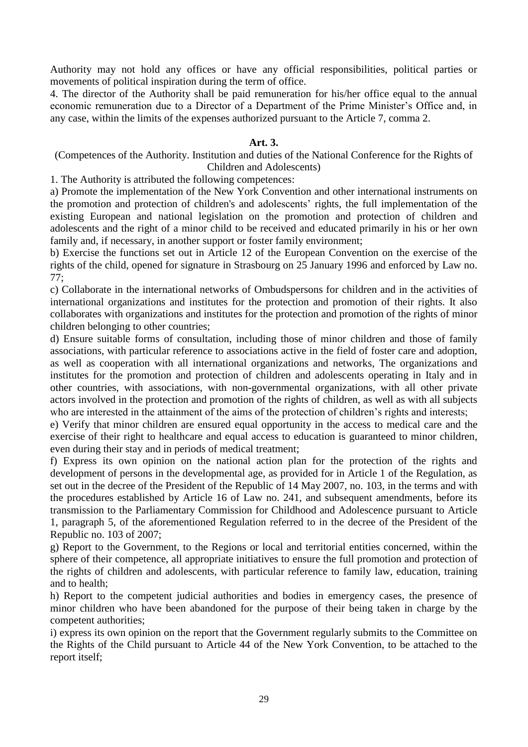Authority may not hold any offices or have any official responsibilities, political parties or movements of political inspiration during the term of office.

4. The director of the Authority shall be paid remuneration for his/her office equal to the annual economic remuneration due to a Director of a Department of the Prime Minister's Office and, in any case, within the limits of the expenses authorized pursuant to the Article 7, comma 2.

**Art. 3.**

(Competences of the Authority. Institution and duties of the National Conference for the Rights of Children and Adolescents)

1. The Authority is attributed the following competences:

a) Promote the implementation of the New York Convention and other international instruments on the promotion and protection of children's and adolescents' rights, the full implementation of the existing European and national legislation on the promotion and protection of children and adolescents and the right of a minor child to be received and educated primarily in his or her own family and, if necessary, in another support or foster family environment;

b) Exercise the functions set out in Article 12 of the European Convention on the exercise of the rights of the child, opened for signature in Strasbourg on 25 January 1996 and enforced by Law no. 77;

c) Collaborate in the international networks of Ombudspersons for children and in the activities of international organizations and institutes for the protection and promotion of their rights. It also collaborates with organizations and institutes for the protection and promotion of the rights of minor children belonging to other countries;

d) Ensure suitable forms of consultation, including those of minor children and those of family associations, with particular reference to associations active in the field of foster care and adoption, as well as cooperation with all international organizations and networks, The organizations and institutes for the promotion and protection of children and adolescents operating in Italy and in other countries, with associations, with non-governmental organizations, with all other private actors involved in the protection and promotion of the rights of children, as well as with all subjects who are interested in the attainment of the aims of the protection of children's rights and interests;

e) Verify that minor children are ensured equal opportunity in the access to medical care and the exercise of their right to healthcare and equal access to education is guaranteed to minor children, even during their stay and in periods of medical treatment;

f) Express its own opinion on the national action plan for the protection of the rights and development of persons in the developmental age, as provided for in Article 1 of the Regulation, as set out in the decree of the President of the Republic of 14 May 2007, no. 103, in the terms and with the procedures established by Article 16 of Law no. 241, and subsequent amendments, before its transmission to the Parliamentary Commission for Childhood and Adolescence pursuant to Article 1, paragraph 5, of the aforementioned Regulation referred to in the decree of the President of the Republic no. 103 of 2007;

g) Report to the Government, to the Regions or local and territorial entities concerned, within the sphere of their competence, all appropriate initiatives to ensure the full promotion and protection of the rights of children and adolescents, with particular reference to family law, education, training and to health;

h) Report to the competent judicial authorities and bodies in emergency cases, the presence of minor children who have been abandoned for the purpose of their being taken in charge by the competent authorities;

i) express its own opinion on the report that the Government regularly submits to the Committee on the Rights of the Child pursuant to Article 44 of the New York Convention, to be attached to the report itself;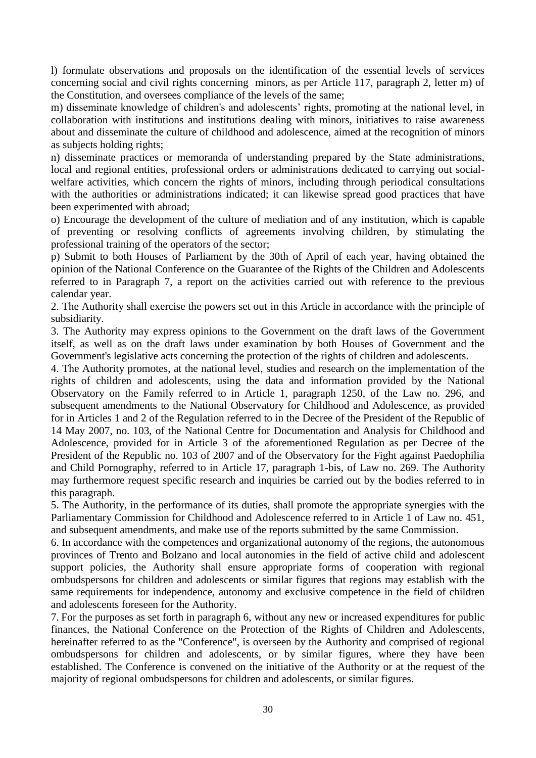l) formulate observations and proposals on the identification of the essential levels of services concerning social and civil rights concerning minors, as per Article 117, paragraph 2, letter m) of the Constitution, and oversees compliance of the levels of the same;

m) disseminate knowledge of children's and adolescents' rights, promoting at the national level, in collaboration with institutions and institutions dealing with minors, initiatives to raise awareness about and disseminate the culture of childhood and adolescence, aimed at the recognition of minors as subjects holding rights;

n) disseminate practices or memoranda of understanding prepared by the State administrations, local and regional entities, professional orders or administrations dedicated to carrying out social-welfare activities, which concern the rights of minors, including through periodical consultations with the authorities or administrations indicated; it can likewise spread good practices that have been experimented with abroad;

o) Encourage the development of the culture of mediation and of any institution, which is capable of preventing or resolving conflicts of agreements involving children, by stimulating the professional training of the operators of the sector;

p) Submit to both Houses of Parliament by the 30th of April of each year, having obtained the opinion of the National Conference on the Guarantee of the Rights of the Children and Adolescents referred to in Paragraph 7, a report on the activities carried out with reference to the previous calendar year.

2. The Authority shall exercise the powers set out in this Article in accordance with the principle of subsidiarity.

3. The Authority may express opinions to the Government on the draft laws of the Government itself, as well as on the draft laws under examination by both Houses of Government and the Government's legislative acts concerning the protection of the rights of children and adolescents.

4. The Authority promotes, at the national level, studies and research on the implementation of the rights of children and adolescents, using the data and information provided by the National Observatory on the Family referred to in Article 1, paragraph 1250, of the Law no. 296, and subsequent amendments to the National Observatory for Childhood and Adolescence, as provided for in Articles 1 and 2 of the Regulation referred to in the Decree of the President of the Republic of 14 May 2007, no. 103, of the National Centre for Documentation and Analysis for Childhood and Adolescence, provided for in Article 3 of the aforementioned Regulation as per Decree of the President of the Republic no. 103 of 2007 and of the Observatory for the Fight against Paedophilia and Child Pornography, referred to in Article 17, paragraph 1-bis, of Law no. 269. The Authority may furthermore request specific research and inquiries be carried out by the bodies referred to in this paragraph.

5. The Authority, in the performance of its duties, shall promote the appropriate synergies with the Parliamentary Commission for Childhood and Adolescence referred to in Article 1 of Law no. 451, and subsequent amendments, and make use of the reports submitted by the same Commission.

6. In accordance with the competences and organizational autonomy of the regions, the autonomous provinces of Trento and Bolzano and local autonomies in the field of active child and adolescent support policies, the Authority shall ensure appropriate forms of cooperation with regional ombudspersons for children and adolescents or similar figures that regions may establish with the same requirements for independence, autonomy and exclusive competence in the field of children and adolescents foreseen for the Authority.

7. For the purposes as set forth in paragraph 6, without any new or increased expenditures for public finances, the National Conference on the Protection of the Rights of Children and Adolescents, hereinafter referred to as the "Conference", is overseen by the Authority and comprised of regional ombudspersons for children and adolescents, or by similar figures, where they have been established. The Conference is convened on the initiative of the Authority or at the request of the majority of regional ombudspersons for children and adolescents, or similar figures.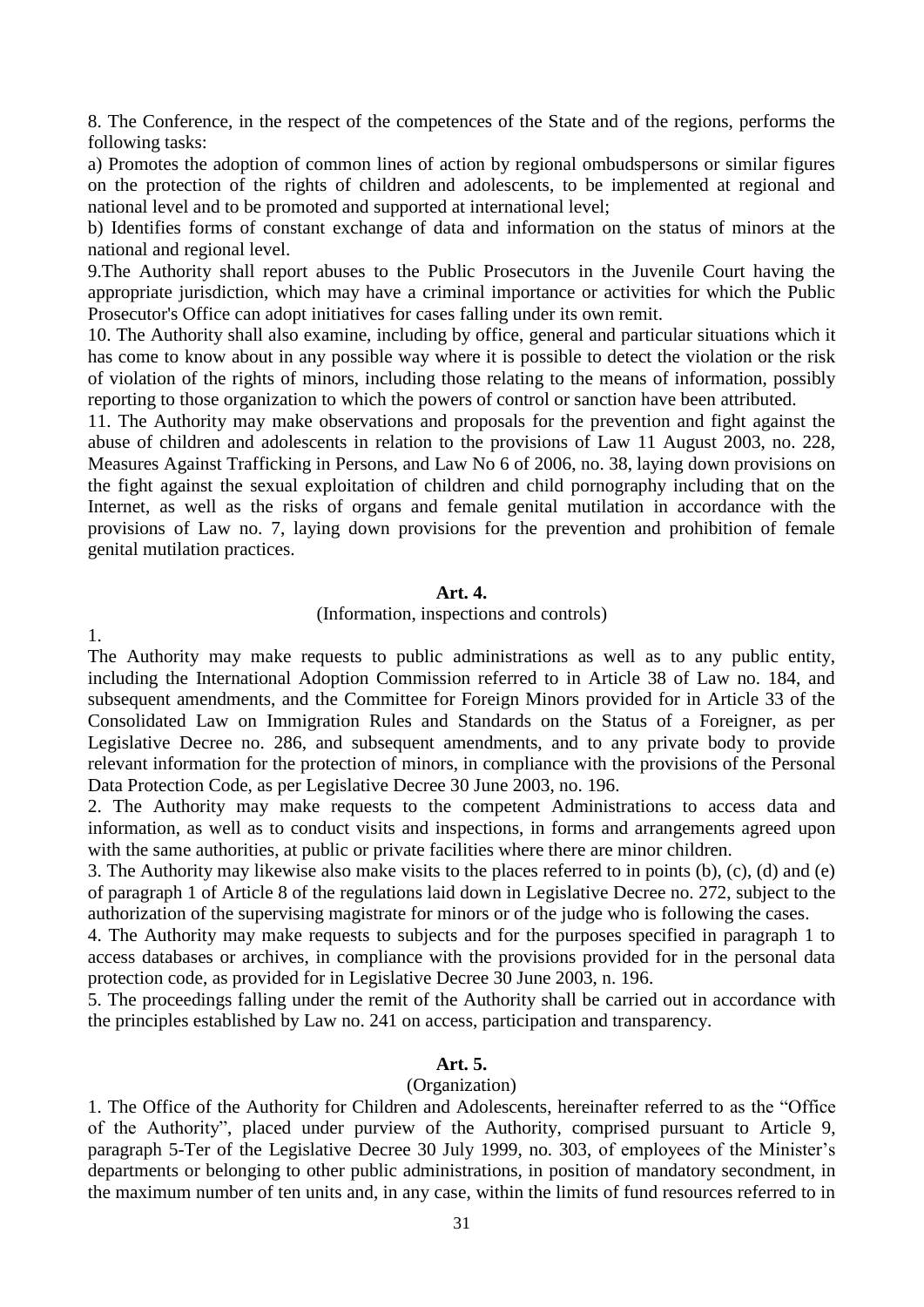8. The Conference, in the respect of the competences of the State and of the regions, performs the following tasks:

a) Promotes the adoption of common lines of action by regional ombudspersons or similar figures on the protection of the rights of children and adolescents, to be implemented at regional and national level and to be promoted and supported at international level;

b) Identifies forms of constant exchange of data and information on the status of minors at the national and regional level.

9.The Authority shall report abuses to the Public Prosecutors in the Juvenile Court having the appropriate jurisdiction, which may have a criminal importance or activities for which the Public Prosecutor's Office can adopt initiatives for cases falling under its own remit.

10. The Authority shall also examine, including by office, general and particular situations which it has come to know about in any possible way where it is possible to detect the violation or the risk of violation of the rights of minors, including those relating to the means of information, possibly reporting to those organization to which the powers of control or sanction have been attributed.

11. The Authority may make observations and proposals for the prevention and fight against the abuse of children and adolescents in relation to the provisions of Law 11 August 2003, no. 228, Measures Against Trafficking in Persons, and Law No 6 of 2006, no. 38, laying down provisions on the fight against the sexual exploitation of children and child pornography including that on the Internet, as well as the risks of organs and female genital mutilation in accordance with the provisions of Law no. 7, laying down provisions for the prevention and prohibition of female genital mutilation practices.

**Art. 4.**

(Information, inspections and controls)

1.
The Authority may make requests to public administrations as well as to any public entity, including the International Adoption Commission referred to in Article 38 of Law no. 184, and subsequent amendments, and the Committee for Foreign Minors provided for in Article 33 of the Consolidated Law on Immigration Rules and Standards on the Status of a Foreigner, as per Legislative Decree no. 286, and subsequent amendments, and to any private body to provide relevant information for the protection of minors, in compliance with the provisions of the Personal Data Protection Code, as per Legislative Decree 30 June 2003, no. 196.

2. The Authority may make requests to the competent Administrations to access data and information, as well as to conduct visits and inspections, in forms and arrangements agreed upon with the same authorities, at public or private facilities where there are minor children.

3. The Authority may likewise also make visits to the places referred to in points (b), (c), (d) and (e) of paragraph 1 of Article 8 of the regulations laid down in Legislative Decree no. 272, subject to the authorization of the supervising magistrate for minors or of the judge who is following the cases.

4. The Authority may make requests to subjects and for the purposes specified in paragraph 1 to access databases or archives, in compliance with the provisions provided for in the personal data protection code, as provided for in Legislative Decree 30 June 2003, n. 196.

5. The proceedings falling under the remit of the Authority shall be carried out in accordance with the principles established by Law no. 241 on access, participation and transparency.

**Art. 5.**

(Organization)

1. The Office of the Authority for Children and Adolescents, hereinafter referred to as the "Office of the Authority", placed under purview of the Authority, comprised pursuant to Article 9, paragraph 5-Ter of the Legislative Decree 30 July 1999, no. 303, of employees of the Minister's departments or belonging to other public administrations, in position of mandatory secondment, in the maximum number of ten units and, in any case, within the limits of fund resources referred to in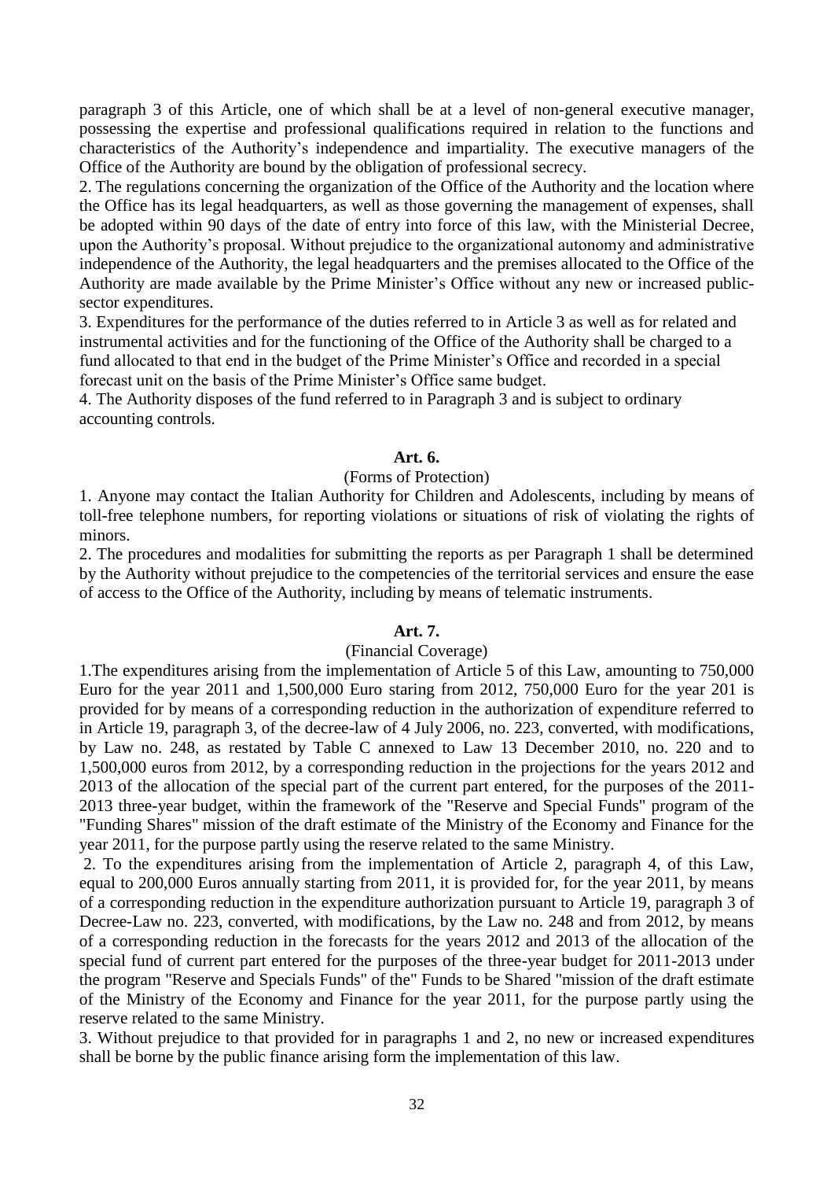paragraph 3 of this Article, one of which shall be at a level of non-general executive manager, possessing the expertise and professional qualifications required in relation to the functions and characteristics of the Authority's independence and impartiality. The executive managers of the Office of the Authority are bound by the obligation of professional secrecy.

2. The regulations concerning the organization of the Office of the Authority and the location where the Office has its legal headquarters, as well as those governing the management of expenses, shall be adopted within 90 days of the date of entry into force of this law, with the Ministerial Decree, upon the Authority's proposal. Without prejudice to the organizational autonomy and administrative independence of the Authority, the legal headquarters and the premises allocated to the Office of the Authority are made available by the Prime Minister's Office without any new or increased public-sector expenditures.

3. Expenditures for the performance of the duties referred to in Article 3 as well as for related and instrumental activities and for the functioning of the Office of the Authority shall be charged to a fund allocated to that end in the budget of the Prime Minister's Office and recorded in a special forecast unit on the basis of the Prime Minister's Office same budget.

4. The Authority disposes of the fund referred to in Paragraph 3 and is subject to ordinary accounting controls.

**Art. 6.**

(Forms of Protection)

1. Anyone may contact the Italian Authority for Children and Adolescents, including by means of toll-free telephone numbers, for reporting violations or situations of risk of violating the rights of minors.

2. The procedures and modalities for submitting the reports as per Paragraph 1 shall be determined by the Authority without prejudice to the competencies of the territorial services and ensure the ease of access to the Office of the Authority, including by means of telematic instruments.

**Art. 7.**

(Financial Coverage)

1.The expenditures arising from the implementation of Article 5 of this Law, amounting to 750,000 Euro for the year 2011 and 1,500,000 Euro staring from 2012, 750,000 Euro for the year 201 is provided for by means of a corresponding reduction in the authorization of expenditure referred to in Article 19, paragraph 3, of the decree-law of 4 July 2006, no. 223, converted, with modifications, by Law no. 248, as restated by Table C annexed to Law 13 December 2010, no. 220 and to 1,500,000 euros from 2012, by a corresponding reduction in the projections for the years 2012 and 2013 of the allocation of the special part of the current part entered, for the purposes of the 2011-2013 three-year budget, within the framework of the "Reserve and Special Funds" program of the "Funding Shares" mission of the draft estimate of the Ministry of the Economy and Finance for the year 2011, for the purpose partly using the reserve related to the same Ministry.

2. To the expenditures arising from the implementation of Article 2, paragraph 4, of this Law, equal to 200,000 Euros annually starting from 2011, it is provided for, for the year 2011, by means of a corresponding reduction in the expenditure authorization pursuant to Article 19, paragraph 3 of Decree-Law no. 223, converted, with modifications, by the Law no. 248 and from 2012, by means of a corresponding reduction in the forecasts for the years 2012 and 2013 of the allocation of the special fund of current part entered for the purposes of the three-year budget for 2011-2013 under the program "Reserve and Specials Funds" of the" Funds to be Shared "mission of the draft estimate of the Ministry of the Economy and Finance for the year 2011, for the purpose partly using the reserve related to the same Ministry.

3. Without prejudice to that provided for in paragraphs 1 and 2, no new or increased expenditures shall be borne by the public finance arising form the implementation of this law.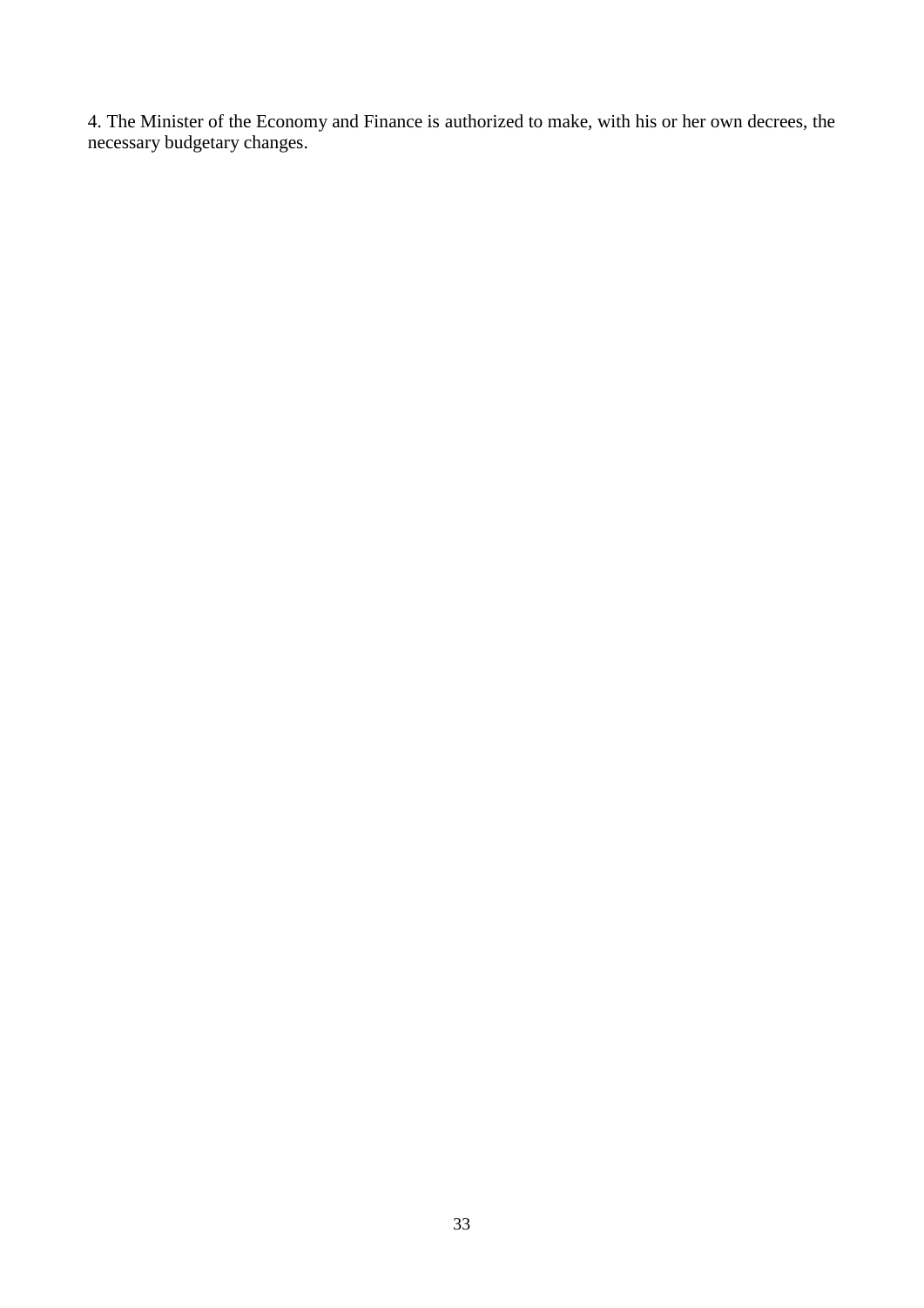4. The Minister of the Economy and Finance is authorized to make, with his or her own decrees, the necessary budgetary changes.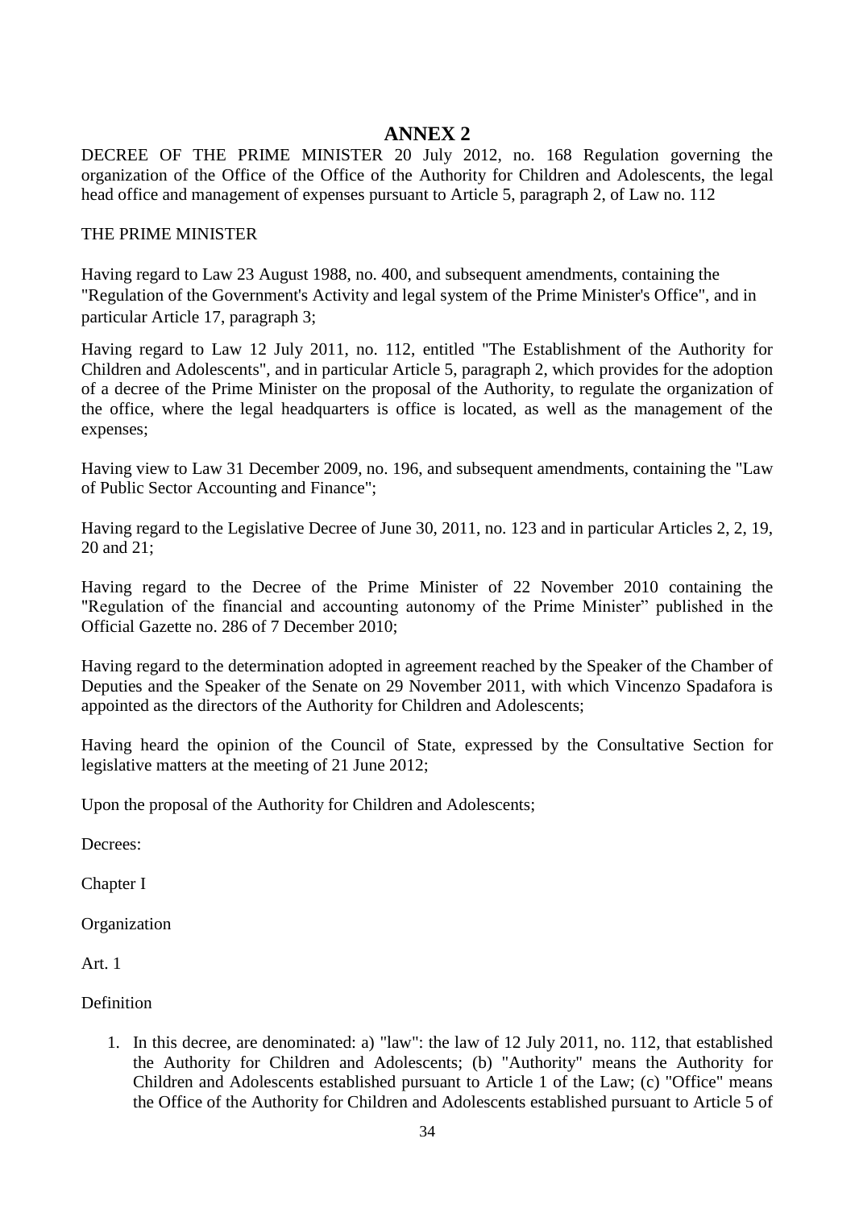# ANNEX 2

DECREE OF THE PRIME MINISTER 20 July 2012, no. 168 Regulation governing the organization of the Office of the Office of the Authority for Children and Adolescents, the legal head office and management of expenses pursuant to Article 5, paragraph 2, of Law no. 112

THE PRIME MINISTER

Having regard to Law 23 August 1988, no. 400, and subsequent amendments, containing the "Regulation of the Government's Activity and legal system of the Prime Minister's Office", and in particular Article 17, paragraph 3;

Having regard to Law 12 July 2011, no. 112, entitled "The Establishment of the Authority for Children and Adolescents", and in particular Article 5, paragraph 2, which provides for the adoption of a decree of the Prime Minister on the proposal of the Authority, to regulate the organization of the office, where the legal headquarters is office is located, as well as the management of the expenses;

Having view to Law 31 December 2009, no. 196, and subsequent amendments, containing the "Law of Public Sector Accounting and Finance";

Having regard to the Legislative Decree of June 30, 2011, no. 123 and in particular Articles 2, 2, 19, 20 and 21;

Having regard to the Decree of the Prime Minister of 22 November 2010 containing the "Regulation of the financial and accounting autonomy of the Prime Minister" published in the Official Gazette no. 286 of 7 December 2010;

Having regard to the determination adopted in agreement reached by the Speaker of the Chamber of Deputies and the Speaker of the Senate on 29 November 2011, with which Vincenzo Spadafora is appointed as the directors of the Authority for Children and Adolescents;

Having heard the opinion of the Council of State, expressed by the Consultative Section for legislative matters at the meeting of 21 June 2012;

Upon the proposal of the Authority for Children and Adolescents;

Decrees:

Chapter I

Organization

Art. 1

Definition

1. In this decree, are denominated: a) "law": the law of 12 July 2011, no. 112, that established the Authority for Children and Adolescents; (b) "Authority" means the Authority for Children and Adolescents established pursuant to Article 1 of the Law; (c) "Office" means the Office of the Authority for Children and Adolescents established pursuant to Article 5 of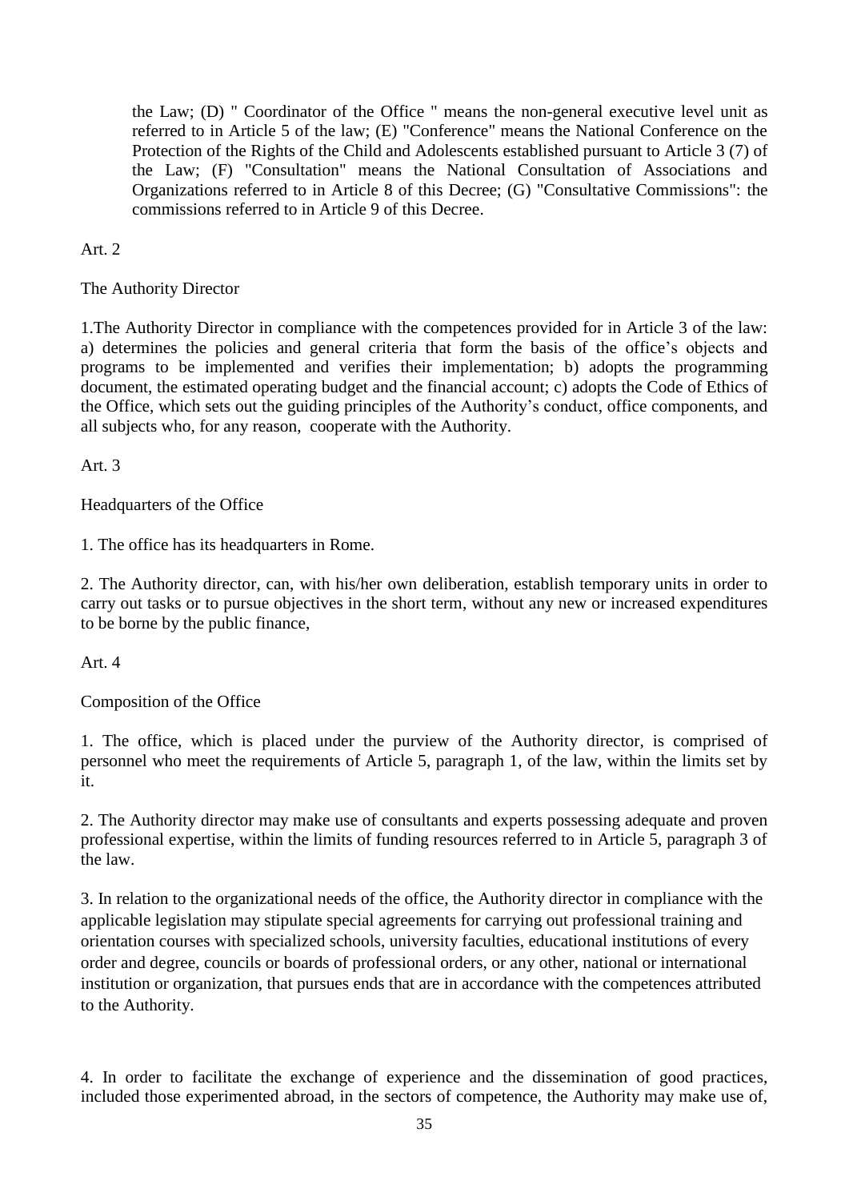the Law; (D) " Coordinator of the Office " means the non-general executive level unit as referred to in Article 5 of the law; (E) "Conference" means the National Conference on the Protection of the Rights of the Child and Adolescents established pursuant to Article 3 (7) of the Law; (F) "Consultation" means the National Consultation of Associations and Organizations referred to in Article 8 of this Decree; (G) "Consultative Commissions": the commissions referred to in Article 9 of this Decree.

Art. 2

The Authority Director

1.The Authority Director in compliance with the competences provided for in Article 3 of the law: a) determines the policies and general criteria that form the basis of the office's objects and programs to be implemented and verifies their implementation; b) adopts the programming document, the estimated operating budget and the financial account; c) adopts the Code of Ethics of the Office, which sets out the guiding principles of the Authority's conduct, office components, and all subjects who, for any reason, cooperate with the Authority.

Art. 3

Headquarters of the Office

1. The office has its headquarters in Rome.

2. The Authority director, can, with his/her own deliberation, establish temporary units in order to carry out tasks or to pursue objectives in the short term, without any new or increased expenditures to be borne by the public finance,

Art. 4

Composition of the Office

1. The office, which is placed under the purview of the Authority director, is comprised of personnel who meet the requirements of Article 5, paragraph 1, of the law, within the limits set by it.

2. The Authority director may make use of consultants and experts possessing adequate and proven professional expertise, within the limits of funding resources referred to in Article 5, paragraph 3 of the law.

3. In relation to the organizational needs of the office, the Authority director in compliance with the applicable legislation may stipulate special agreements for carrying out professional training and orientation courses with specialized schools, university faculties, educational institutions of every order and degree, councils or boards of professional orders, or any other, national or international institution or organization, that pursues ends that are in accordance with the competences attributed to the Authority.

4. In order to facilitate the exchange of experience and the dissemination of good practices, included those experimented abroad, in the sectors of competence, the Authority may make use of,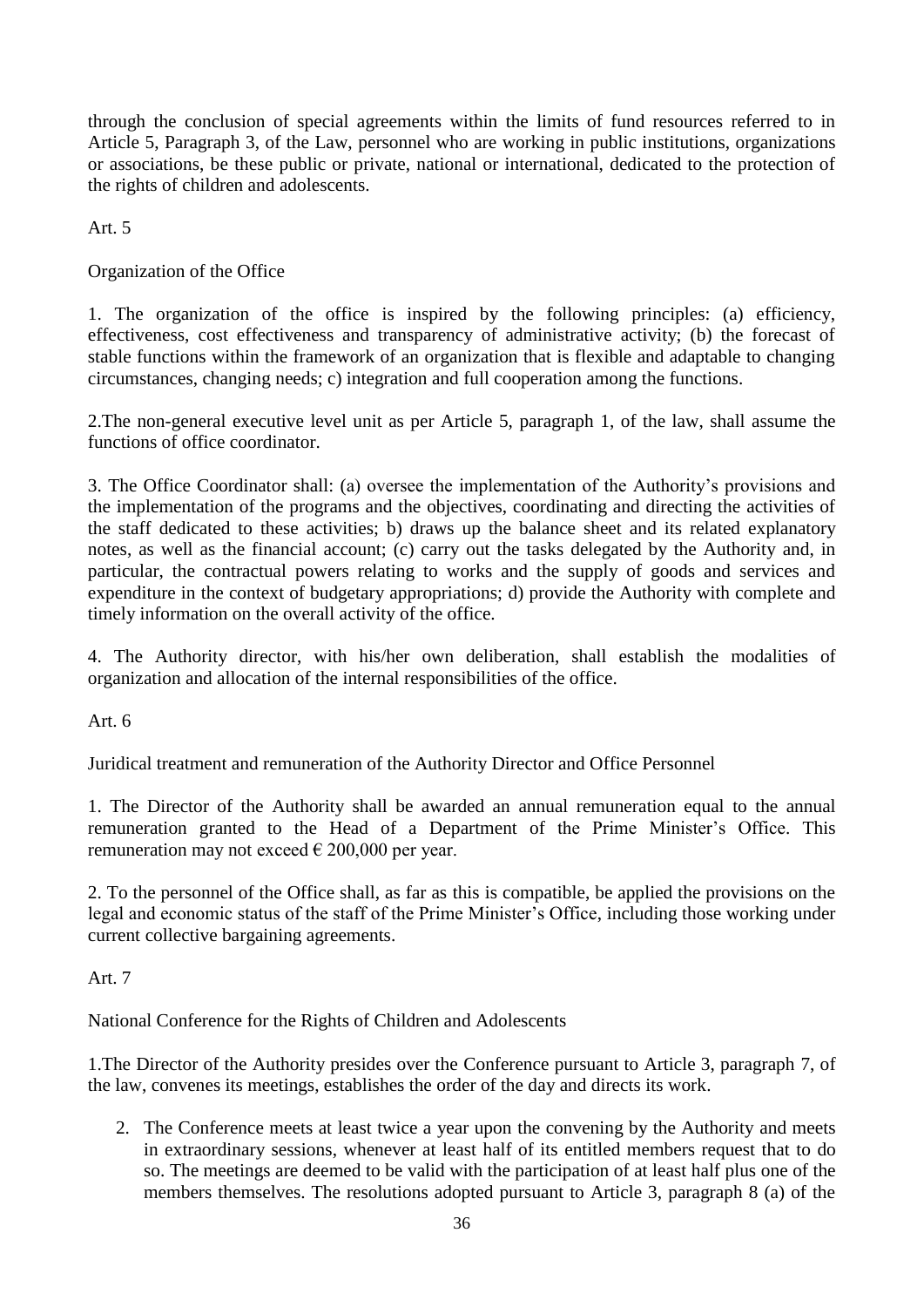through the conclusion of special agreements within the limits of fund resources referred to in Article 5, Paragraph 3, of the Law, personnel who are working in public institutions, organizations or associations, be these public or private, national or international, dedicated to the protection of the rights of children and adolescents.

Art. 5

Organization of the Office

1. The organization of the office is inspired by the following principles: (a) efficiency, effectiveness, cost effectiveness and transparency of administrative activity; (b) the forecast of stable functions within the framework of an organization that is flexible and adaptable to changing circumstances, changing needs; c) integration and full cooperation among the functions.

2.The non-general executive level unit as per Article 5, paragraph 1, of the law, shall assume the functions of office coordinator.

3. The Office Coordinator shall: (a) oversee the implementation of the Authority's provisions and the implementation of the programs and the objectives, coordinating and directing the activities of the staff dedicated to these activities; b) draws up the balance sheet and its related explanatory notes, as well as the financial account; (c) carry out the tasks delegated by the Authority and, in particular, the contractual powers relating to works and the supply of goods and services and expenditure in the context of budgetary appropriations; d) provide the Authority with complete and timely information on the overall activity of the office.

4. The Authority director, with his/her own deliberation, shall establish the modalities of organization and allocation of the internal responsibilities of the office.

Art. 6

Juridical treatment and remuneration of the Authority Director and Office Personnel

1. The Director of the Authority shall be awarded an annual remuneration equal to the annual remuneration granted to the Head of a Department of the Prime Minister's Office. This remuneration may not exceed € 200,000 per year.

2. To the personnel of the Office shall, as far as this is compatible, be applied the provisions on the legal and economic status of the staff of the Prime Minister's Office, including those working under current collective bargaining agreements.

Art. 7

National Conference for the Rights of Children and Adolescents

1.The Director of the Authority presides over the Conference pursuant to Article 3, paragraph 7, of the law, convenes its meetings, establishes the order of the day and directs its work.

2. The Conference meets at least twice a year upon the convening by the Authority and meets in extraordinary sessions, whenever at least half of its entitled members request that to do so. The meetings are deemed to be valid with the participation of at least half plus one of the members themselves. The resolutions adopted pursuant to Article 3, paragraph 8 (a) of the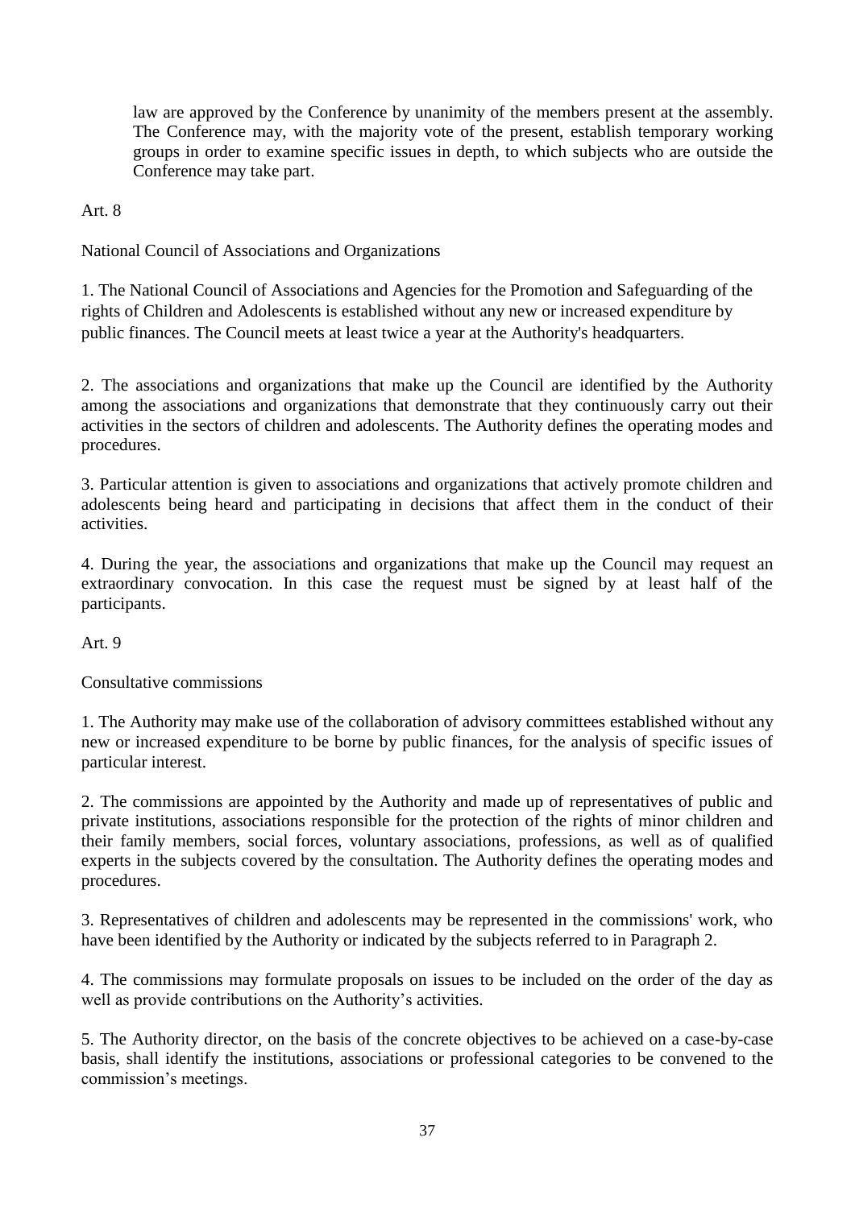law are approved by the Conference by unanimity of the members present at the assembly. The Conference may, with the majority vote of the present, establish temporary working groups in order to examine specific issues in depth, to which subjects who are outside the Conference may take part.

Art. 8

National Council of Associations and Organizations

1. The National Council of Associations and Agencies for the Promotion and Safeguarding of the rights of Children and Adolescents is established without any new or increased expenditure by public finances. The Council meets at least twice a year at the Authority's headquarters.

2. The associations and organizations that make up the Council are identified by the Authority among the associations and organizations that demonstrate that they continuously carry out their activities in the sectors of children and adolescents. The Authority defines the operating modes and procedures.

3. Particular attention is given to associations and organizations that actively promote children and adolescents being heard and participating in decisions that affect them in the conduct of their activities.

4. During the year, the associations and organizations that make up the Council may request an extraordinary convocation. In this case the request must be signed by at least half of the participants.

Art. 9

Consultative commissions

1. The Authority may make use of the collaboration of advisory committees established without any new or increased expenditure to be borne by public finances, for the analysis of specific issues of particular interest.

2. The commissions are appointed by the Authority and made up of representatives of public and private institutions, associations responsible for the protection of the rights of minor children and their family members, social forces, voluntary associations, professions, as well as of qualified experts in the subjects covered by the consultation. The Authority defines the operating modes and procedures.

3. Representatives of children and adolescents may be represented in the commissions' work, who have been identified by the Authority or indicated by the subjects referred to in Paragraph 2.

4. The commissions may formulate proposals on issues to be included on the order of the day as well as provide contributions on the Authority's activities.

5. The Authority director, on the basis of the concrete objectives to be achieved on a case-by-case basis, shall identify the institutions, associations or professional categories to be convened to the commission's meetings.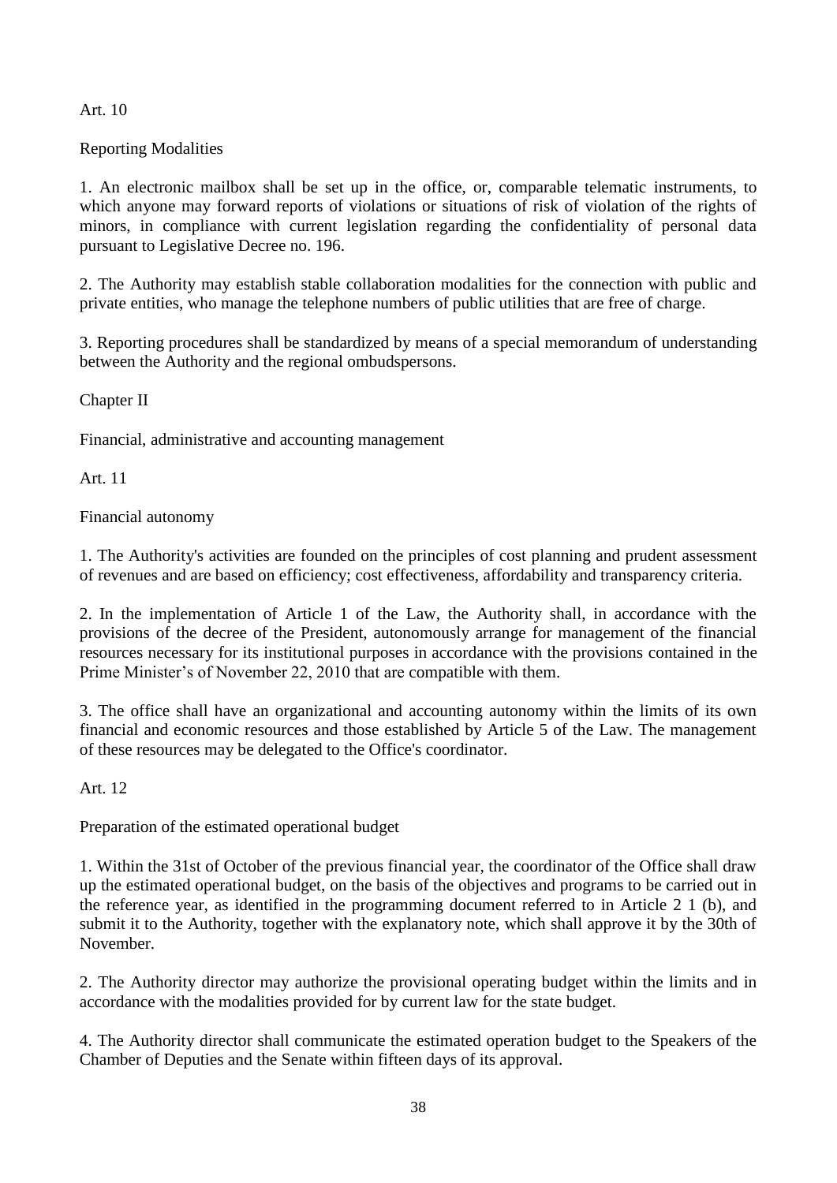Art. 10

Reporting Modalities

1. An electronic mailbox shall be set up in the office, or, comparable telematic instruments, to which anyone may forward reports of violations or situations of risk of violation of the rights of minors, in compliance with current legislation regarding the confidentiality of personal data pursuant to Legislative Decree no. 196.

2. The Authority may establish stable collaboration modalities for the connection with public and private entities, who manage the telephone numbers of public utilities that are free of charge.

3. Reporting procedures shall be standardized by means of a special memorandum of understanding between the Authority and the regional ombudspersons.

Chapter II

Financial, administrative and accounting management

Art. 11

Financial autonomy

1. The Authority's activities are founded on the principles of cost planning and prudent assessment of revenues and are based on efficiency; cost effectiveness, affordability and transparency criteria.

2. In the implementation of Article 1 of the Law, the Authority shall, in accordance with the provisions of the decree of the President, autonomously arrange for management of the financial resources necessary for its institutional purposes in accordance with the provisions contained in the Prime Minister's of November 22, 2010 that are compatible with them.

3. The office shall have an organizational and accounting autonomy within the limits of its own financial and economic resources and those established by Article 5 of the Law. The management of these resources may be delegated to the Office's coordinator.

Art. 12

Preparation of the estimated operational budget

1. Within the 31st of October of the previous financial year, the coordinator of the Office shall draw up the estimated operational budget, on the basis of the objectives and programs to be carried out in the reference year, as identified in the programming document referred to in Article 2 1 (b), and submit it to the Authority, together with the explanatory note, which shall approve it by the 30th of November.

2. The Authority director may authorize the provisional operating budget within the limits and in accordance with the modalities provided for by current law for the state budget.

4. The Authority director shall communicate the estimated operation budget to the Speakers of the Chamber of Deputies and the Senate within fifteen days of its approval.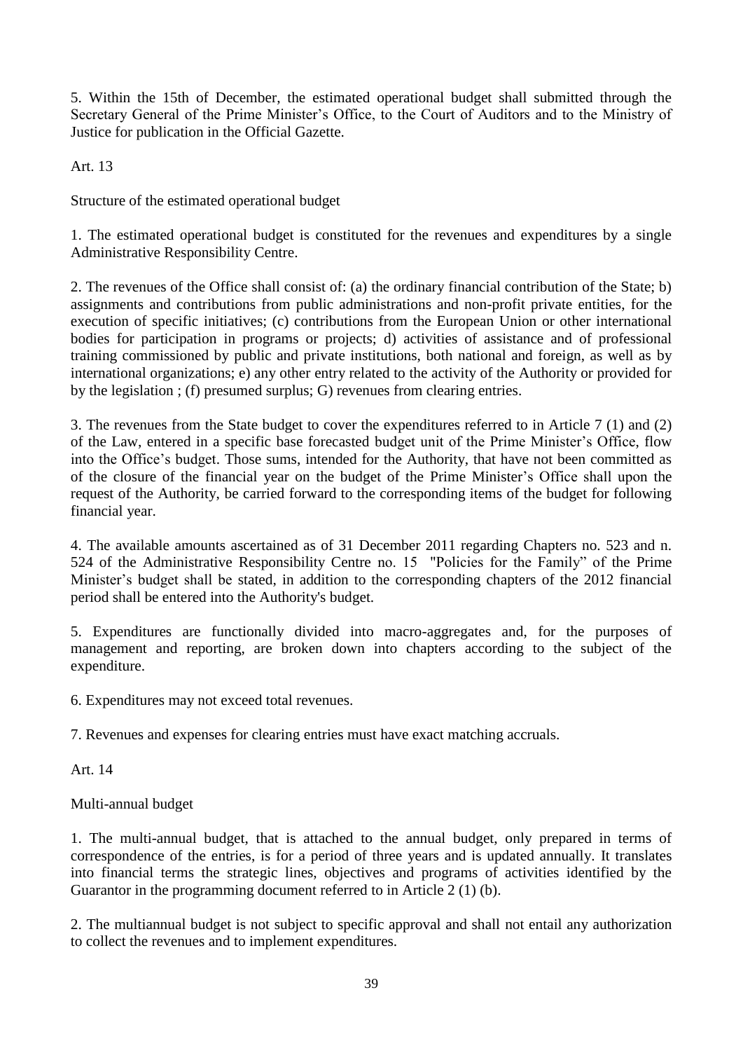5. Within the 15th of December, the estimated operational budget shall submitted through the Secretary General of the Prime Minister's Office, to the Court of Auditors and to the Ministry of Justice for publication in the Official Gazette.

Art. 13

Structure of the estimated operational budget

1. The estimated operational budget is constituted for the revenues and expenditures by a single Administrative Responsibility Centre.

2. The revenues of the Office shall consist of: (a) the ordinary financial contribution of the State; b) assignments and contributions from public administrations and non-profit private entities, for the execution of specific initiatives; (c) contributions from the European Union or other international bodies for participation in programs or projects; d) activities of assistance and of professional training commissioned by public and private institutions, both national and foreign, as well as by international organizations; e) any other entry related to the activity of the Authority or provided for by the legislation ; (f) presumed surplus; G) revenues from clearing entries.

3. The revenues from the State budget to cover the expenditures referred to in Article 7 (1) and (2) of the Law, entered in a specific base forecasted budget unit of the Prime Minister's Office, flow into the Office's budget. Those sums, intended for the Authority, that have not been committed as of the closure of the financial year on the budget of the Prime Minister's Office shall upon the request of the Authority, be carried forward to the corresponding items of the budget for following financial year.

4. The available amounts ascertained as of 31 December 2011 regarding Chapters no. 523 and n. 524 of the Administrative Responsibility Centre no. 15 "Policies for the Family" of the Prime Minister's budget shall be stated, in addition to the corresponding chapters of the 2012 financial period shall be entered into the Authority's budget.

5. Expenditures are functionally divided into macro-aggregates and, for the purposes of management and reporting, are broken down into chapters according to the subject of the expenditure.

6. Expenditures may not exceed total revenues.

7. Revenues and expenses for clearing entries must have exact matching accruals.

Art. 14

Multi-annual budget

1. The multi-annual budget, that is attached to the annual budget, only prepared in terms of correspondence of the entries, is for a period of three years and is updated annually. It translates into financial terms the strategic lines, objectives and programs of activities identified by the Guarantor in the programming document referred to in Article 2 (1) (b).

2. The multiannual budget is not subject to specific approval and shall not entail any authorization to collect the revenues and to implement expenditures.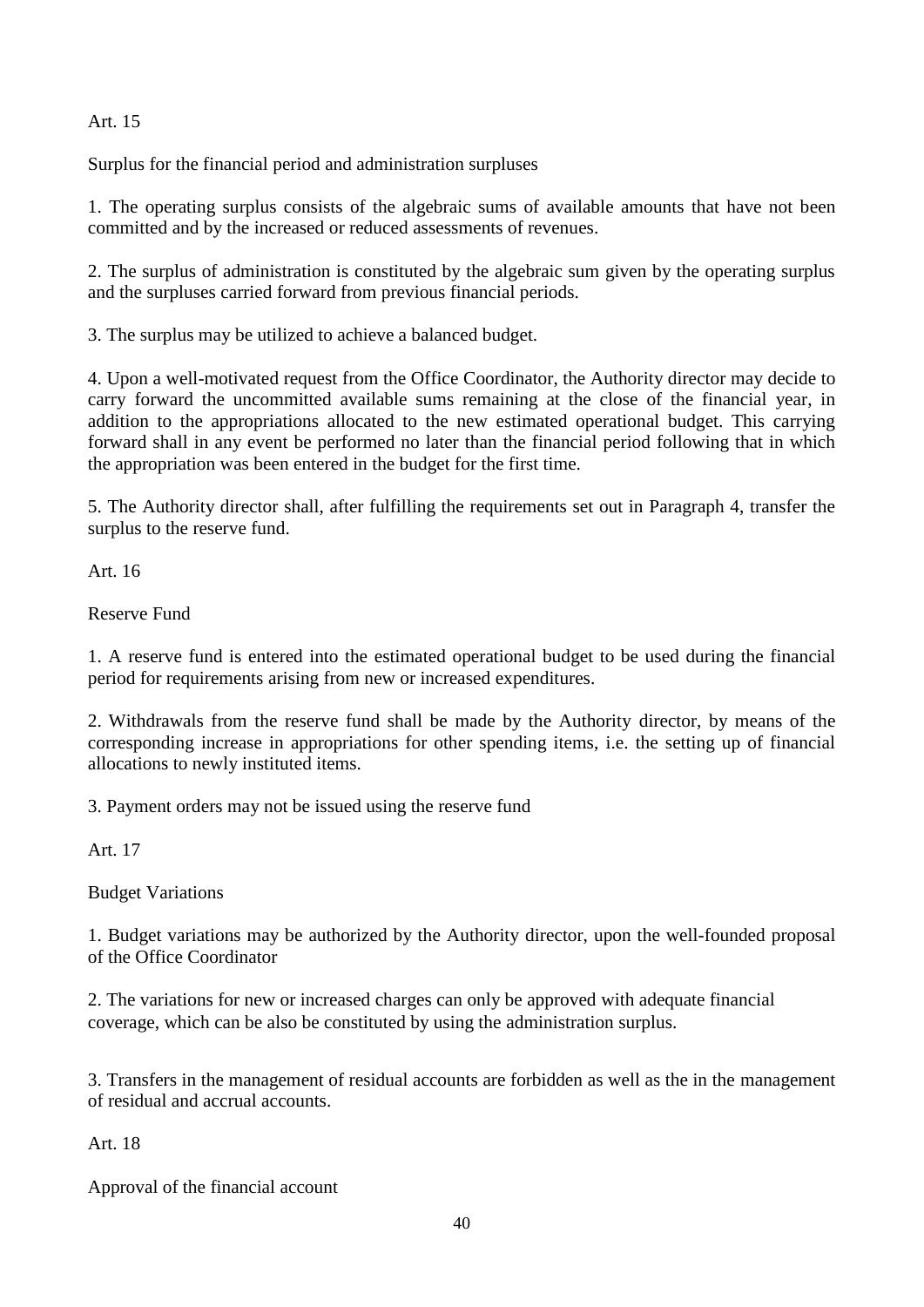## Art. 15

### Surplus for the financial period and administration surpluses

1. The operating surplus consists of the algebraic sums of available amounts that have not been committed and by the increased or reduced assessments of revenues.

2. The surplus of administration is constituted by the algebraic sum given by the operating surplus and the surpluses carried forward from previous financial periods.

3. The surplus may be utilized to achieve a balanced budget.

4. Upon a well-motivated request from the Office Coordinator, the Authority director may decide to carry forward the uncommitted available sums remaining at the close of the financial year, in addition to the appropriations allocated to the new estimated operational budget. This carrying forward shall in any event be performed no later than the financial period following that in which the appropriation was been entered in the budget for the first time.

5. The Authority director shall, after fulfilling the requirements set out in Paragraph 4, transfer the surplus to the reserve fund.

## Art. 16

### Reserve Fund

1. A reserve fund is entered into the estimated operational budget to be used during the financial period for requirements arising from new or increased expenditures.

2. Withdrawals from the reserve fund shall be made by the Authority director, by means of the corresponding increase in appropriations for other spending items, i.e. the setting up of financial allocations to newly instituted items.

3. Payment orders may not be issued using the reserve fund

## Art. 17

### Budget Variations

1. Budget variations may be authorized by the Authority director, upon the well-founded proposal of the Office Coordinator

2. The variations for new or increased charges can only be approved with adequate financial coverage, which can be also be constituted by using the administration surplus.

3. Transfers in the management of residual accounts are forbidden as well as the in the management of residual and accrual accounts.

## Art. 18

### Approval of the financial account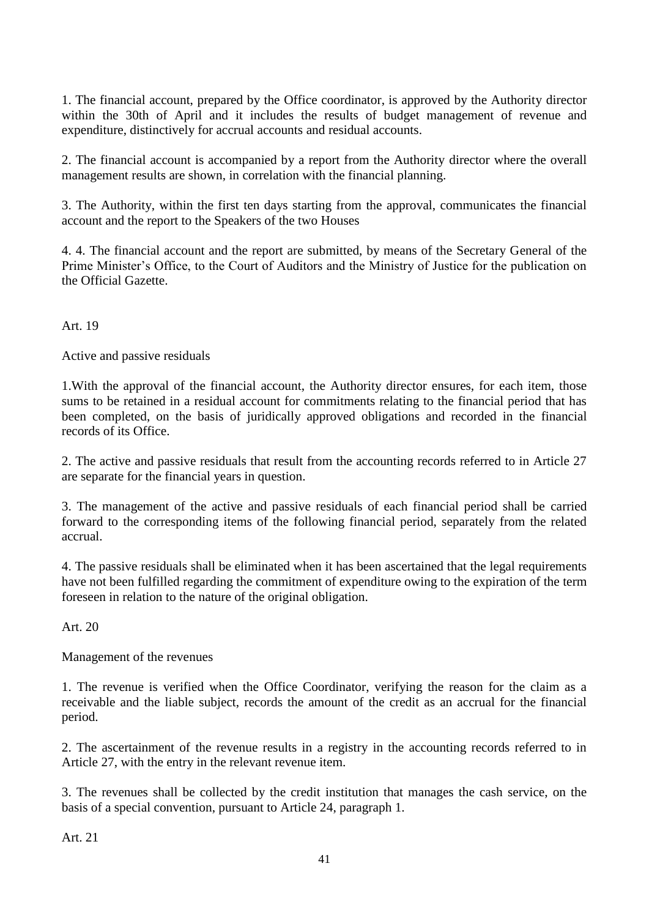1. The financial account, prepared by the Office coordinator, is approved by the Authority director within the 30th of April and it includes the results of budget management of revenue and expenditure, distinctively for accrual accounts and residual accounts.

2. The financial account is accompanied by a report from the Authority director where the overall management results are shown, in correlation with the financial planning.

3. The Authority, within the first ten days starting from the approval, communicates the financial account and the report to the Speakers of the two Houses

4. 4. The financial account and the report are submitted, by means of the Secretary General of the Prime Minister's Office, to the Court of Auditors and the Ministry of Justice for the publication on the Official Gazette.

Art. 19

Active and passive residuals

1.With the approval of the financial account, the Authority director ensures, for each item, those sums to be retained in a residual account for commitments relating to the financial period that has been completed, on the basis of juridically approved obligations and recorded in the financial records of its Office.

2. The active and passive residuals that result from the accounting records referred to in Article 27 are separate for the financial years in question.

3. The management of the active and passive residuals of each financial period shall be carried forward to the corresponding items of the following financial period, separately from the related accrual.

4. The passive residuals shall be eliminated when it has been ascertained that the legal requirements have not been fulfilled regarding the commitment of expenditure owing to the expiration of the term foreseen in relation to the nature of the original obligation.

Art. 20

Management of the revenues

1. The revenue is verified when the Office Coordinator, verifying the reason for the claim as a receivable and the liable subject, records the amount of the credit as an accrual for the financial period.

2. The ascertainment of the revenue results in a registry in the accounting records referred to in Article 27, with the entry in the relevant revenue item.

3. The revenues shall be collected by the credit institution that manages the cash service, on the basis of a special convention, pursuant to Article 24, paragraph 1.

Art. 21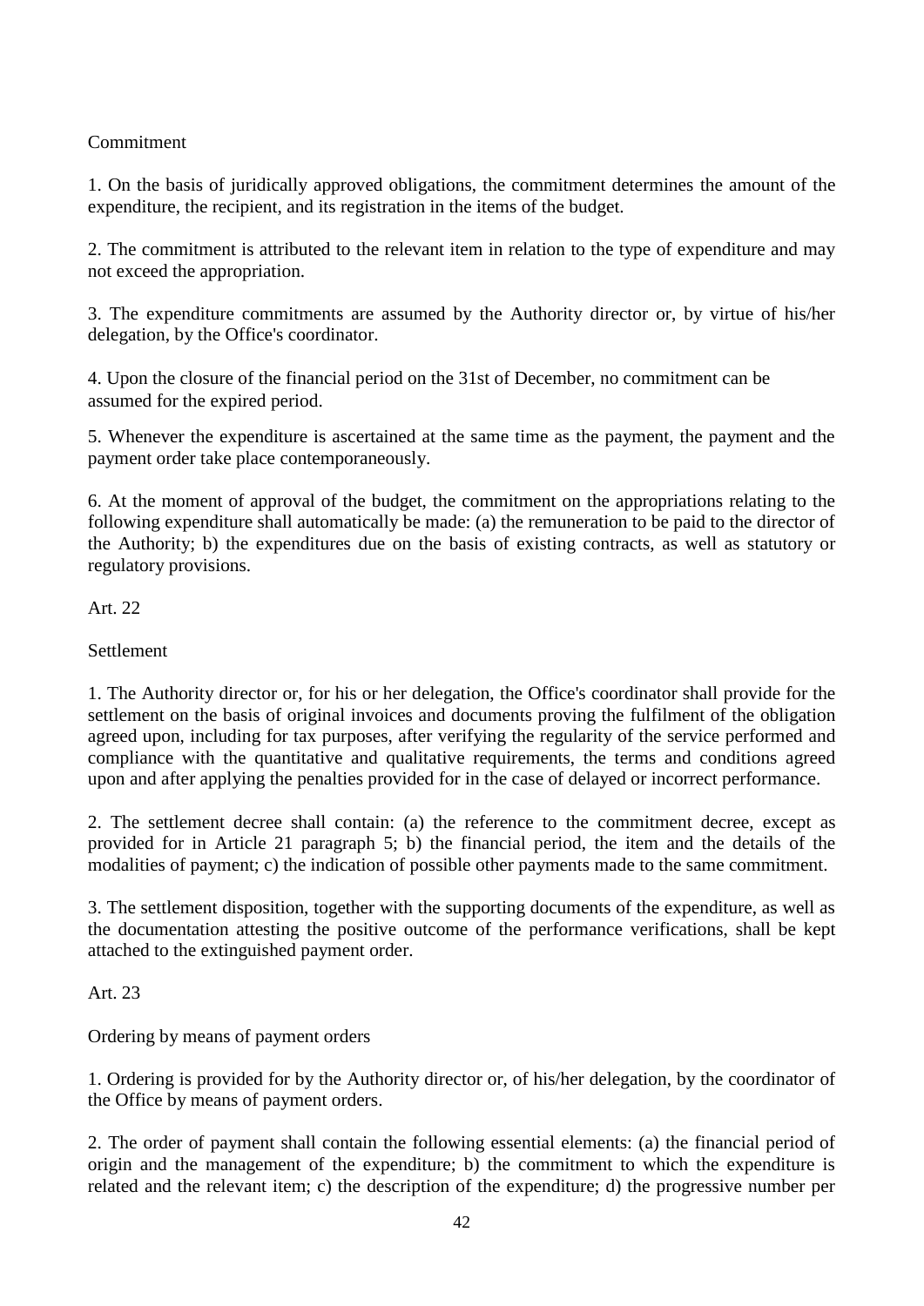Commitment

1. On the basis of juridically approved obligations, the commitment determines the amount of the expenditure, the recipient, and its registration in the items of the budget.

2. The commitment is attributed to the relevant item in relation to the type of expenditure and may not exceed the appropriation.

3. The expenditure commitments are assumed by the Authority director or, by virtue of his/her delegation, by the Office's coordinator.

4. Upon the closure of the financial period on the 31st of December, no commitment can be assumed for the expired period.

5. Whenever the expenditure is ascertained at the same time as the payment, the payment and the payment order take place contemporaneously.

6. At the moment of approval of the budget, the commitment on the appropriations relating to the following expenditure shall automatically be made: (a) the remuneration to be paid to the director of the Authority; b) the expenditures due on the basis of existing contracts, as well as statutory or regulatory provisions.

Art. 22

Settlement

1. The Authority director or, for his or her delegation, the Office's coordinator shall provide for the settlement on the basis of original invoices and documents proving the fulfilment of the obligation agreed upon, including for tax purposes, after verifying the regularity of the service performed and compliance with the quantitative and qualitative requirements, the terms and conditions agreed upon and after applying the penalties provided for in the case of delayed or incorrect performance.

2. The settlement decree shall contain: (a) the reference to the commitment decree, except as provided for in Article 21 paragraph 5; b) the financial period, the item and the details of the modalities of payment; c) the indication of possible other payments made to the same commitment.

3. The settlement disposition, together with the supporting documents of the expenditure, as well as the documentation attesting the positive outcome of the performance verifications, shall be kept attached to the extinguished payment order.

Art. 23

Ordering by means of payment orders

1. Ordering is provided for by the Authority director or, of his/her delegation, by the coordinator of the Office by means of payment orders.

2. The order of payment shall contain the following essential elements: (a) the financial period of origin and the management of the expenditure; b) the commitment to which the expenditure is related and the relevant item; c) the description of the expenditure; d) the progressive number per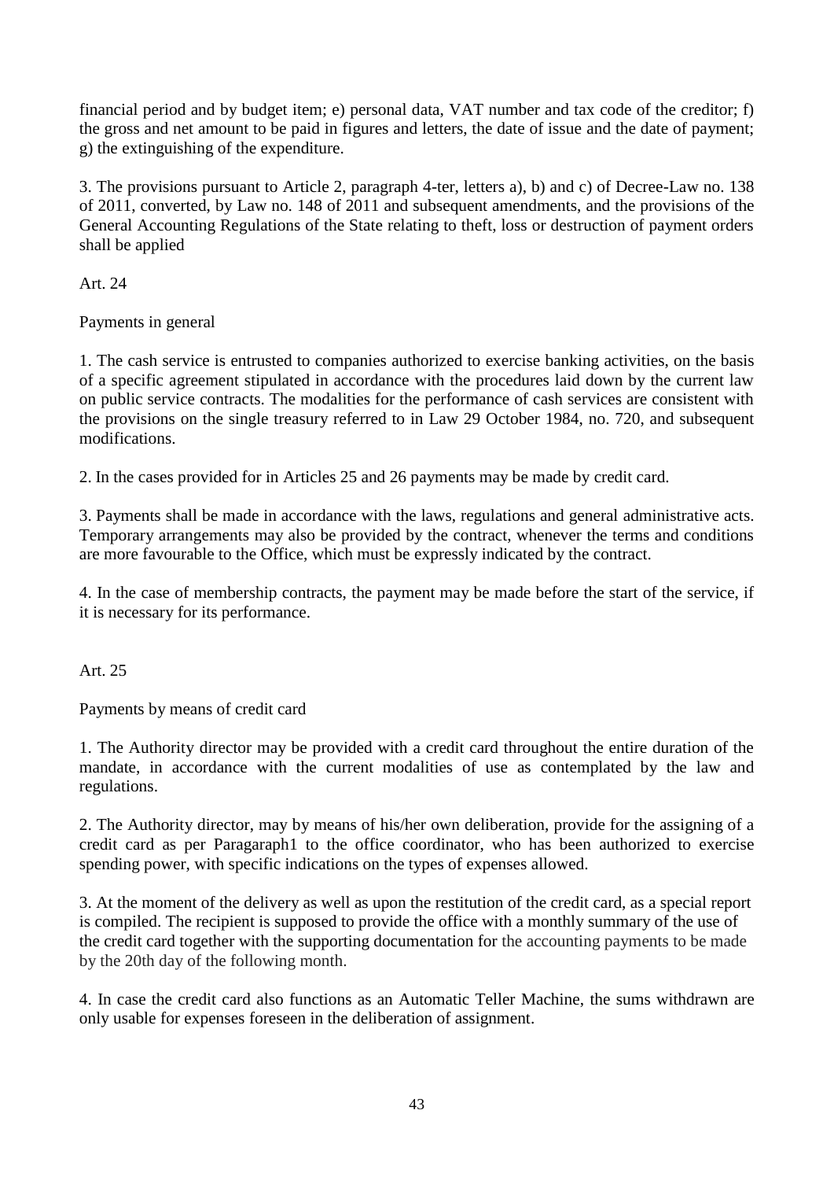financial period and by budget item; e) personal data, VAT number and tax code of the creditor; f) the gross and net amount to be paid in figures and letters, the date of issue and the date of payment; g) the extinguishing of the expenditure.

3. The provisions pursuant to Article 2, paragraph 4-ter, letters a), b) and c) of Decree-Law no. 138 of 2011, converted, by Law no. 148 of 2011 and subsequent amendments, and the provisions of the General Accounting Regulations of the State relating to theft, loss or destruction of payment orders shall be applied

Art. 24

Payments in general

1. The cash service is entrusted to companies authorized to exercise banking activities, on the basis of a specific agreement stipulated in accordance with the procedures laid down by the current law on public service contracts. The modalities for the performance of cash services are consistent with the provisions on the single treasury referred to in Law 29 October 1984, no. 720, and subsequent modifications.

2. In the cases provided for in Articles 25 and 26 payments may be made by credit card.

3. Payments shall be made in accordance with the laws, regulations and general administrative acts. Temporary arrangements may also be provided by the contract, whenever the terms and conditions are more favourable to the Office, which must be expressly indicated by the contract.

4. In the case of membership contracts, the payment may be made before the start of the service, if it is necessary for its performance.

Art. 25

Payments by means of credit card

1. The Authority director may be provided with a credit card throughout the entire duration of the mandate, in accordance with the current modalities of use as contemplated by the law and regulations.

2. The Authority director, may by means of his/her own deliberation, provide for the assigning of a credit card as per Paragaraph1 to the office coordinator, who has been authorized to exercise spending power, with specific indications on the types of expenses allowed.

3. At the moment of the delivery as well as upon the restitution of the credit card, as a special report is compiled. The recipient is supposed to provide the office with a monthly summary of the use of the credit card together with the supporting documentation for the accounting payments to be made by the 20th day of the following month.

4. In case the credit card also functions as an Automatic Teller Machine, the sums withdrawn are only usable for expenses foreseen in the deliberation of assignment.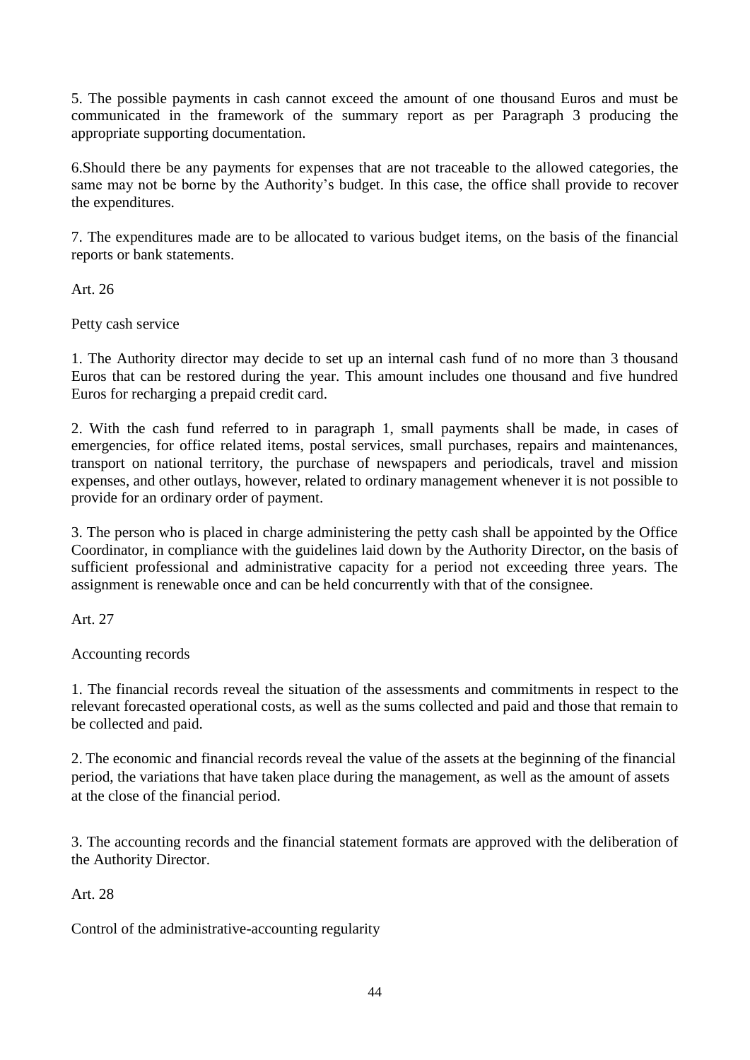5. The possible payments in cash cannot exceed the amount of one thousand Euros and must be communicated in the framework of the summary report as per Paragraph 3 producing the appropriate supporting documentation.

6.Should there be any payments for expenses that are not traceable to the allowed categories, the same may not be borne by the Authority's budget. In this case, the office shall provide to recover the expenditures.

7. The expenditures made are to be allocated to various budget items, on the basis of the financial reports or bank statements.

Art. 26

Petty cash service

1. The Authority director may decide to set up an internal cash fund of no more than 3 thousand Euros that can be restored during the year. This amount includes one thousand and five hundred Euros for recharging a prepaid credit card.

2. With the cash fund referred to in paragraph 1, small payments shall be made, in cases of emergencies, for office related items, postal services, small purchases, repairs and maintenances, transport on national territory, the purchase of newspapers and periodicals, travel and mission expenses, and other outlays, however, related to ordinary management whenever it is not possible to provide for an ordinary order of payment.

3. The person who is placed in charge administering the petty cash shall be appointed by the Office Coordinator, in compliance with the guidelines laid down by the Authority Director, on the basis of sufficient professional and administrative capacity for a period not exceeding three years. The assignment is renewable once and can be held concurrently with that of the consignee.

Art. 27

Accounting records

1. The financial records reveal the situation of the assessments and commitments in respect to the relevant forecasted operational costs, as well as the sums collected and paid and those that remain to be collected and paid.

2. The economic and financial records reveal the value of the assets at the beginning of the financial period, the variations that have taken place during the management, as well as the amount of assets at the close of the financial period.

3. The accounting records and the financial statement formats are approved with the deliberation of the Authority Director.

Art. 28

Control of the administrative-accounting regularity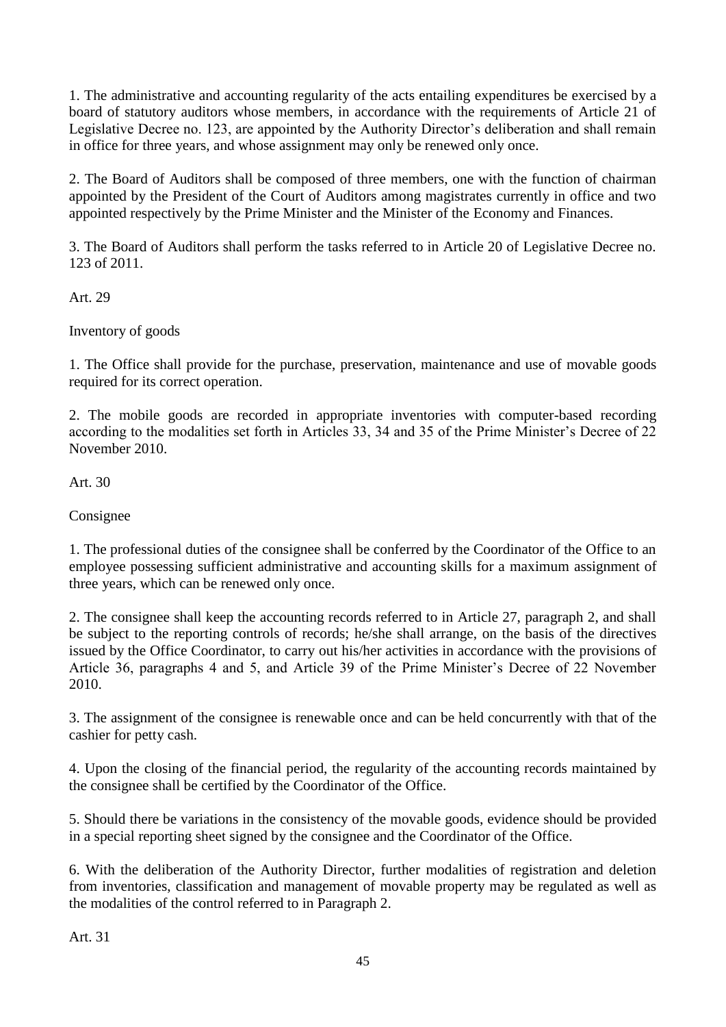1. The administrative and accounting regularity of the acts entailing expenditures be exercised by a board of statutory auditors whose members, in accordance with the requirements of Article 21 of Legislative Decree no. 123, are appointed by the Authority Director's deliberation and shall remain in office for three years, and whose assignment may only be renewed only once.

2. The Board of Auditors shall be composed of three members, one with the function of chairman appointed by the President of the Court of Auditors among magistrates currently in office and two appointed respectively by the Prime Minister and the Minister of the Economy and Finances.

3. The Board of Auditors shall perform the tasks referred to in Article 20 of Legislative Decree no. 123 of 2011.

Art. 29

Inventory of goods

1. The Office shall provide for the purchase, preservation, maintenance and use of movable goods required for its correct operation.

2. The mobile goods are recorded in appropriate inventories with computer-based recording according to the modalities set forth in Articles 33, 34 and 35 of the Prime Minister's Decree of 22 November 2010.

Art. 30

Consignee

1. The professional duties of the consignee shall be conferred by the Coordinator of the Office to an employee possessing sufficient administrative and accounting skills for a maximum assignment of three years, which can be renewed only once.

2. The consignee shall keep the accounting records referred to in Article 27, paragraph 2, and shall be subject to the reporting controls of records; he/she shall arrange, on the basis of the directives issued by the Office Coordinator, to carry out his/her activities in accordance with the provisions of Article 36, paragraphs 4 and 5, and Article 39 of the Prime Minister's Decree of 22 November 2010.

3. The assignment of the consignee is renewable once and can be held concurrently with that of the cashier for petty cash.

4. Upon the closing of the financial period, the regularity of the accounting records maintained by the consignee shall be certified by the Coordinator of the Office.

5. Should there be variations in the consistency of the movable goods, evidence should be provided in a special reporting sheet signed by the consignee and the Coordinator of the Office.

6. With the deliberation of the Authority Director, further modalities of registration and deletion from inventories, classification and management of movable property may be regulated as well as the modalities of the control referred to in Paragraph 2.

Art. 31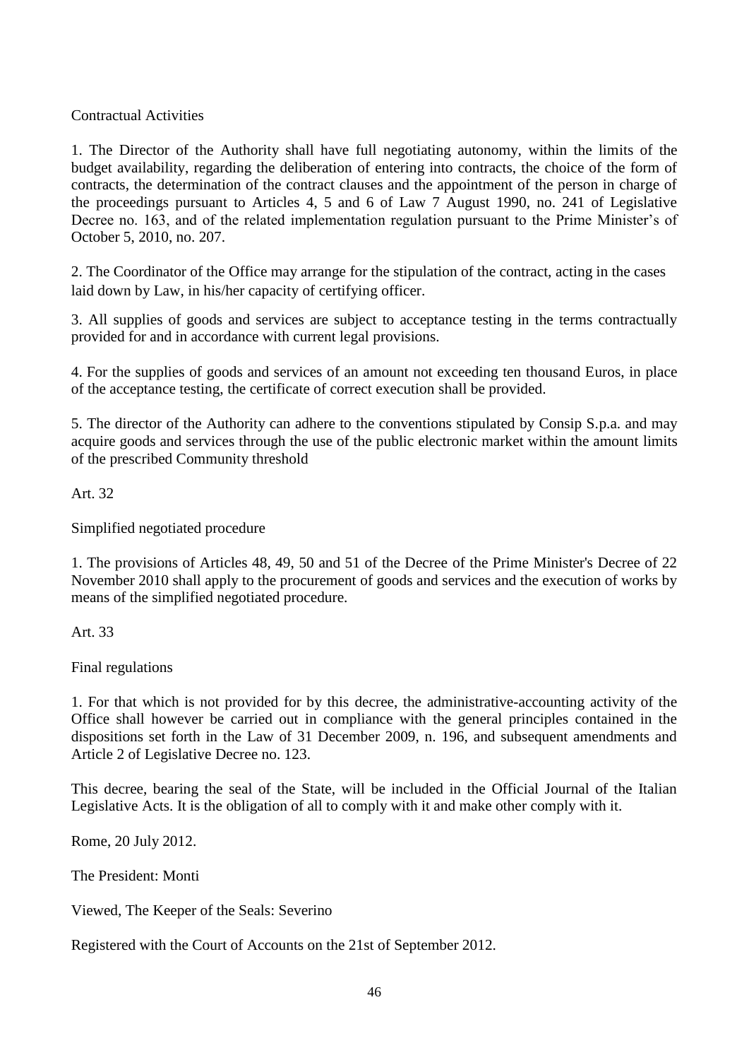Contractual Activities

1. The Director of the Authority shall have full negotiating autonomy, within the limits of the budget availability, regarding the deliberation of entering into contracts, the choice of the form of contracts, the determination of the contract clauses and the appointment of the person in charge of the proceedings pursuant to Articles 4, 5 and 6 of Law 7 August 1990, no. 241 of Legislative Decree no. 163, and of the related implementation regulation pursuant to the Prime Minister's of October 5, 2010, no. 207.

2. The Coordinator of the Office may arrange for the stipulation of the contract, acting in the cases laid down by Law, in his/her capacity of certifying officer.

3. All supplies of goods and services are subject to acceptance testing in the terms contractually provided for and in accordance with current legal provisions.

4. For the supplies of goods and services of an amount not exceeding ten thousand Euros, in place of the acceptance testing, the certificate of correct execution shall be provided.

5. The director of the Authority can adhere to the conventions stipulated by Consip S.p.a. and may acquire goods and services through the use of the public electronic market within the amount limits of the prescribed Community threshold

Art. 32

Simplified negotiated procedure

1. The provisions of Articles 48, 49, 50 and 51 of the Decree of the Prime Minister's Decree of 22 November 2010 shall apply to the procurement of goods and services and the execution of works by means of the simplified negotiated procedure.

Art. 33

Final regulations

1. For that which is not provided for by this decree, the administrative-accounting activity of the Office shall however be carried out in compliance with the general principles contained in the dispositions set forth in the Law of 31 December 2009, n. 196, and subsequent amendments and Article 2 of Legislative Decree no. 123.

This decree, bearing the seal of the State, will be included in the Official Journal of the Italian Legislative Acts. It is the obligation of all to comply with it and make other comply with it.

Rome, 20 July 2012.

The President: Monti

Viewed, The Keeper of the Seals: Severino

Registered with the Court of Accounts on the 21st of September 2012.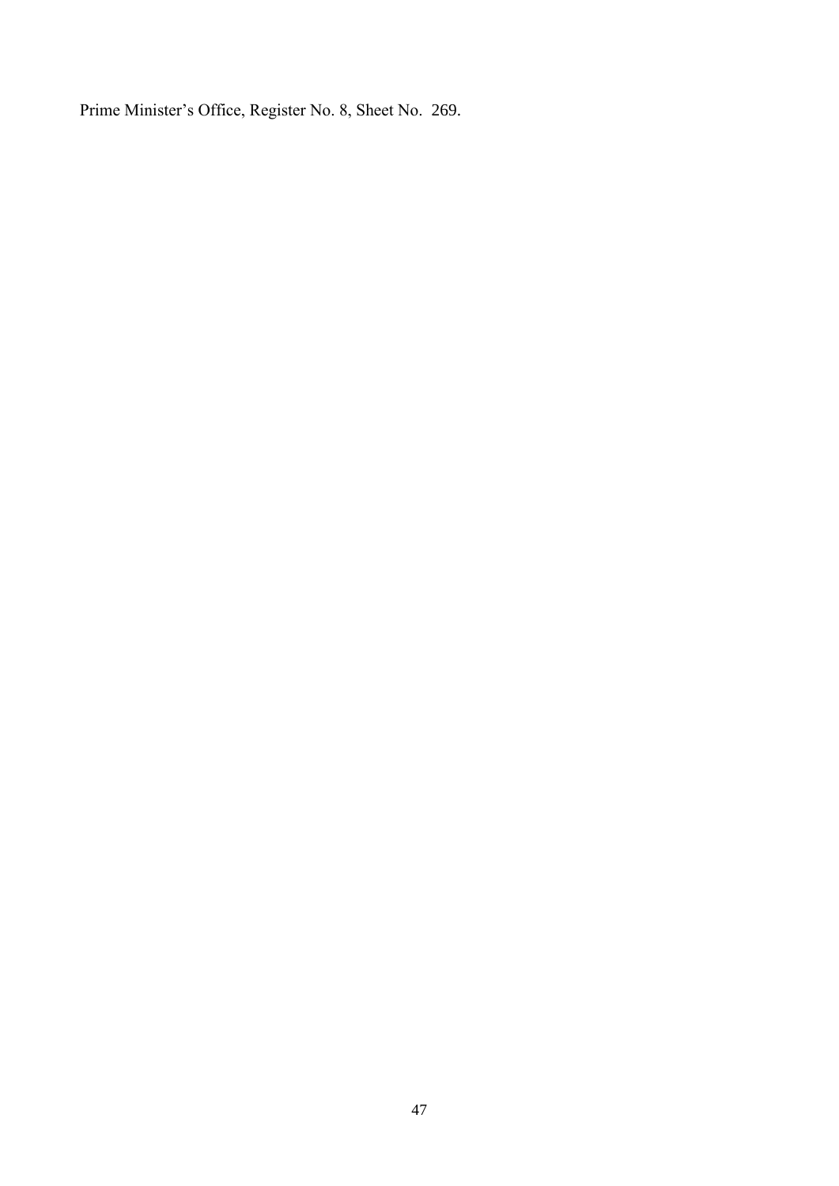Prime Minister’s Office, Register No. 8, Sheet No.  269.